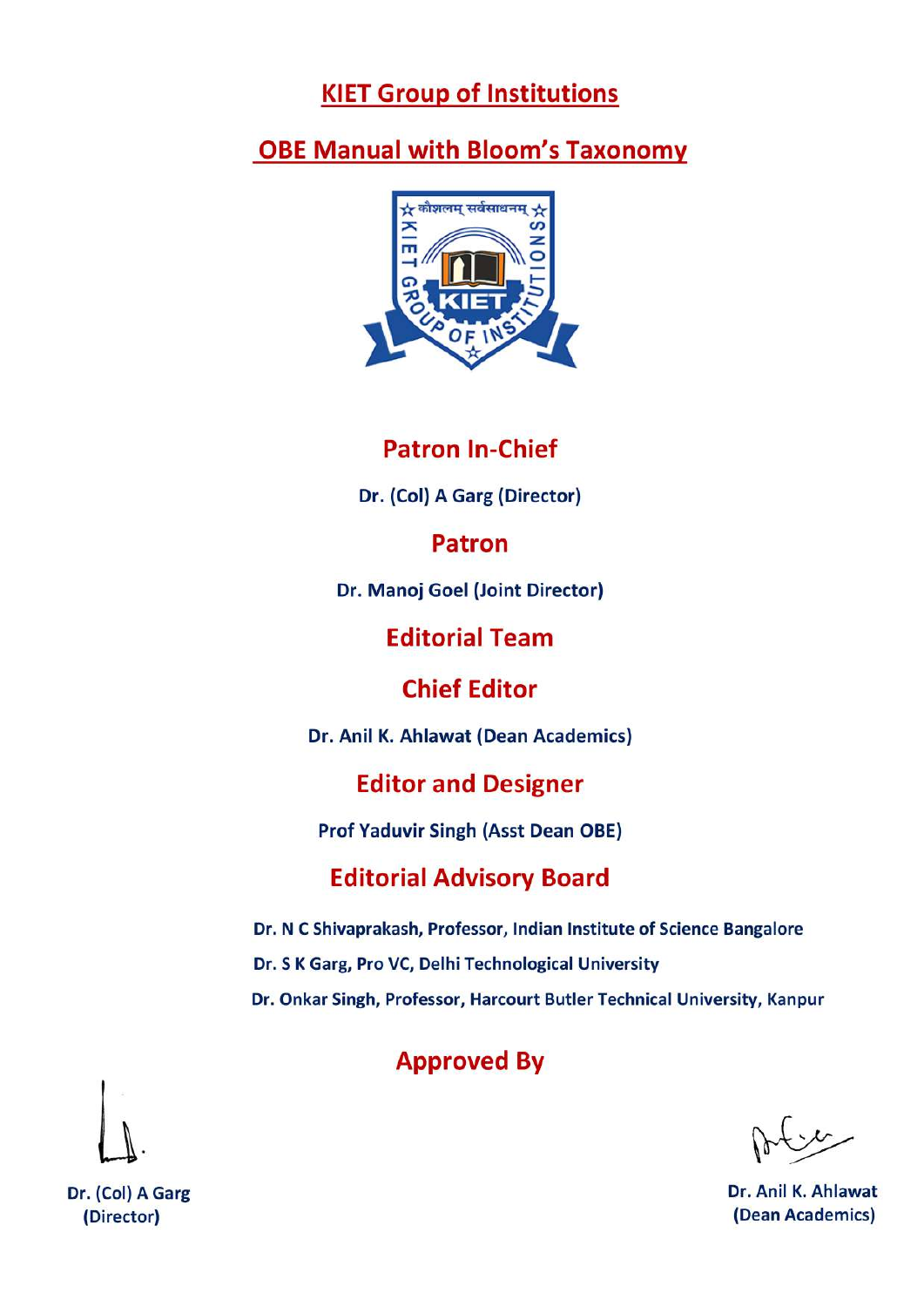# KIET Group of Institutions

## OBE Manual with Bloom's Taxonomy

### Patron In-Chief

Dr. (Col) A Garg (Director)

### Patron

Dr. Manoj Goel (Joint Director)

### Editorial Team

### Chief Editor

Dr. Anil K. Ahlawat (Dean Academics)

### Editor and Designer

Prof Yaduvir Singh (Asst Dean OBE)

### Editorial Advisory Board

Dr. N C Shivaprakash, Professor, Indian Institute of Science Bangalore

Dr. S K Garg, Pro VC, Delhi Technological University

Dr. Onkar Singh, Professor, Harcourt Butler Technical University, Kanpur

### Approved By

Dr. (Col) A Garg
(Director)

Dr. Anil K. Ahlawat
(Dean Academics)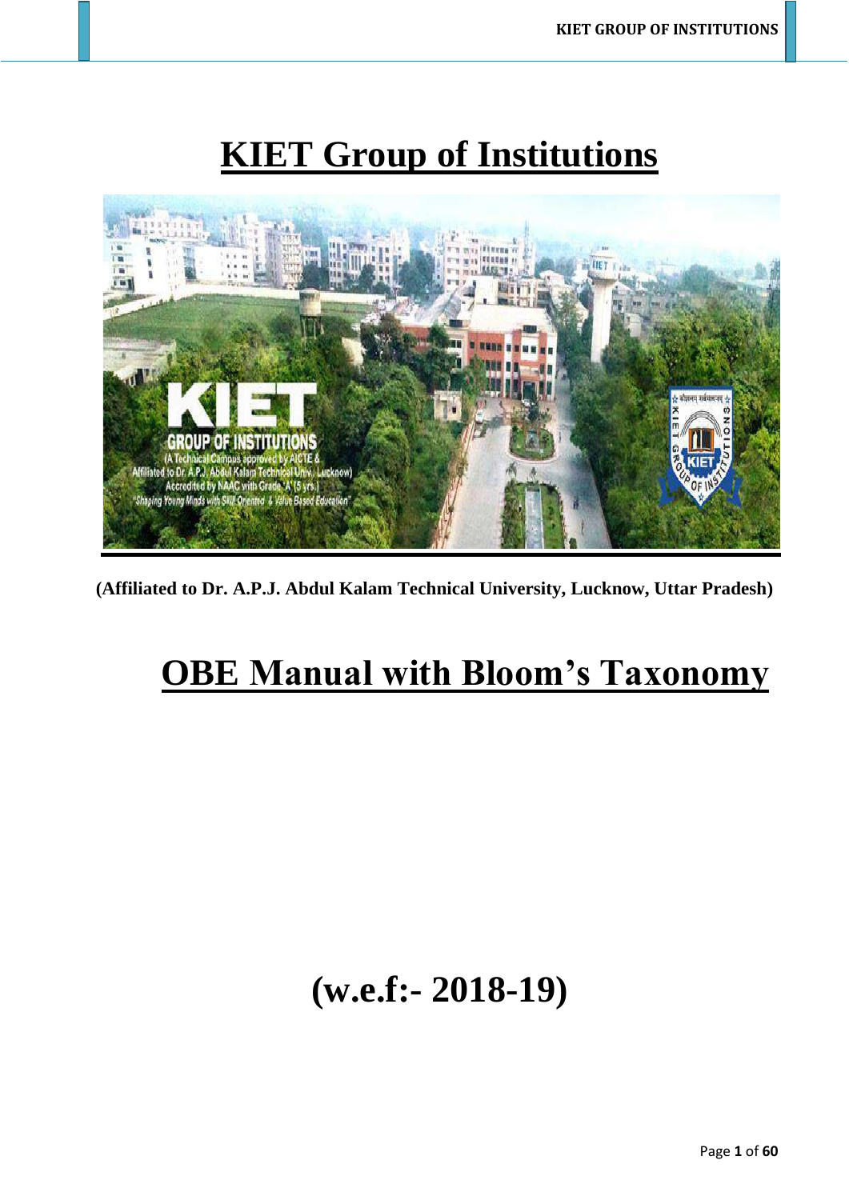# KIET Group of Institutions

(Affiliated to Dr. A.P.J. Abdul Kalam Technical University, Lucknow, Uttar Pradesh)

# OBE Manual with Bloom's Taxonomy

# (w.e.f:- 2018-19)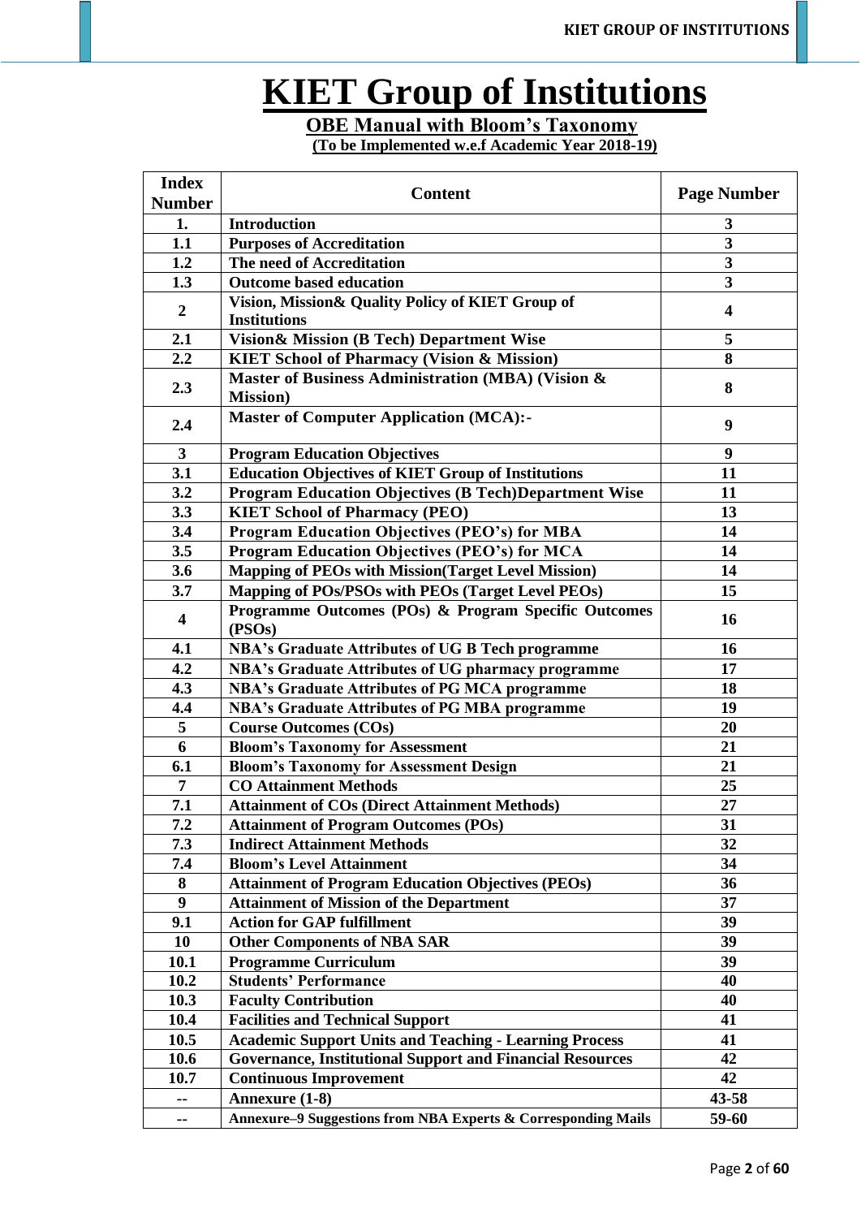# KIET Group of Institutions

## OBE Manual with Bloom's Taxonomy

**(To be Implemented w.e.f Academic Year 2018-19)**

| Index Number | Content | Page Number |
|---|---|---|
| 1. | Introduction | 3 |
| 1.1 | Purposes of Accreditation | 3 |
| 1.2 | The need of Accreditation | 3 |
| 1.3 | Outcome based education | 3 |
| 2 | Vision, Mission& Quality Policy of KIET Group of Institutions | 4 |
| 2.1 | Vision& Mission (B Tech) Department Wise | 5 |
| 2.2 | KIET School of Pharmacy (Vision & Mission) | 8 |
| 2.3 | Master of Business Administration (MBA) (Vision & Mission) | 8 |
| 2.4 | Master of Computer Application (MCA):- | 9 |
| 3 | Program Education Objectives | 9 |
| 3.1 | Education Objectives of KIET Group of Institutions | 11 |
| 3.2 | Program Education Objectives (B Tech)Department Wise | 11 |
| 3.3 | KIET School of Pharmacy (PEO) | 13 |
| 3.4 | Program Education Objectives (PEO's) for MBA | 14 |
| 3.5 | Program Education Objectives (PEO's) for MCA | 14 |
| 3.6 | Mapping of PEOs with Mission(Target Level Mission) | 14 |
| 3.7 | Mapping of POs/PSOs with PEOs (Target Level PEOs) | 15 |
| 4 | Programme Outcomes (POs) & Program Specific Outcomes (PSOs) | 16 |
| 4.1 | NBA's Graduate Attributes of UG B Tech programme | 16 |
| 4.2 | NBA's Graduate Attributes of UG pharmacy programme | 17 |
| 4.3 | NBA's Graduate Attributes of PG MCA programme | 18 |
| 4.4 | NBA's Graduate Attributes of PG MBA programme | 19 |
| 5 | Course Outcomes (COs) | 20 |
| 6 | Bloom's Taxonomy for Assessment | 21 |
| 6.1 | Bloom's Taxonomy for Assessment Design | 21 |
| 7 | CO Attainment Methods | 25 |
| 7.1 | Attainment of COs (Direct Attainment Methods) | 27 |
| 7.2 | Attainment of Program Outcomes (POs) | 31 |
| 7.3 | Indirect Attainment Methods | 32 |
| 7.4 | Bloom's Level Attainment | 34 |
| 8 | Attainment of Program Education Objectives (PEOs) | 36 |
| 9 | Attainment of Mission of the Department | 37 |
| 9.1 | Action for GAP fulfillment | 39 |
| 10 | Other Components of NBA SAR | 39 |
| 10.1 | Programme Curriculum | 39 |
| 10.2 | Students' Performance | 40 |
| 10.3 | Faculty Contribution | 40 |
| 10.4 | Facilities and Technical Support | 41 |
| 10.5 | Academic Support Units and Teaching - Learning Process | 41 |
| 10.6 | Governance, Institutional Support and Financial Resources | 42 |
| 10.7 | Continuous Improvement | 42 |
| -- | Annexure (1-8) | 43-58 |
| -- | Annexure–9 Suggestions from NBA Experts & Corresponding Mails | 59-60 |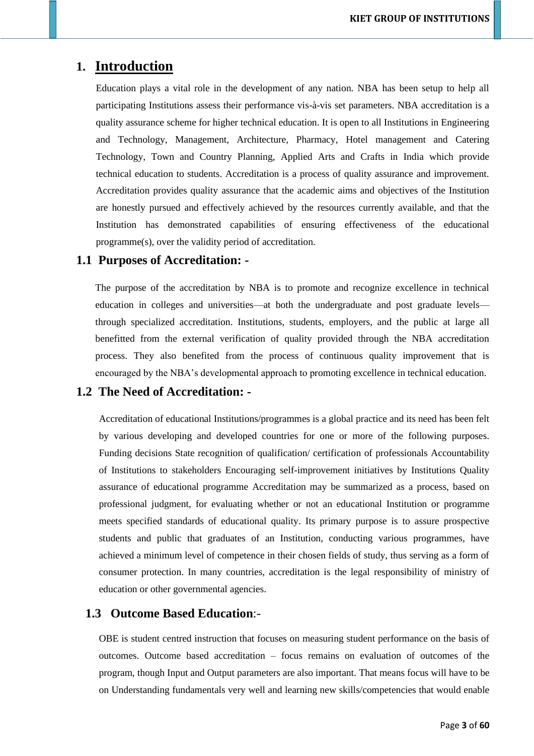# 1. Introduction

Education plays a vital role in the development of any nation. NBA has been setup to help all participating Institutions assess their performance vis-à-vis set parameters. NBA accreditation is a quality assurance scheme for higher technical education. It is open to all Institutions in Engineering and Technology, Management, Architecture, Pharmacy, Hotel management and Catering Technology, Town and Country Planning, Applied Arts and Crafts in India which provide technical education to students. Accreditation is a process of quality assurance and improvement. Accreditation provides quality assurance that the academic aims and objectives of the Institution are honestly pursued and effectively achieved by the resources currently available, and that the Institution has demonstrated capabilities of ensuring effectiveness of the educational programme(s), over the validity period of accreditation.

## 1.1 Purposes of Accreditation: -

The purpose of the accreditation by NBA is to promote and recognize excellence in technical education in colleges and universities—at both the undergraduate and post graduate levels—through specialized accreditation. Institutions, students, employers, and the public at large all benefitted from the external verification of quality provided through the NBA accreditation process. They also benefited from the process of continuous quality improvement that is encouraged by the NBA's developmental approach to promoting excellence in technical education.

## 1.2 The Need of Accreditation: -

Accreditation of educational Institutions/programmes is a global practice and its need has been felt by various developing and developed countries for one or more of the following purposes. Funding decisions State recognition of qualification/ certification of professionals Accountability of Institutions to stakeholders Encouraging self-improvement initiatives by Institutions Quality assurance of educational programme Accreditation may be summarized as a process, based on professional judgment, for evaluating whether or not an educational Institution or programme meets specified standards of educational quality. Its primary purpose is to assure prospective students and public that graduates of an Institution, conducting various programmes, have achieved a minimum level of competence in their chosen fields of study, thus serving as a form of consumer protection. In many countries, accreditation is the legal responsibility of ministry of education or other governmental agencies.

## 1.3 Outcome Based Education:-

OBE is student centred instruction that focuses on measuring student performance on the basis of outcomes. Outcome based accreditation – focus remains on evaluation of outcomes of the program, though Input and Output parameters are also important. That means focus will have to be on Understanding fundamentals very well and learning new skills/competencies that would enable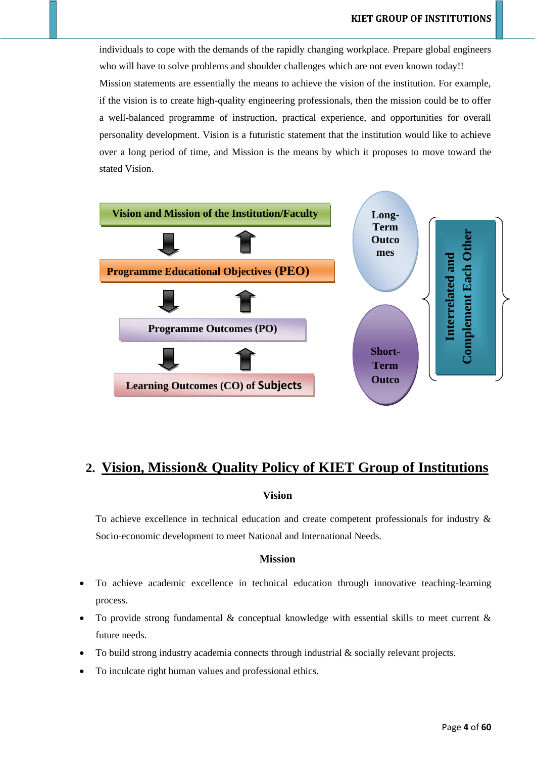individuals to cope with the demands of the rapidly changing workplace. Prepare global engineers who will have to solve problems and shoulder challenges which are not even known today!!

Mission statements are essentially the means to achieve the vision of the institution. For example, if the vision is to create high-quality engineering professionals, then the mission could be to offer a well-balanced programme of instruction, practical experience, and opportunities for overall personality development. Vision is a futuristic statement that the institution would like to achieve over a long period of time, and Mission is the means by which it proposes to move toward the stated Vision.

**Vision and Mission of the Institution/Faculty**

**Programme Educational Objectives (PEO)**

**Programme Outcomes (PO)**

**Learning Outcomes (CO) of Subjects**

**Long-Term Outcomes**

**Short-Term Outco**

**Interrelated and Complement Each Other**

## 2. Vision, Mission& Quality Policy of KIET Group of Institutions

### Vision

To achieve excellence in technical education and create competent professionals for industry & Socio-economic development to meet National and International Needs.

### Mission

- To achieve academic excellence in technical education through innovative teaching-learning process.
- To provide strong fundamental & conceptual knowledge with essential skills to meet current & future needs.
- To build strong industry academia connects through industrial & socially relevant projects.
- To inculcate right human values and professional ethics.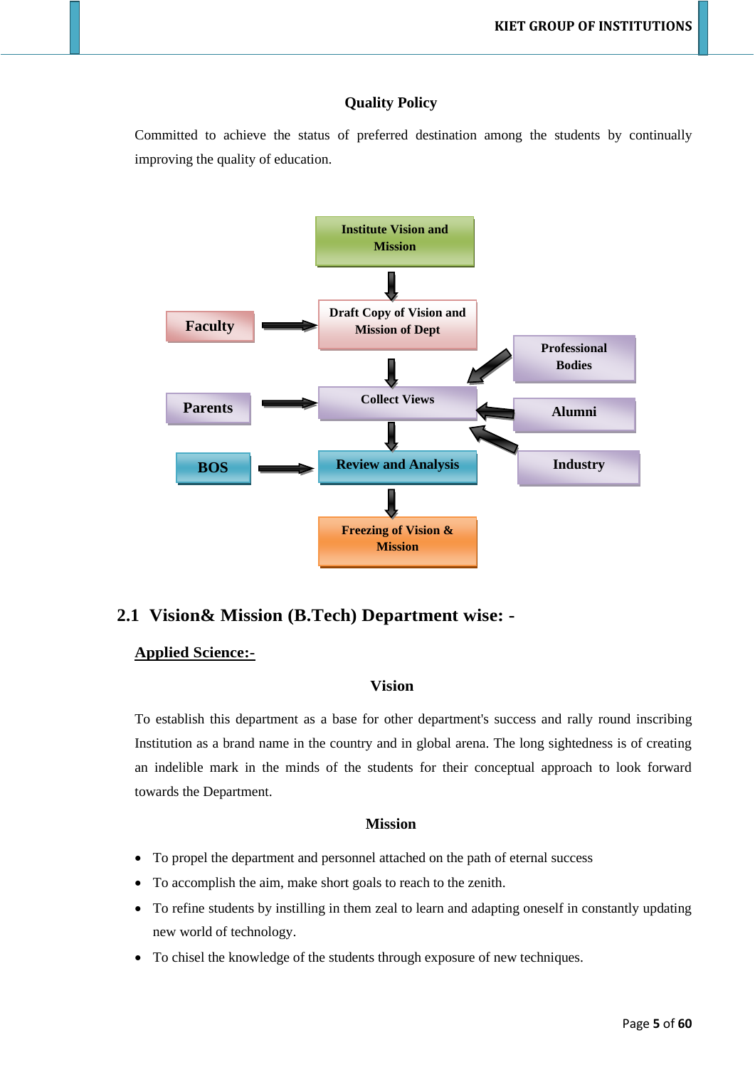**Quality Policy**

Committed to achieve the status of preferred destination among the students by continually improving the quality of education.

Institute Vision and Mission

↓

Draft Copy of Vision and Mission of Dept ← Faculty

↓

Collect Views ← Parents, Professional Bodies, Alumni, Industry

↓

Review and Analysis ← BOS

↓

Freezing of Vision & Mission

## 2.1 Vision& Mission (B.Tech) Department wise: -

<u>**Applied Science:-**</u>

**Vision**

To establish this department as a base for other department's success and rally round inscribing Institution as a brand name in the country and in global arena. The long sightedness is of creating an indelible mark in the minds of the students for their conceptual approach to look forward towards the Department.

**Mission**

- To propel the department and personnel attached on the path of eternal success
- To accomplish the aim, make short goals to reach to the zenith.
- To refine students by instilling in them zeal to learn and adapting oneself in constantly updating new world of technology.
- To chisel the knowledge of the students through exposure of new techniques.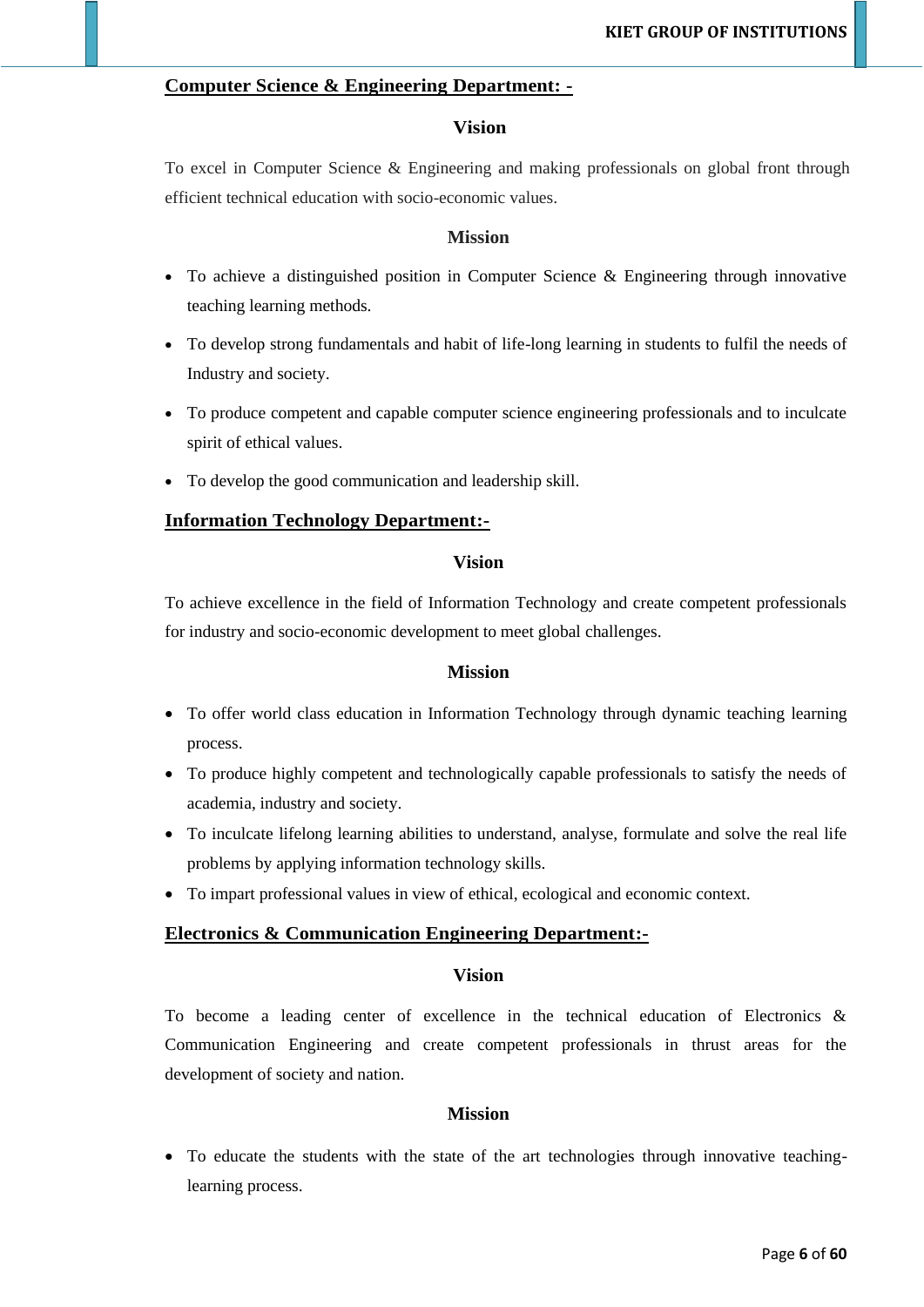## Computer Science & Engineering Department: -

### Vision

To excel in Computer Science & Engineering and making professionals on global front through efficient technical education with socio-economic values.

### Mission

- To achieve a distinguished position in Computer Science & Engineering through innovative teaching learning methods.
- To develop strong fundamentals and habit of life-long learning in students to fulfil the needs of Industry and society.
- To produce competent and capable computer science engineering professionals and to inculcate spirit of ethical values.
- To develop the good communication and leadership skill.

## Information Technology Department:-

### Vision

To achieve excellence in the field of Information Technology and create competent professionals for industry and socio-economic development to meet global challenges.

### Mission

- To offer world class education in Information Technology through dynamic teaching learning process.
- To produce highly competent and technologically capable professionals to satisfy the needs of academia, industry and society.
- To inculcate lifelong learning abilities to understand, analyse, formulate and solve the real life problems by applying information technology skills.
- To impart professional values in view of ethical, ecological and economic context.

## Electronics & Communication Engineering Department:-

### Vision

To become a leading center of excellence in the technical education of Electronics & Communication Engineering and create competent professionals in thrust areas for the development of society and nation.

### Mission

- To educate the students with the state of the art technologies through innovative teaching-learning process.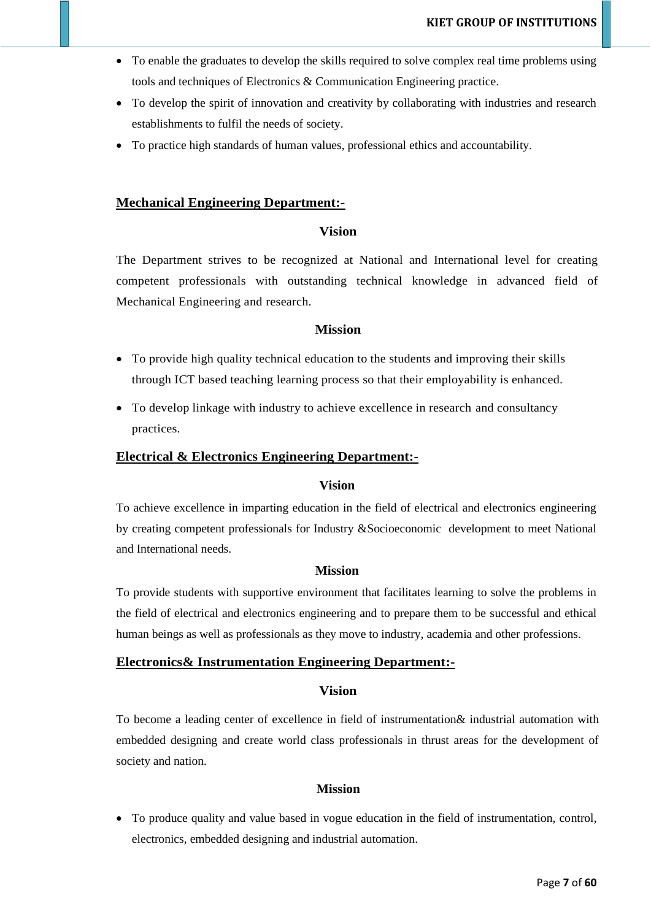- To enable the graduates to develop the skills required to solve complex real time problems using tools and techniques of Electronics & Communication Engineering practice.
- To develop the spirit of innovation and creativity by collaborating with industries and research establishments to fulfil the needs of society.
- To practice high standards of human values, professional ethics and accountability.

## Mechanical Engineering Department:-

### Vision

The Department strives to be recognized at National and International level for creating competent professionals with outstanding technical knowledge in advanced field of Mechanical Engineering and research.

### Mission

- To provide high quality technical education to the students and improving their skills through ICT based teaching learning process so that their employability is enhanced.
- To develop linkage with industry to achieve excellence in research and consultancy practices.

## Electrical & Electronics Engineering Department:-

### Vision

To achieve excellence in imparting education in the field of electrical and electronics engineering by creating competent professionals for Industry &Socioeconomic development to meet National and International needs.

### Mission

To provide students with supportive environment that facilitates learning to solve the problems in the field of electrical and electronics engineering and to prepare them to be successful and ethical human beings as well as professionals as they move to industry, academia and other professions.

## Electronics& Instrumentation Engineering Department:-

### Vision

To become a leading center of excellence in field of instrumentation& industrial automation with embedded designing and create world class professionals in thrust areas for the development of society and nation.

### Mission

- To produce quality and value based in vogue education in the field of instrumentation, control, electronics, embedded designing and industrial automation.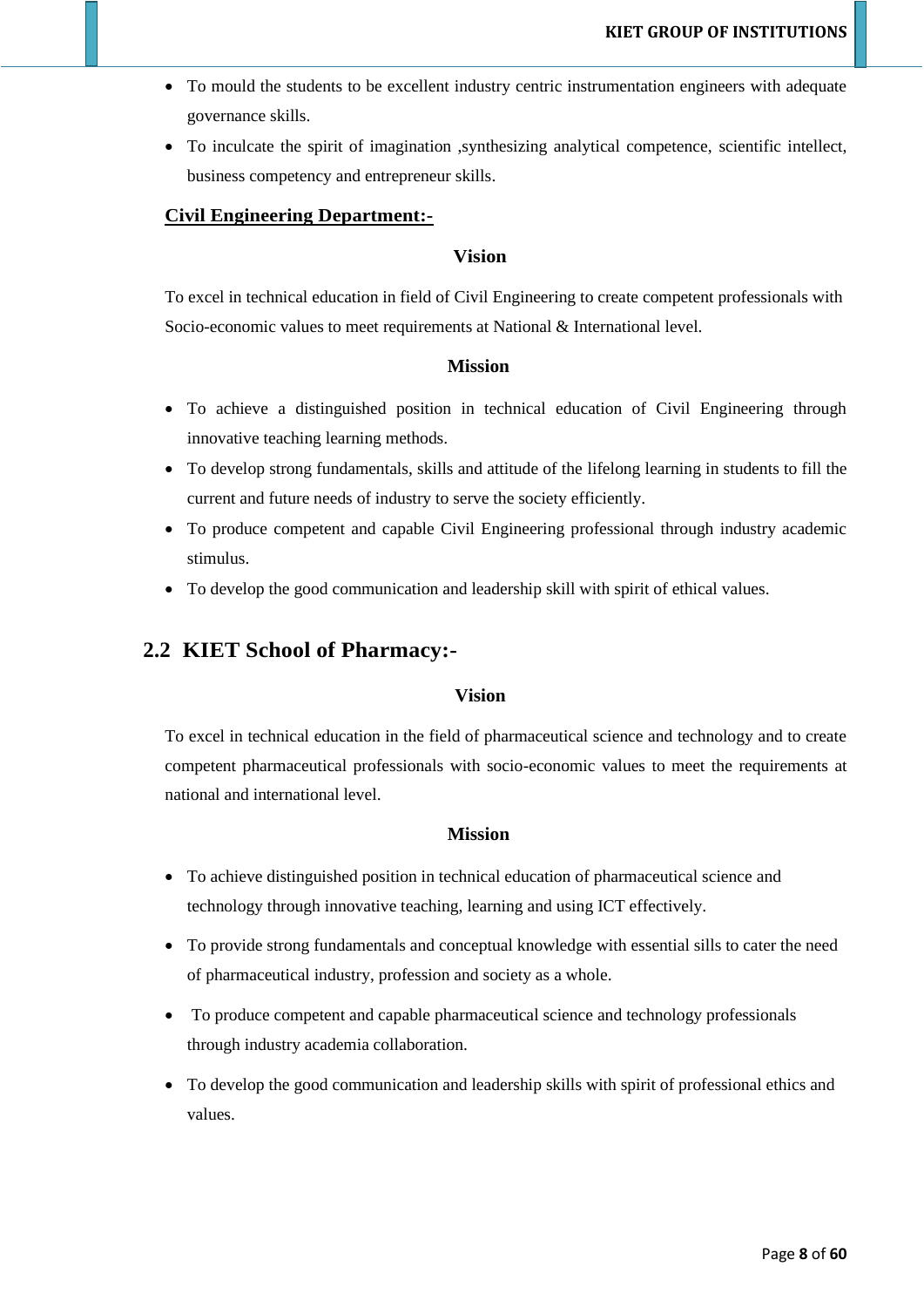- To mould the students to be excellent industry centric instrumentation engineers with adequate governance skills.
- To inculcate the spirit of imagination ,synthesizing analytical competence, scientific intellect, business competency and entrepreneur skills.

**Civil Engineering Department:-**

**Vision**

To excel in technical education in field of Civil Engineering to create competent professionals with Socio-economic values to meet requirements at National & International level.

**Mission**

- To achieve a distinguished position in technical education of Civil Engineering through innovative teaching learning methods.
- To develop strong fundamentals, skills and attitude of the lifelong learning in students to fill the current and future needs of industry to serve the society efficiently.
- To produce competent and capable Civil Engineering professional through industry academic stimulus.
- To develop the good communication and leadership skill with spirit of ethical values.

## 2.2 KIET School of Pharmacy:-

**Vision**

To excel in technical education in the field of pharmaceutical science and technology and to create competent pharmaceutical professionals with socio-economic values to meet the requirements at national and international level.

**Mission**

- To achieve distinguished position in technical education of pharmaceutical science and technology through innovative teaching, learning and using ICT effectively.
- To provide strong fundamentals and conceptual knowledge with essential sills to cater the need of pharmaceutical industry, profession and society as a whole.
- To produce competent and capable pharmaceutical science and technology professionals through industry academia collaboration.
- To develop the good communication and leadership skills with spirit of professional ethics and values.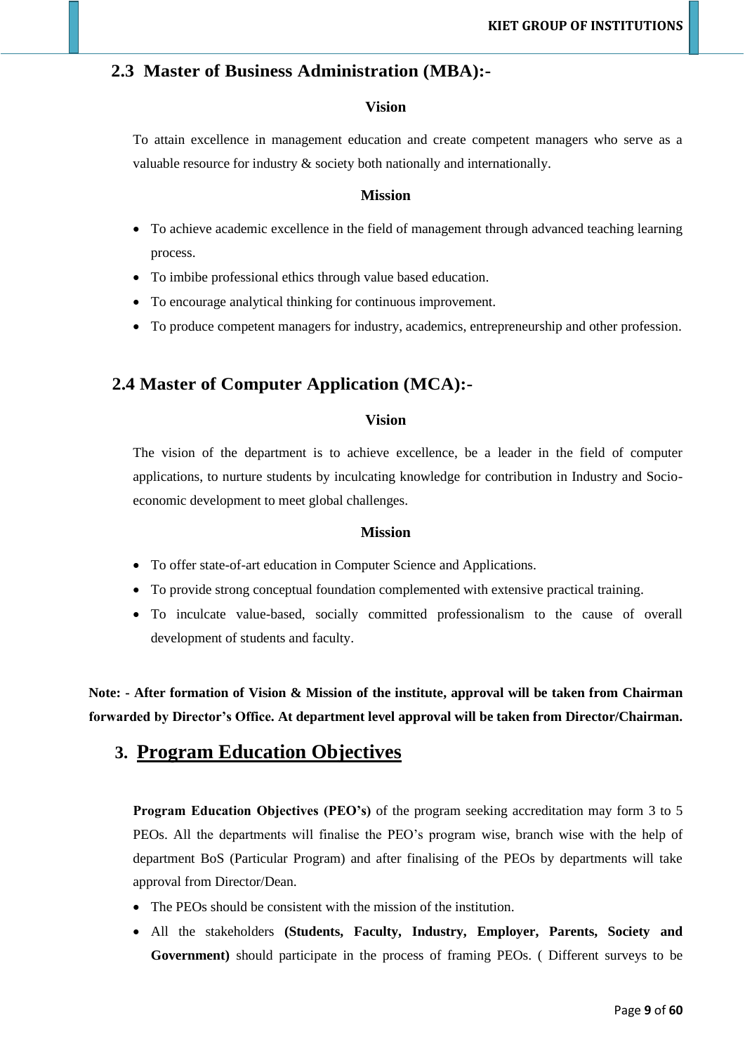## 2.3 Master of Business Administration (MBA):-

**Vision**

To attain excellence in management education and create competent managers who serve as a valuable resource for industry & society both nationally and internationally.

**Mission**

- To achieve academic excellence in the field of management through advanced teaching learning process.
- To imbibe professional ethics through value based education.
- To encourage analytical thinking for continuous improvement.
- To produce competent managers for industry, academics, entrepreneurship and other profession.

## 2.4 Master of Computer Application (MCA):-

**Vision**

The vision of the department is to achieve excellence, be a leader in the field of computer applications, to nurture students by inculcating knowledge for contribution in Industry and Socio-economic development to meet global challenges.

**Mission**

- To offer state-of-art education in Computer Science and Applications.
- To provide strong conceptual foundation complemented with extensive practical training.
- To inculcate value-based, socially committed professionalism to the cause of overall development of students and faculty.

**Note: - After formation of Vision & Mission of the institute, approval will be taken from Chairman forwarded by Director's Office. At department level approval will be taken from Director/Chairman.**

# 3. Program Education Objectives

**Program Education Objectives (PEO's)** of the program seeking accreditation may form 3 to 5 PEOs. All the departments will finalise the PEO's program wise, branch wise with the help of department BoS (Particular Program) and after finalising of the PEOs by departments will take approval from Director/Dean.

- The PEOs should be consistent with the mission of the institution.
- All the stakeholders **(Students, Faculty, Industry, Employer, Parents, Society and Government)** should participate in the process of framing PEOs. ( Different surveys to be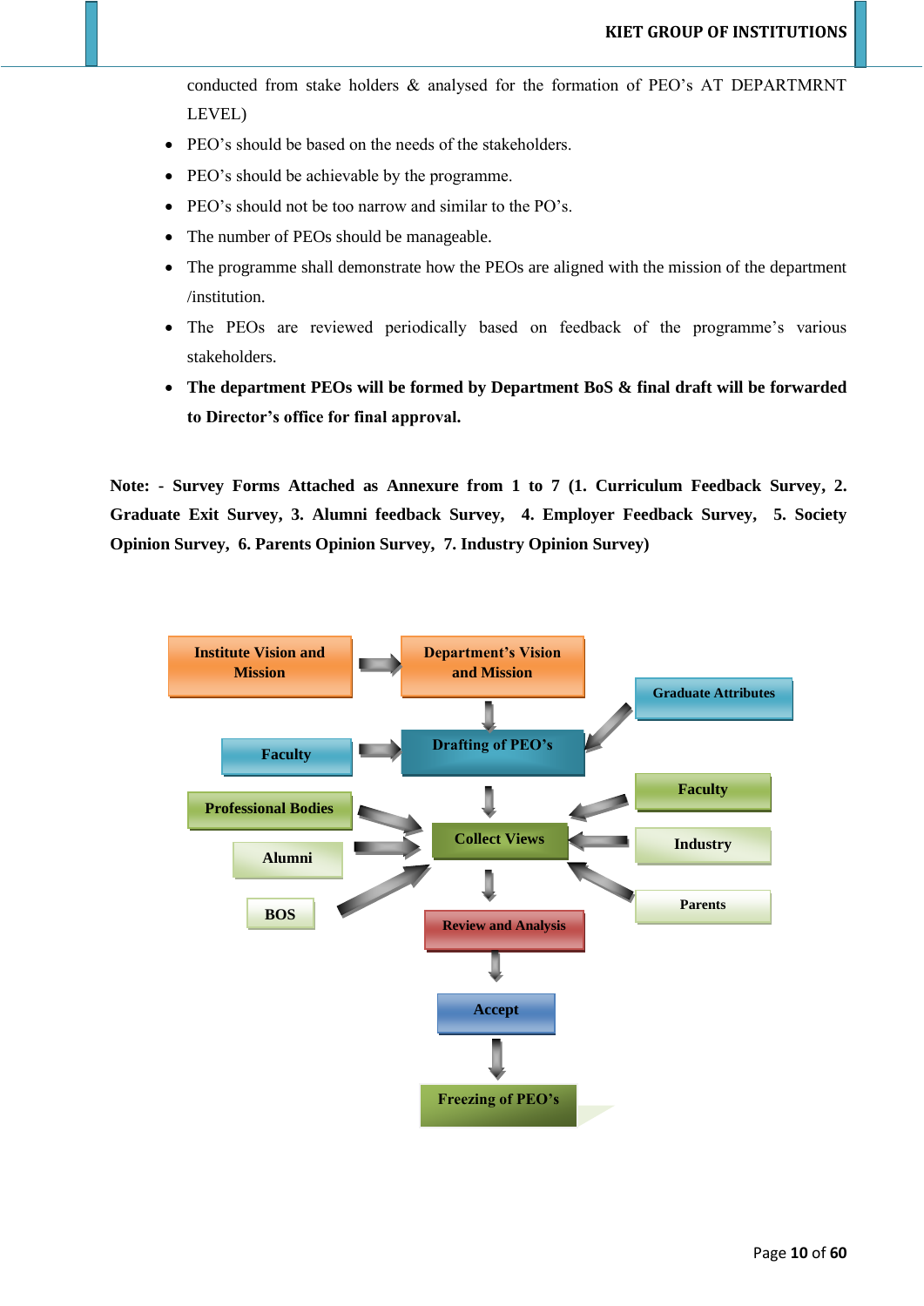conducted from stake holders & analysed for the formation of PEO's AT DEPARTMRNT LEVEL)

- PEO's should be based on the needs of the stakeholders.
- PEO's should be achievable by the programme.
- PEO's should not be too narrow and similar to the PO's.
- The number of PEOs should be manageable.
- The programme shall demonstrate how the PEOs are aligned with the mission of the department /institution.
- The PEOs are reviewed periodically based on feedback of the programme's various stakeholders.
- **The department PEOs will be formed by Department BoS & final draft will be forwarded to Director's office for final approval.**

**Note: - Survey Forms Attached as Annexure from 1 to 7 (1. Curriculum Feedback Survey, 2. Graduate Exit Survey, 3. Alumni feedback Survey, 4. Employer Feedback Survey, 5. Society Opinion Survey, 6. Parents Opinion Survey, 7. Industry Opinion Survey)**

Institute Vision and Mission → Department's Vision and Mission

Department's Vision and Mission → Drafting of PEO's

Faculty → Drafting of PEO's

Graduate Attributes → Drafting of PEO's

Drafting of PEO's → Collect Views

Professional Bodies, Alumni, BOS → Collect Views

Faculty, Industry, Parents → Collect Views

Collect Views → Review and Analysis → Accept → Freezing of PEO's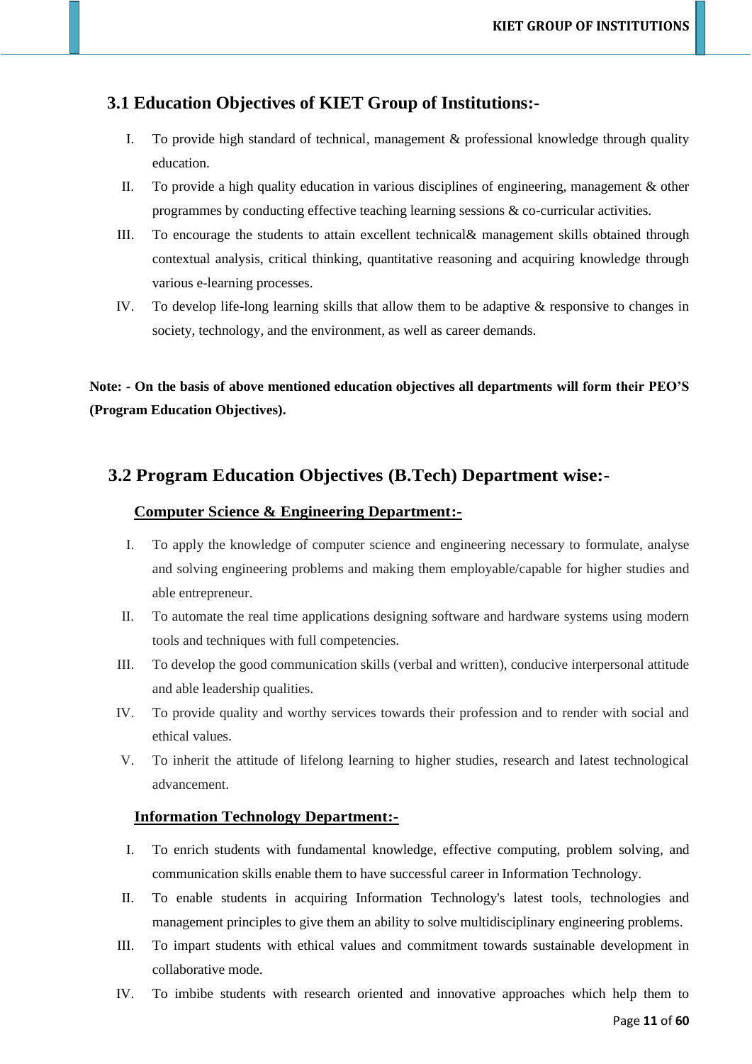## 3.1 Education Objectives of KIET Group of Institutions:-

I. To provide high standard of technical, management & professional knowledge through quality education.

II. To provide a high quality education in various disciplines of engineering, management & other programmes by conducting effective teaching learning sessions & co-curricular activities.

III. To encourage the students to attain excellent technical& management skills obtained through contextual analysis, critical thinking, quantitative reasoning and acquiring knowledge through various e-learning processes.

IV. To develop life-long learning skills that allow them to be adaptive & responsive to changes in society, technology, and the environment, as well as career demands.

**Note: - On the basis of above mentioned education objectives all departments will form their PEO'S (Program Education Objectives).**

## 3.2 Program Education Objectives (B.Tech) Department wise:-

### Computer Science & Engineering Department:-

I. To apply the knowledge of computer science and engineering necessary to formulate, analyse and solving engineering problems and making them employable/capable for higher studies and able entrepreneur.

II. To automate the real time applications designing software and hardware systems using modern tools and techniques with full competencies.

III. To develop the good communication skills (verbal and written), conducive interpersonal attitude and able leadership qualities.

IV. To provide quality and worthy services towards their profession and to render with social and ethical values.

V. To inherit the attitude of lifelong learning to higher studies, research and latest technological advancement.

### Information Technology Department:-

I. To enrich students with fundamental knowledge, effective computing, problem solving, and communication skills enable them to have successful career in Information Technology.

II. To enable students in acquiring Information Technology's latest tools, technologies and management principles to give them an ability to solve multidisciplinary engineering problems.

III. To impart students with ethical values and commitment towards sustainable development in collaborative mode.

IV. To imbibe students with research oriented and innovative approaches which help them to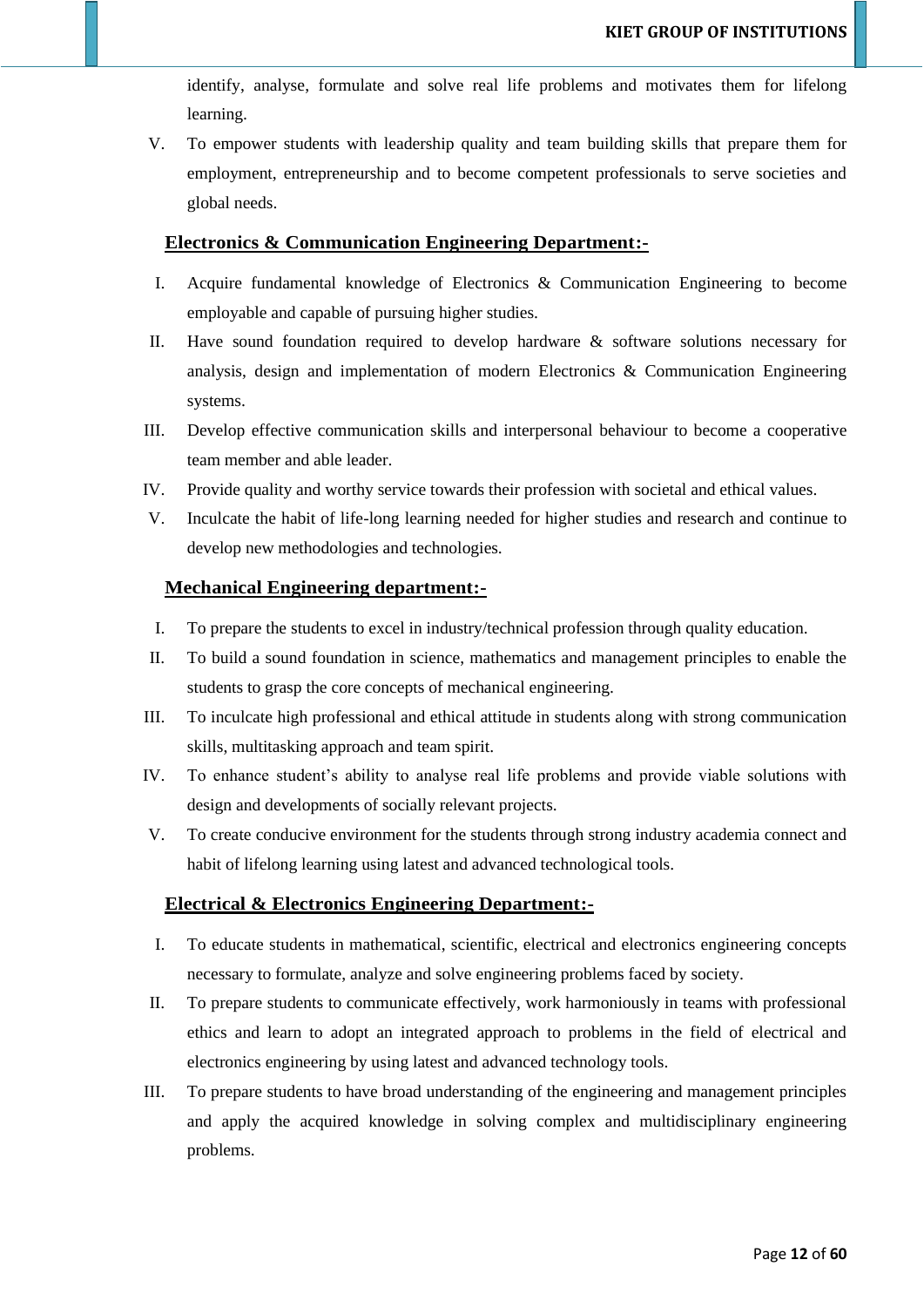identify, analyse, formulate and solve real life problems and motivates them for lifelong learning.

V. To empower students with leadership quality and team building skills that prepare them for employment, entrepreneurship and to become competent professionals to serve societies and global needs.

**Electronics & Communication Engineering Department:-**

I. Acquire fundamental knowledge of Electronics & Communication Engineering to become employable and capable of pursuing higher studies.

II. Have sound foundation required to develop hardware & software solutions necessary for analysis, design and implementation of modern Electronics & Communication Engineering systems.

III. Develop effective communication skills and interpersonal behaviour to become a cooperative team member and able leader.

IV. Provide quality and worthy service towards their profession with societal and ethical values.

V. Inculcate the habit of life-long learning needed for higher studies and research and continue to develop new methodologies and technologies.

**Mechanical Engineering department:-**

I. To prepare the students to excel in industry/technical profession through quality education.

II. To build a sound foundation in science, mathematics and management principles to enable the students to grasp the core concepts of mechanical engineering.

III. To inculcate high professional and ethical attitude in students along with strong communication skills, multitasking approach and team spirit.

IV. To enhance student's ability to analyse real life problems and provide viable solutions with design and developments of socially relevant projects.

V. To create conducive environment for the students through strong industry academia connect and habit of lifelong learning using latest and advanced technological tools.

**Electrical & Electronics Engineering Department:-**

I. To educate students in mathematical, scientific, electrical and electronics engineering concepts necessary to formulate, analyze and solve engineering problems faced by society.

II. To prepare students to communicate effectively, work harmoniously in teams with professional ethics and learn to adopt an integrated approach to problems in the field of electrical and electronics engineering by using latest and advanced technology tools.

III. To prepare students to have broad understanding of the engineering and management principles and apply the acquired knowledge in solving complex and multidisciplinary engineering problems.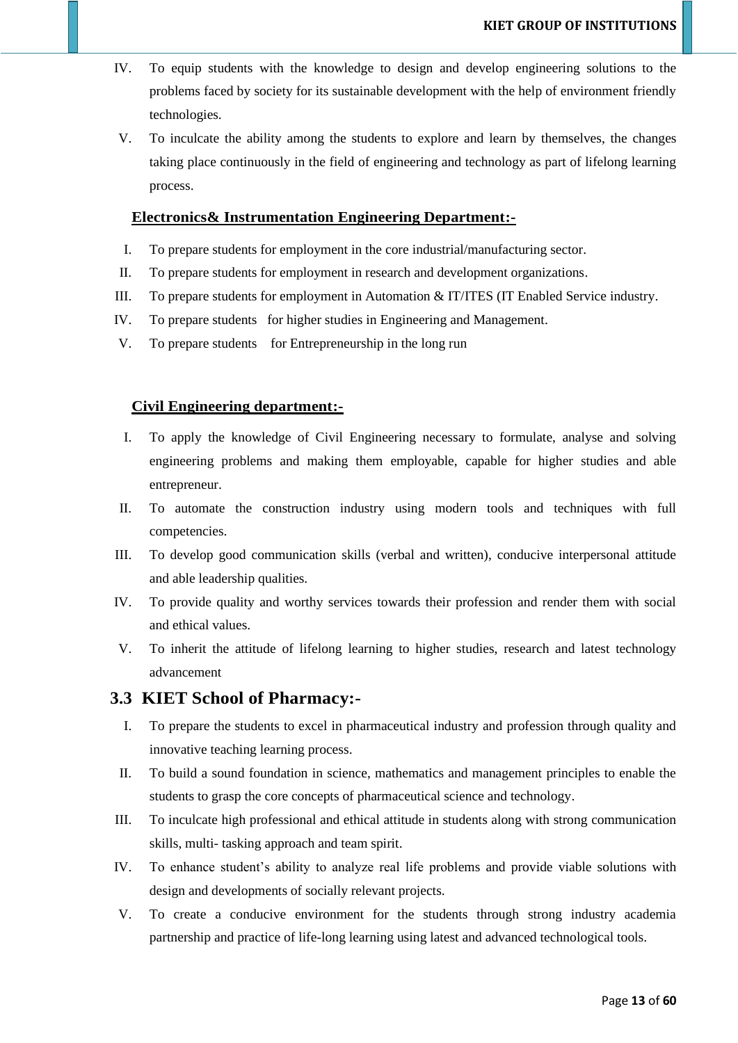IV. To equip students with the knowledge to design and develop engineering solutions to the problems faced by society for its sustainable development with the help of environment friendly technologies.

V. To inculcate the ability among the students to explore and learn by themselves, the changes taking place continuously in the field of engineering and technology as part of lifelong learning process.

**Electronics& Instrumentation Engineering Department:-**

I. To prepare students for employment in the core industrial/manufacturing sector.

II. To prepare students for employment in research and development organizations.

III. To prepare students for employment in Automation & IT/ITES (IT Enabled Service industry.

IV. To prepare students for higher studies in Engineering and Management.

V. To prepare students for Entrepreneurship in the long run

**Civil Engineering department:-**

I. To apply the knowledge of Civil Engineering necessary to formulate, analyse and solving engineering problems and making them employable, capable for higher studies and able entrepreneur.

II. To automate the construction industry using modern tools and techniques with full competencies.

III. To develop good communication skills (verbal and written), conducive interpersonal attitude and able leadership qualities.

IV. To provide quality and worthy services towards their profession and render them with social and ethical values.

V. To inherit the attitude of lifelong learning to higher studies, research and latest technology advancement

## 3.3 KIET School of Pharmacy:-

I. To prepare the students to excel in pharmaceutical industry and profession through quality and innovative teaching learning process.

II. To build a sound foundation in science, mathematics and management principles to enable the students to grasp the core concepts of pharmaceutical science and technology.

III. To inculcate high professional and ethical attitude in students along with strong communication skills, multi- tasking approach and team spirit.

IV. To enhance student's ability to analyze real life problems and provide viable solutions with design and developments of socially relevant projects.

V. To create a conducive environment for the students through strong industry academia partnership and practice of life-long learning using latest and advanced technological tools.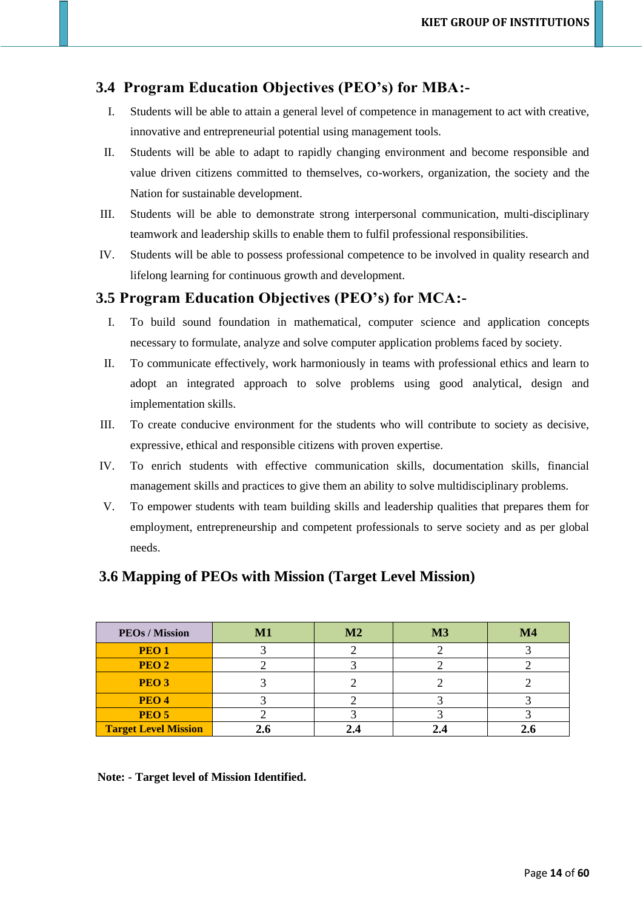## 3.4 Program Education Objectives (PEO's) for MBA:-

I. Students will be able to attain a general level of competence in management to act with creative, innovative and entrepreneurial potential using management tools.

II. Students will be able to adapt to rapidly changing environment and become responsible and value driven citizens committed to themselves, co-workers, organization, the society and the Nation for sustainable development.

III. Students will be able to demonstrate strong interpersonal communication, multi-disciplinary teamwork and leadership skills to enable them to fulfil professional responsibilities.

IV. Students will be able to possess professional competence to be involved in quality research and lifelong learning for continuous growth and development.

## 3.5 Program Education Objectives (PEO's) for MCA:-

I. To build sound foundation in mathematical, computer science and application concepts necessary to formulate, analyze and solve computer application problems faced by society.

II. To communicate effectively, work harmoniously in teams with professional ethics and learn to adopt an integrated approach to solve problems using good analytical, design and implementation skills.

III. To create conducive environment for the students who will contribute to society as decisive, expressive, ethical and responsible citizens with proven expertise.

IV. To enrich students with effective communication skills, documentation skills, financial management skills and practices to give them an ability to solve multidisciplinary problems.

V. To empower students with team building skills and leadership qualities that prepares them for employment, entrepreneurship and competent professionals to serve society and as per global needs.

## 3.6 Mapping of PEOs with Mission (Target Level Mission)

| PEOs / Mission | M1 | M2 | M3 | M4 |
|---|---|---|---|---|
| **PEO 1** | 3 | 2 | 2 | 3 |
| **PEO 2** | 2 | 3 | 2 | 2 |
| **PEO 3** | 3 | 2 | 2 | 2 |
| **PEO 4** | 3 | 2 | 3 | 3 |
| **PEO 5** | 2 | 3 | 3 | 3 |
| **Target Level Mission** | **2.6** | **2.4** | **2.4** | **2.6** |

**Note: - Target level of Mission Identified.**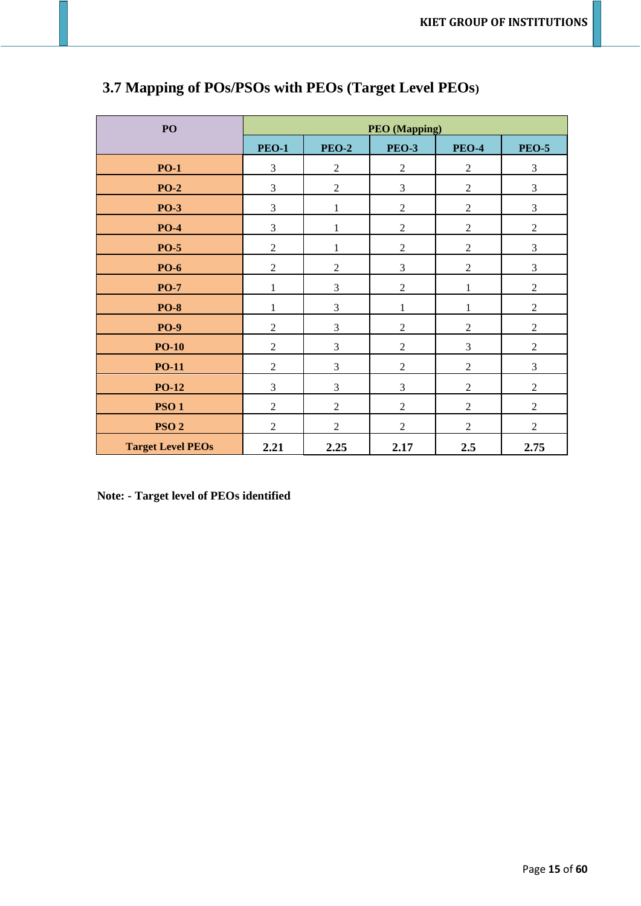## 3.7 Mapping of POs/PSOs with PEOs (Target Level PEOs)

| PO | PEO (Mapping) | | | | |
|---|---|---|---|---|---|
| | **PEO-1** | **PEO-2** | **PEO-3** | **PEO-4** | **PEO-5** |
| **PO-1** | 3 | 2 | 2 | 2 | 3 |
| **PO-2** | 3 | 2 | 3 | 2 | 3 |
| **PO-3** | 3 | 1 | 2 | 2 | 3 |
| **PO-4** | 3 | 1 | 2 | 2 | 2 |
| **PO-5** | 2 | 1 | 2 | 2 | 3 |
| **PO-6** | 2 | 2 | 3 | 2 | 3 |
| **PO-7** | 1 | 3 | 2 | 1 | 2 |
| **PO-8** | 1 | 3 | 1 | 1 | 2 |
| **PO-9** | 2 | 3 | 2 | 2 | 2 |
| **PO-10** | 2 | 3 | 2 | 3 | 2 |
| **PO-11** | 2 | 3 | 2 | 2 | 3 |
| **PO-12** | 3 | 3 | 3 | 2 | 2 |
| **PSO 1** | 2 | 2 | 2 | 2 | 2 |
| **PSO 2** | 2 | 2 | 2 | 2 | 2 |
| **Target Level PEOs** | **2.21** | **2.25** | **2.17** | **2.5** | **2.75** |

**Note: - Target level of PEOs identified**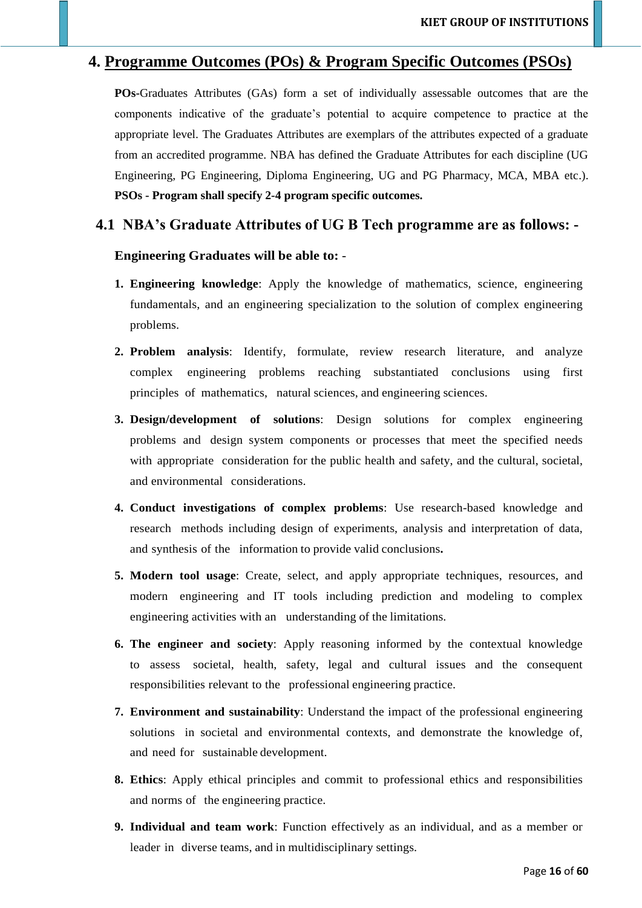# 4. Programme Outcomes (POs) & Program Specific Outcomes (PSOs)

**POs**-Graduates Attributes (GAs) form a set of individually assessable outcomes that are the components indicative of the graduate's potential to acquire competence to practice at the appropriate level. The Graduates Attributes are exemplars of the attributes expected of a graduate from an accredited programme. NBA has defined the Graduate Attributes for each discipline (UG Engineering, PG Engineering, Diploma Engineering, UG and PG Pharmacy, MCA, MBA etc.). **PSOs - Program shall specify 2-4 program specific outcomes.**

## 4.1 NBA's Graduate Attributes of UG B Tech programme are as follows: -

**Engineering Graduates will be able to: -**

1. **Engineering knowledge**: Apply the knowledge of mathematics, science, engineering fundamentals, and an engineering specialization to the solution of complex engineering problems.
2. **Problem analysis**: Identify, formulate, review research literature, and analyze complex engineering problems reaching substantiated conclusions using first principles of mathematics, natural sciences, and engineering sciences.
3. **Design/development of solutions**: Design solutions for complex engineering problems and design system components or processes that meet the specified needs with appropriate consideration for the public health and safety, and the cultural, societal, and environmental considerations.
4. **Conduct investigations of complex problems**: Use research-based knowledge and research methods including design of experiments, analysis and interpretation of data, and synthesis of the information to provide valid conclusions**.**
5. **Modern tool usage**: Create, select, and apply appropriate techniques, resources, and modern engineering and IT tools including prediction and modeling to complex engineering activities with an understanding of the limitations.
6. **The engineer and society**: Apply reasoning informed by the contextual knowledge to assess societal, health, safety, legal and cultural issues and the consequent responsibilities relevant to the professional engineering practice.
7. **Environment and sustainability**: Understand the impact of the professional engineering solutions in societal and environmental contexts, and demonstrate the knowledge of, and need for sustainable development.
8. **Ethics**: Apply ethical principles and commit to professional ethics and responsibilities and norms of the engineering practice.
9. **Individual and team work**: Function effectively as an individual, and as a member or leader in diverse teams, and in multidisciplinary settings.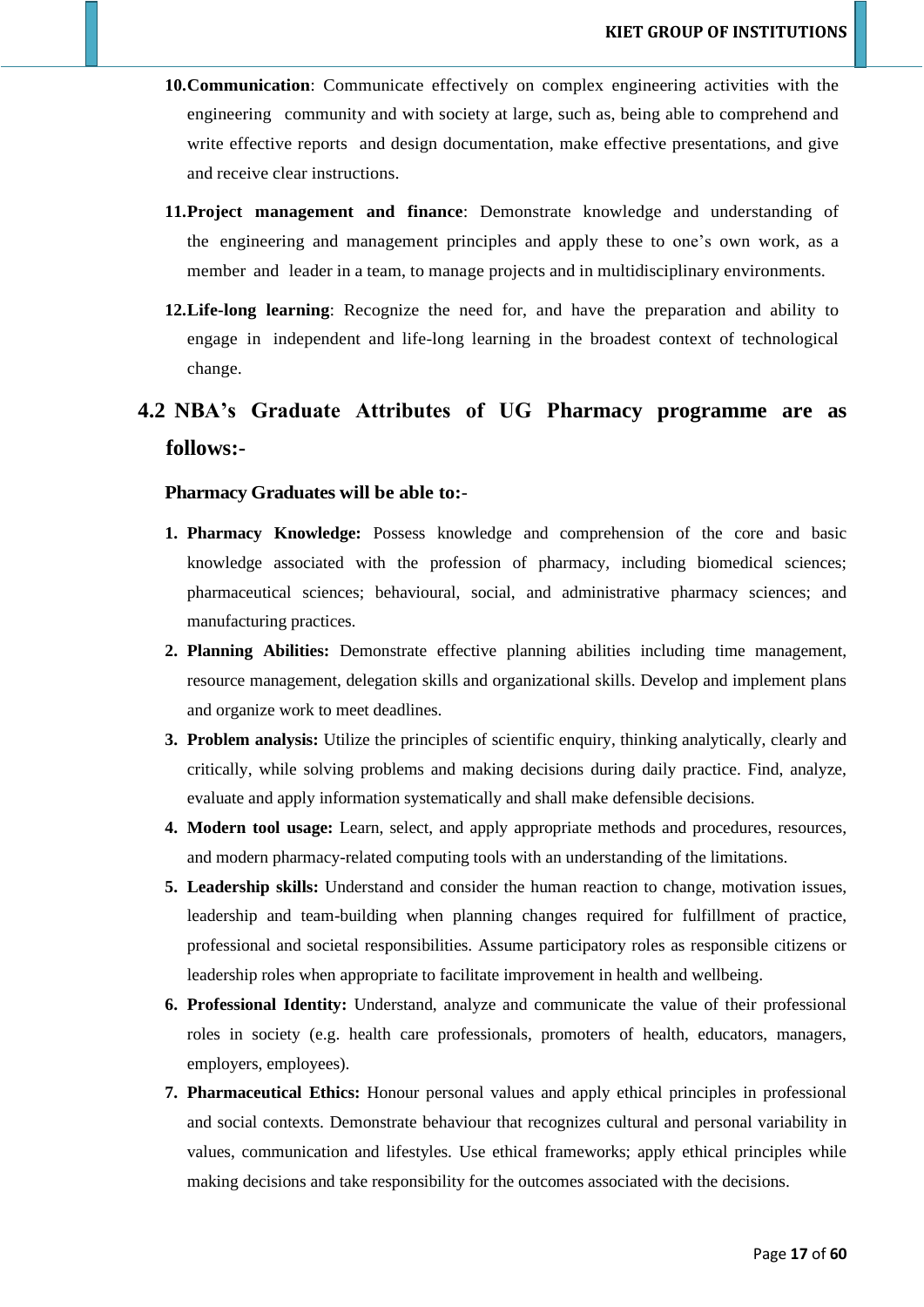10. **Communication**: Communicate effectively on complex engineering activities with the engineering community and with society at large, such as, being able to comprehend and write effective reports and design documentation, make effective presentations, and give and receive clear instructions.

11. **Project management and finance**: Demonstrate knowledge and understanding of the engineering and management principles and apply these to one's own work, as a member and leader in a team, to manage projects and in multidisciplinary environments.

12. **Life-long learning**: Recognize the need for, and have the preparation and ability to engage in independent and life-long learning in the broadest context of technological change.

## 4.2 NBA's Graduate Attributes of UG Pharmacy programme are as follows:-

**Pharmacy Graduates will be able to:-**

1. **Pharmacy Knowledge:** Possess knowledge and comprehension of the core and basic knowledge associated with the profession of pharmacy, including biomedical sciences; pharmaceutical sciences; behavioural, social, and administrative pharmacy sciences; and manufacturing practices.
2. **Planning Abilities:** Demonstrate effective planning abilities including time management, resource management, delegation skills and organizational skills. Develop and implement plans and organize work to meet deadlines.
3. **Problem analysis:** Utilize the principles of scientific enquiry, thinking analytically, clearly and critically, while solving problems and making decisions during daily practice. Find, analyze, evaluate and apply information systematically and shall make defensible decisions.
4. **Modern tool usage:** Learn, select, and apply appropriate methods and procedures, resources, and modern pharmacy-related computing tools with an understanding of the limitations.
5. **Leadership skills:** Understand and consider the human reaction to change, motivation issues, leadership and team-building when planning changes required for fulfillment of practice, professional and societal responsibilities. Assume participatory roles as responsible citizens or leadership roles when appropriate to facilitate improvement in health and wellbeing.
6. **Professional Identity:** Understand, analyze and communicate the value of their professional roles in society (e.g. health care professionals, promoters of health, educators, managers, employers, employees).
7. **Pharmaceutical Ethics:** Honour personal values and apply ethical principles in professional and social contexts. Demonstrate behaviour that recognizes cultural and personal variability in values, communication and lifestyles. Use ethical frameworks; apply ethical principles while making decisions and take responsibility for the outcomes associated with the decisions.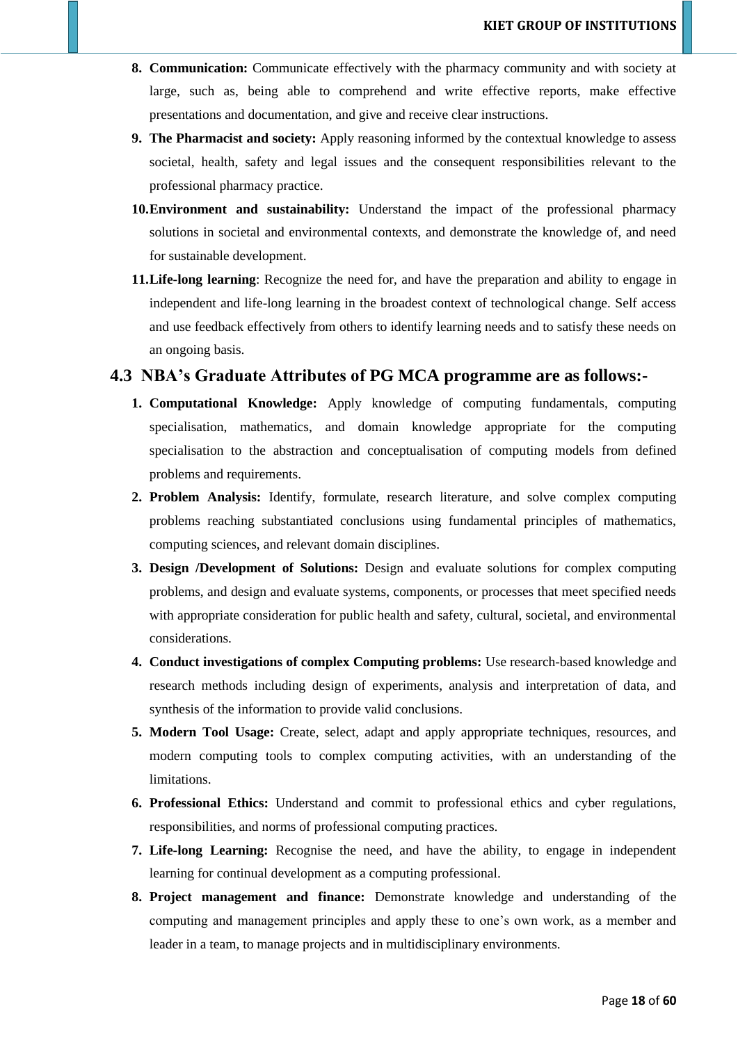8. **Communication:** Communicate effectively with the pharmacy community and with society at large, such as, being able to comprehend and write effective reports, make effective presentations and documentation, and give and receive clear instructions.
9. **The Pharmacist and society:** Apply reasoning informed by the contextual knowledge to assess societal, health, safety and legal issues and the consequent responsibilities relevant to the professional pharmacy practice.
10. **Environment and sustainability:** Understand the impact of the professional pharmacy solutions in societal and environmental contexts, and demonstrate the knowledge of, and need for sustainable development.
11. **Life-long learning**: Recognize the need for, and have the preparation and ability to engage in independent and life-long learning in the broadest context of technological change. Self access and use feedback effectively from others to identify learning needs and to satisfy these needs on an ongoing basis.

## 4.3 NBA's Graduate Attributes of PG MCA programme are as follows:-

1. **Computational Knowledge:** Apply knowledge of computing fundamentals, computing specialisation, mathematics, and domain knowledge appropriate for the computing specialisation to the abstraction and conceptualisation of computing models from defined problems and requirements.
2. **Problem Analysis:** Identify, formulate, research literature, and solve complex computing problems reaching substantiated conclusions using fundamental principles of mathematics, computing sciences, and relevant domain disciplines.
3. **Design /Development of Solutions:** Design and evaluate solutions for complex computing problems, and design and evaluate systems, components, or processes that meet specified needs with appropriate consideration for public health and safety, cultural, societal, and environmental considerations.
4. **Conduct investigations of complex Computing problems:** Use research-based knowledge and research methods including design of experiments, analysis and interpretation of data, and synthesis of the information to provide valid conclusions.
5. **Modern Tool Usage:** Create, select, adapt and apply appropriate techniques, resources, and modern computing tools to complex computing activities, with an understanding of the limitations.
6. **Professional Ethics:** Understand and commit to professional ethics and cyber regulations, responsibilities, and norms of professional computing practices.
7. **Life-long Learning:** Recognise the need, and have the ability, to engage in independent learning for continual development as a computing professional.
8. **Project management and finance:** Demonstrate knowledge and understanding of the computing and management principles and apply these to one's own work, as a member and leader in a team, to manage projects and in multidisciplinary environments.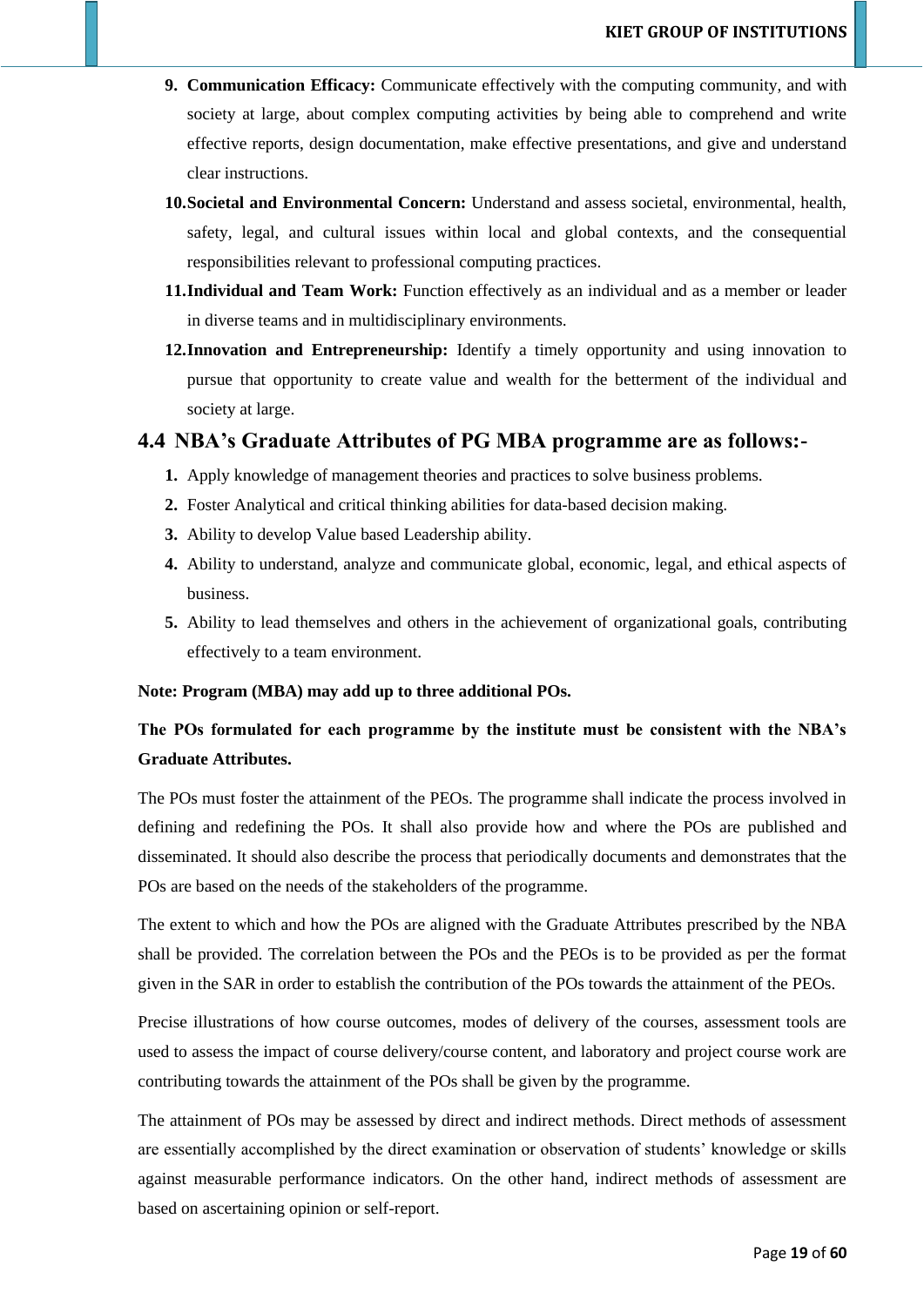9. **Communication Efficacy:** Communicate effectively with the computing community, and with society at large, about complex computing activities by being able to comprehend and write effective reports, design documentation, make effective presentations, and give and understand clear instructions.
10. **Societal and Environmental Concern:** Understand and assess societal, environmental, health, safety, legal, and cultural issues within local and global contexts, and the consequential responsibilities relevant to professional computing practices.
11. **Individual and Team Work:** Function effectively as an individual and as a member or leader in diverse teams and in multidisciplinary environments.
12. **Innovation and Entrepreneurship:** Identify a timely opportunity and using innovation to pursue that opportunity to create value and wealth for the betterment of the individual and society at large.

## 4.4 NBA's Graduate Attributes of PG MBA programme are as follows:-

1. Apply knowledge of management theories and practices to solve business problems.
2. Foster Analytical and critical thinking abilities for data-based decision making.
3. Ability to develop Value based Leadership ability.
4. Ability to understand, analyze and communicate global, economic, legal, and ethical aspects of business.
5. Ability to lead themselves and others in the achievement of organizational goals, contributing effectively to a team environment.

**Note: Program (MBA) may add up to three additional POs.**

**The POs formulated for each programme by the institute must be consistent with the NBA's Graduate Attributes.**

The POs must foster the attainment of the PEOs. The programme shall indicate the process involved in defining and redefining the POs. It shall also provide how and where the POs are published and disseminated. It should also describe the process that periodically documents and demonstrates that the POs are based on the needs of the stakeholders of the programme.

The extent to which and how the POs are aligned with the Graduate Attributes prescribed by the NBA shall be provided. The correlation between the POs and the PEOs is to be provided as per the format given in the SAR in order to establish the contribution of the POs towards the attainment of the PEOs.

Precise illustrations of how course outcomes, modes of delivery of the courses, assessment tools are used to assess the impact of course delivery/course content, and laboratory and project course work are contributing towards the attainment of the POs shall be given by the programme.

The attainment of POs may be assessed by direct and indirect methods. Direct methods of assessment are essentially accomplished by the direct examination or observation of students' knowledge or skills against measurable performance indicators. On the other hand, indirect methods of assessment are based on ascertaining opinion or self-report.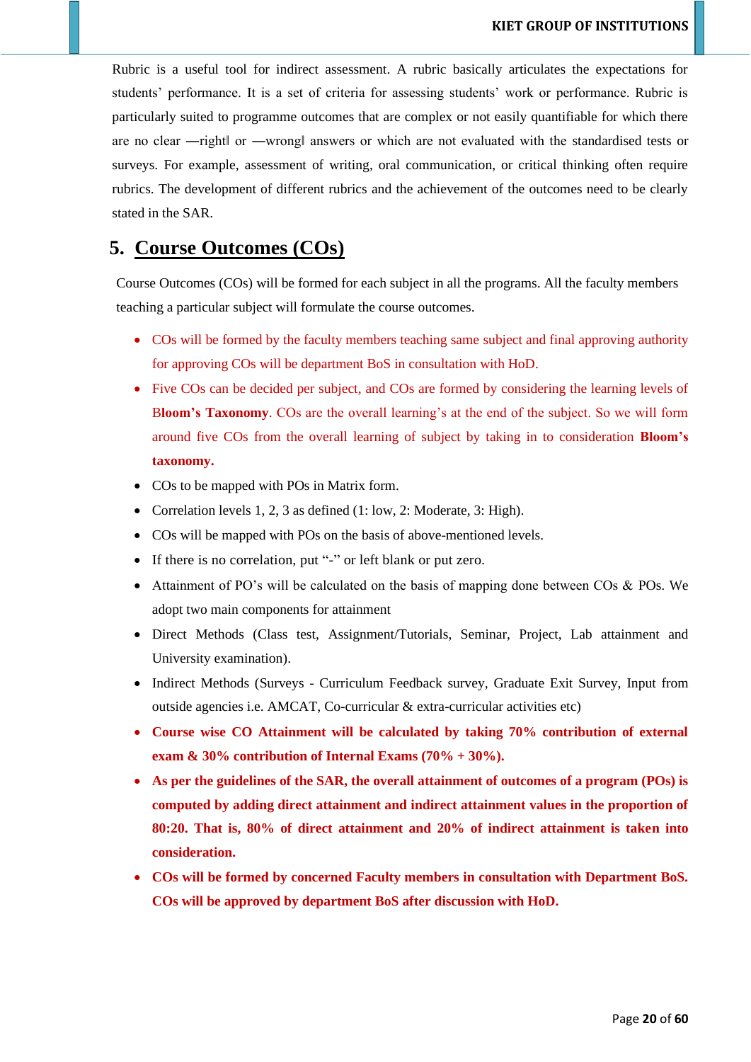Rubric is a useful tool for indirect assessment. A rubric basically articulates the expectations for students' performance. It is a set of criteria for assessing students' work or performance. Rubric is particularly suited to programme outcomes that are complex or not easily quantifiable for which there are no clear ―right‖ or ―wrong‖ answers or which are not evaluated with the standardised tests or surveys. For example, assessment of writing, oral communication, or critical thinking often require rubrics. The development of different rubrics and the achievement of the outcomes need to be clearly stated in the SAR.

## 5. Course Outcomes (COs)

Course Outcomes (COs) will be formed for each subject in all the programs. All the faculty members teaching a particular subject will formulate the course outcomes.

- COs will be formed by the faculty members teaching same subject and final approving authority for approving COs will be department BoS in consultation with HoD.
- Five COs can be decided per subject, and COs are formed by considering the learning levels of **Bloom's Taxonomy**. COs are the overall learning's at the end of the subject. So we will form around five COs from the overall learning of subject by taking in to consideration **Bloom's taxonomy.**
- COs to be mapped with POs in Matrix form.
- Correlation levels 1, 2, 3 as defined (1: low, 2: Moderate, 3: High).
- COs will be mapped with POs on the basis of above-mentioned levels.
- If there is no correlation, put "-" or left blank or put zero.
- Attainment of PO's will be calculated on the basis of mapping done between COs & POs. We adopt two main components for attainment
- Direct Methods (Class test, Assignment/Tutorials, Seminar, Project, Lab attainment and University examination).
- Indirect Methods (Surveys - Curriculum Feedback survey, Graduate Exit Survey, Input from outside agencies i.e. AMCAT, Co-curricular & extra-curricular activities etc)
- **Course wise CO Attainment will be calculated by taking 70% contribution of external exam & 30% contribution of Internal Exams (70% + 30%).**
- **As per the guidelines of the SAR, the overall attainment of outcomes of a program (POs) is computed by adding direct attainment and indirect attainment values in the proportion of 80:20. That is, 80% of direct attainment and 20% of indirect attainment is taken into consideration.**
- **COs will be formed by concerned Faculty members in consultation with Department BoS. COs will be approved by department BoS after discussion with HoD.**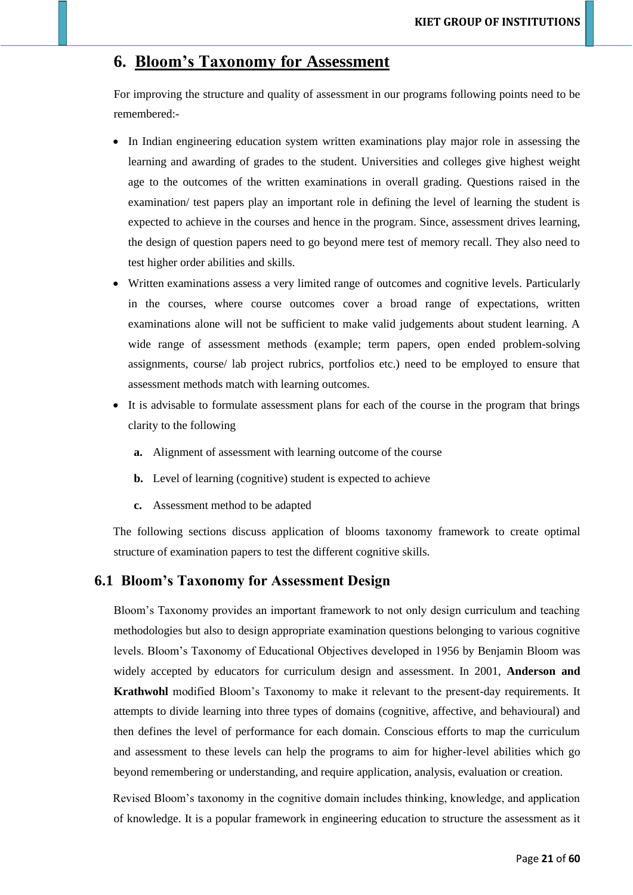# 6. Bloom's Taxonomy for Assessment

For improving the structure and quality of assessment in our programs following points need to be remembered:-

- In Indian engineering education system written examinations play major role in assessing the learning and awarding of grades to the student. Universities and colleges give highest weight age to the outcomes of the written examinations in overall grading. Questions raised in the examination/ test papers play an important role in defining the level of learning the student is expected to achieve in the courses and hence in the program. Since, assessment drives learning, the design of question papers need to go beyond mere test of memory recall. They also need to test higher order abilities and skills.
- Written examinations assess a very limited range of outcomes and cognitive levels. Particularly in the courses, where course outcomes cover a broad range of expectations, written examinations alone will not be sufficient to make valid judgements about student learning. A wide range of assessment methods (example; term papers, open ended problem-solving assignments, course/ lab project rubrics, portfolios etc.) need to be employed to ensure that assessment methods match with learning outcomes.
- It is advisable to formulate assessment plans for each of the course in the program that brings clarity to the following

  **a.** Alignment of assessment with learning outcome of the course

  **b.** Level of learning (cognitive) student is expected to achieve

  **c.** Assessment method to be adapted

The following sections discuss application of blooms taxonomy framework to create optimal structure of examination papers to test the different cognitive skills.

## 6.1 Bloom's Taxonomy for Assessment Design

Bloom's Taxonomy provides an important framework to not only design curriculum and teaching methodologies but also to design appropriate examination questions belonging to various cognitive levels. Bloom's Taxonomy of Educational Objectives developed in 1956 by Benjamin Bloom was widely accepted by educators for curriculum design and assessment. In 2001, **Anderson and Krathwohl** modified Bloom's Taxonomy to make it relevant to the present-day requirements. It attempts to divide learning into three types of domains (cognitive, affective, and behavioural) and then defines the level of performance for each domain. Conscious efforts to map the curriculum and assessment to these levels can help the programs to aim for higher-level abilities which go beyond remembering or understanding, and require application, analysis, evaluation or creation.

Revised Bloom's taxonomy in the cognitive domain includes thinking, knowledge, and application of knowledge. It is a popular framework in engineering education to structure the assessment as it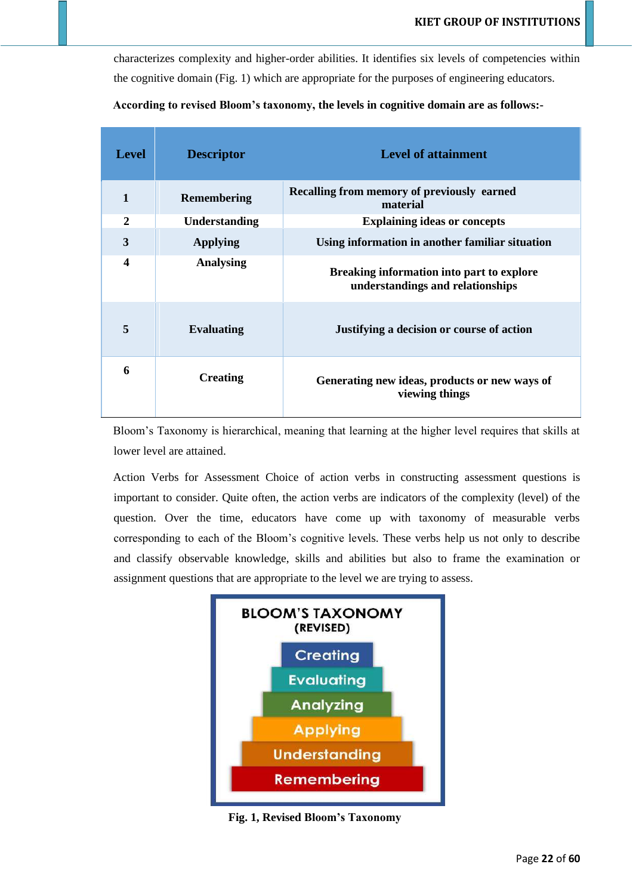characterizes complexity and higher-order abilities. It identifies six levels of competencies within the cognitive domain (Fig. 1) which are appropriate for the purposes of engineering educators.

**According to revised Bloom's taxonomy, the levels in cognitive domain are as follows:-**

| Level | Descriptor | Level of attainment |
|---|---|---|
| 1 | Remembering | Recalling from memory of previously earned material |
| 2 | Understanding | Explaining ideas or concepts |
| 3 | Applying | Using information in another familiar situation |
| 4 | Analysing | Breaking information into part to explore understandings and relationships |
| 5 | Evaluating | Justifying a decision or course of action |
| 6 | Creating | Generating new ideas, products or new ways of viewing things |

Bloom's Taxonomy is hierarchical, meaning that learning at the higher level requires that skills at lower level are attained.

Action Verbs for Assessment Choice of action verbs in constructing assessment questions is important to consider. Quite often, the action verbs are indicators of the complexity (level) of the question. Over the time, educators have come up with taxonomy of measurable verbs corresponding to each of the Bloom's cognitive levels. These verbs help us not only to describe and classify observable knowledge, skills and abilities but also to frame the examination or assignment questions that are appropriate to the level we are trying to assess.

BLOOM'S TAXONOMY (REVISED)

Creating

Evaluating

Analyzing

Applying

Understanding

Remembering

**Fig. 1, Revised Bloom's Taxonomy**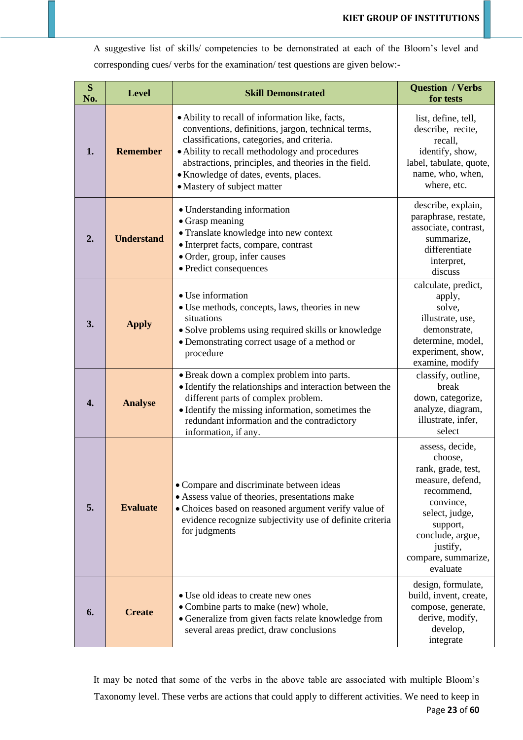A suggestive list of skills/ competencies to be demonstrated at each of the Bloom's level and corresponding cues/ verbs for the examination/ test questions are given below:-

| S No. | Level | Skill Demonstrated | Question / Verbs for tests |
|---|---|---|---|
| 1. | Remember | • Ability to recall of information like, facts, conventions, definitions, jargon, technical terms, classifications, categories, and criteria.<br>• Ability to recall methodology and procedures abstractions, principles, and theories in the field.<br>• Knowledge of dates, events, places.<br>• Mastery of subject matter | list, define, tell, describe, recite, recall, identify, show, label, tabulate, quote, name, who, when, where, etc. |
| 2. | Understand | • Understanding information<br>• Grasp meaning<br>• Translate knowledge into new context<br>• Interpret facts, compare, contrast<br>• Order, group, infer causes<br>• Predict consequences | describe, explain, paraphrase, restate, associate, contrast, summarize, differentiate interpret, discuss |
| 3. | Apply | • Use information<br>• Use methods, concepts, laws, theories in new situations<br>• Solve problems using required skills or knowledge<br>• Demonstrating correct usage of a method or procedure | calculate, predict, apply, solve, illustrate, use, demonstrate, determine, model, experiment, show, examine, modify |
| 4. | Analyse | • Break down a complex problem into parts.<br>• Identify the relationships and interaction between the different parts of complex problem.<br>• Identify the missing information, sometimes the redundant information and the contradictory information, if any. | classify, outline, break down, categorize, analyze, diagram, illustrate, infer, select |
| 5. | Evaluate | • Compare and discriminate between ideas<br>• Assess value of theories, presentations make<br>• Choices based on reasoned argument verify value of evidence recognize subjectivity use of definite criteria for judgments | assess, decide, choose, rank, grade, test, measure, defend, recommend, convince, select, judge, support, conclude, argue, justify, compare, summarize, evaluate |
| 6. | Create | • Use old ideas to create new ones<br>• Combine parts to make (new) whole,<br>• Generalize from given facts relate knowledge from several areas predict, draw conclusions | design, formulate, build, invent, create, compose, generate, derive, modify, develop, integrate |

It may be noted that some of the verbs in the above table are associated with multiple Bloom's Taxonomy level. These verbs are actions that could apply to different activities. We need to keep in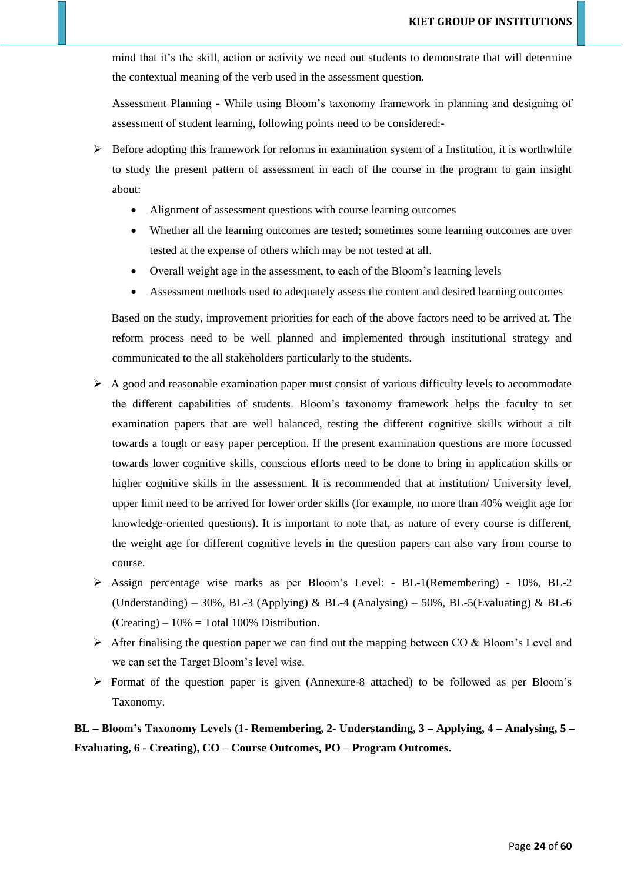mind that it's the skill, action or activity we need out students to demonstrate that will determine the contextual meaning of the verb used in the assessment question.

Assessment Planning - While using Bloom's taxonomy framework in planning and designing of assessment of student learning, following points need to be considered:-

- Before adopting this framework for reforms in examination system of a Institution, it is worthwhile to study the present pattern of assessment in each of the course in the program to gain insight about:
  - Alignment of assessment questions with course learning outcomes
  - Whether all the learning outcomes are tested; sometimes some learning outcomes are over tested at the expense of others which may be not tested at all.
  - Overall weight age in the assessment, to each of the Bloom's learning levels
  - Assessment methods used to adequately assess the content and desired learning outcomes

  Based on the study, improvement priorities for each of the above factors need to be arrived at. The reform process need to be well planned and implemented through institutional strategy and communicated to the all stakeholders particularly to the students.

- A good and reasonable examination paper must consist of various difficulty levels to accommodate the different capabilities of students. Bloom's taxonomy framework helps the faculty to set examination papers that are well balanced, testing the different cognitive skills without a tilt towards a tough or easy paper perception. If the present examination questions are more focussed towards lower cognitive skills, conscious efforts need to be done to bring in application skills or higher cognitive skills in the assessment. It is recommended that at institution/ University level, upper limit need to be arrived for lower order skills (for example, no more than 40% weight age for knowledge-oriented questions). It is important to note that, as nature of every course is different, the weight age for different cognitive levels in the question papers can also vary from course to course.
- Assign percentage wise marks as per Bloom's Level: - BL-1(Remembering) - 10%, BL-2 (Understanding) – 30%, BL-3 (Applying) & BL-4 (Analysing) – 50%, BL-5(Evaluating) & BL-6 (Creating) – 10% = Total 100% Distribution.
- After finalising the question paper we can find out the mapping between CO & Bloom's Level and we can set the Target Bloom's level wise.
- Format of the question paper is given (Annexure-8 attached) to be followed as per Bloom's Taxonomy.

**BL – Bloom's Taxonomy Levels (1- Remembering, 2- Understanding, 3 – Applying, 4 – Analysing, 5 – Evaluating, 6 - Creating), CO – Course Outcomes, PO – Program Outcomes.**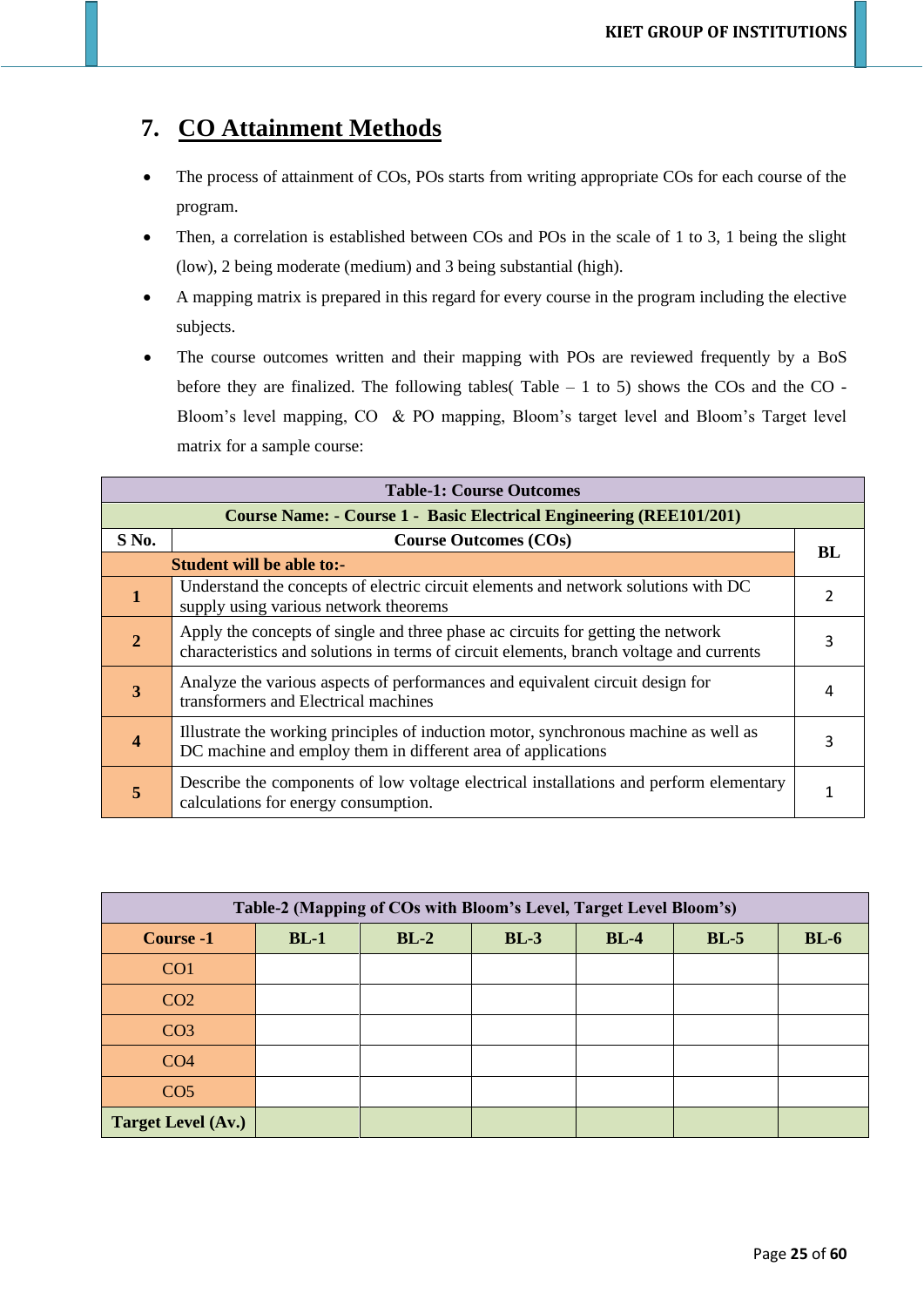## 7. CO Attainment Methods

- The process of attainment of COs, POs starts from writing appropriate COs for each course of the program.
- Then, a correlation is established between COs and POs in the scale of 1 to 3, 1 being the slight (low), 2 being moderate (medium) and 3 being substantial (high).
- A mapping matrix is prepared in this regard for every course in the program including the elective subjects.
- The course outcomes written and their mapping with POs are reviewed frequently by a BoS before they are finalized. The following tables( Table – 1 to 5) shows the COs and the CO - Bloom's level mapping, CO & PO mapping, Bloom's target level and Bloom's Target level matrix for a sample course:

| **Table-1: Course Outcomes** | | |
|---|---|---|
| **Course Name: - Course 1 - Basic Electrical Engineering (REE101/201)** | | |
| **S No.** | **Course Outcomes (COs)** | **BL** |
| | **Student will be able to:-** | |
| **1** | Understand the concepts of electric circuit elements and network solutions with DC supply using various network theorems | 2 |
| **2** | Apply the concepts of single and three phase ac circuits for getting the network characteristics and solutions in terms of circuit elements, branch voltage and currents | 3 |
| **3** | Analyze the various aspects of performances and equivalent circuit design for transformers and Electrical machines | 4 |
| **4** | Illustrate the working principles of induction motor, synchronous machine as well as DC machine and employ them in different area of applications | 3 |
| **5** | Describe the components of low voltage electrical installations and perform elementary calculations for energy consumption. | 1 |

| **Table-2 (Mapping of COs with Bloom's Level, Target Level Bloom's)** | | | | | | |
|---|---|---|---|---|---|---|
| **Course -1** | **BL-1** | **BL-2** | **BL-3** | **BL-4** | **BL-5** | **BL-6** |
| CO1 | | | | | | |
| CO2 | | | | | | |
| CO3 | | | | | | |
| CO4 | | | | | | |
| CO5 | | | | | | |
| **Target Level (Av.)** | | | | | | |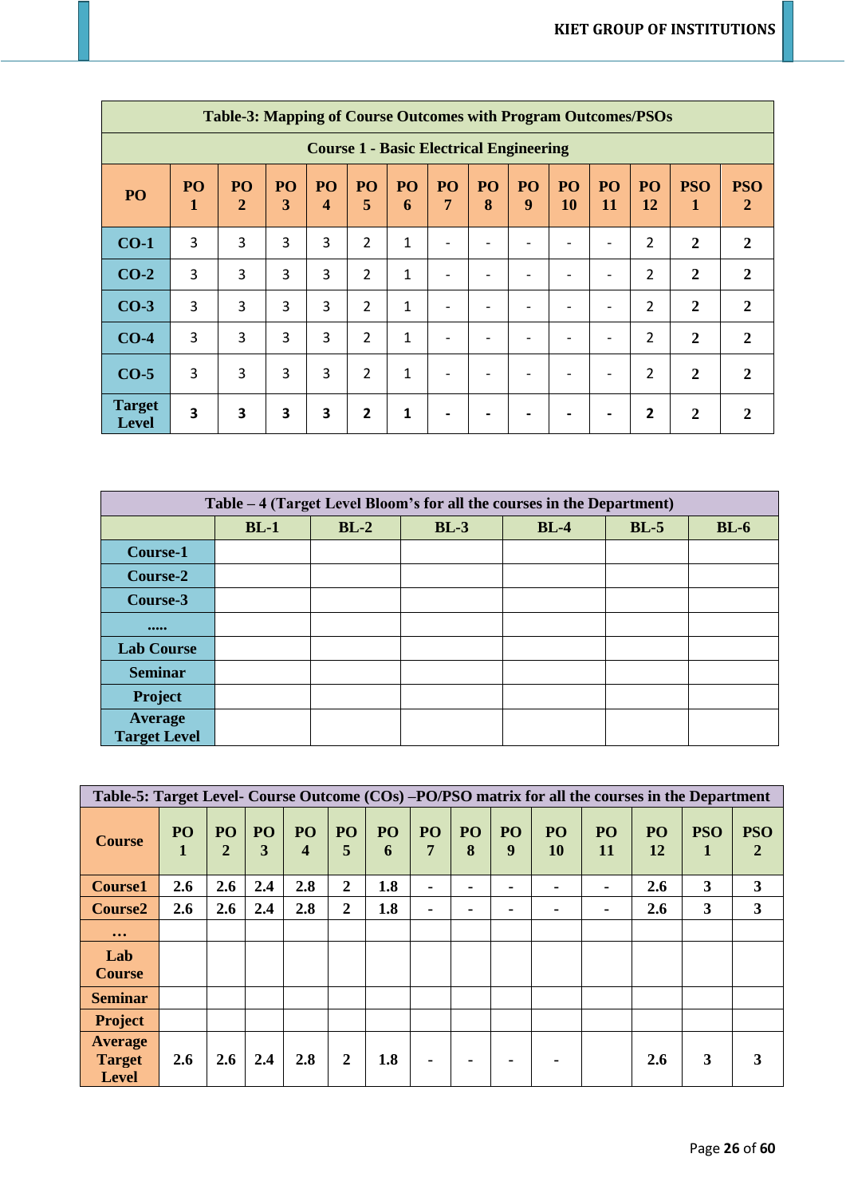| Table-3: Mapping of Course Outcomes with Program Outcomes/PSOs | | | | | | | | | | | | | | |
|---|---|---|---|---|---|---|---|---|---|---|---|---|---|---|
| **Course 1 - Basic Electrical Engineering** | | | | | | | | | | | | | | |
| **PO** | **PO 1** | **PO 2** | **PO 3** | **PO 4** | **PO 5** | **PO 6** | **PO 7** | **PO 8** | **PO 9** | **PO 10** | **PO 11** | **PO 12** | **PSO 1** | **PSO 2** |
| **CO-1** | 3 | 3 | 3 | 3 | 2 | 1 | - | - | - | - | - | 2 | **2** | **2** |
| **CO-2** | 3 | 3 | 3 | 3 | 2 | 1 | - | - | - | - | - | 2 | **2** | **2** |
| **CO-3** | 3 | 3 | 3 | 3 | 2 | 1 | - | - | - | - | - | 2 | **2** | **2** |
| **CO-4** | 3 | 3 | 3 | 3 | 2 | 1 | - | - | - | - | - | 2 | **2** | **2** |
| **CO-5** | 3 | 3 | 3 | 3 | 2 | 1 | - | - | - | - | - | 2 | **2** | **2** |
| **Target Level** | **3** | **3** | **3** | **3** | **2** | **1** | **-** | **-** | **-** | **-** | **-** | **2** | **2** | **2** |

| Table – 4 (Target Level Bloom's for all the courses in the Department) | | | | | | |
|---|---|---|---|---|---|---|
| | **BL-1** | **BL-2** | **BL-3** | **BL-4** | **BL-5** | **BL-6** |
| **Course-1** | | | | | | |
| **Course-2** | | | | | | |
| **Course-3** | | | | | | |
| **.....** | | | | | | |
| **Lab Course** | | | | | | |
| **Seminar** | | | | | | |
| **Project** | | | | | | |
| **Average Target Level** | | | | | | |

| Table-5: Target Level- Course Outcome (COs) –PO/PSO matrix for all the courses in the Department | | | | | | | | | | | | | | |
|---|---|---|---|---|---|---|---|---|---|---|---|---|---|---|
| **Course** | **PO 1** | **PO 2** | **PO 3** | **PO 4** | **PO 5** | **PO 6** | **PO 7** | **PO 8** | **PO 9** | **PO 10** | **PO 11** | **PO 12** | **PSO 1** | **PSO 2** |
| **Course1** | **2.6** | **2.6** | **2.4** | **2.8** | **2** | **1.8** | **-** | **-** | **-** | **-** | **-** | **2.6** | **3** | **3** |
| **Course2** | **2.6** | **2.6** | **2.4** | **2.8** | **2** | **1.8** | **-** | **-** | **-** | **-** | **-** | **2.6** | **3** | **3** |
| **…** | | | | | | | | | | | | | | |
| **Lab Course** | | | | | | | | | | | | | | |
| **Seminar** | | | | | | | | | | | | | | |
| **Project** | | | | | | | | | | | | | | |
| **Average Target Level** | **2.6** | **2.6** | **2.4** | **2.8** | **2** | **1.8** | **-** | **-** | **-** | **-** | | **2.6** | **3** | **3** |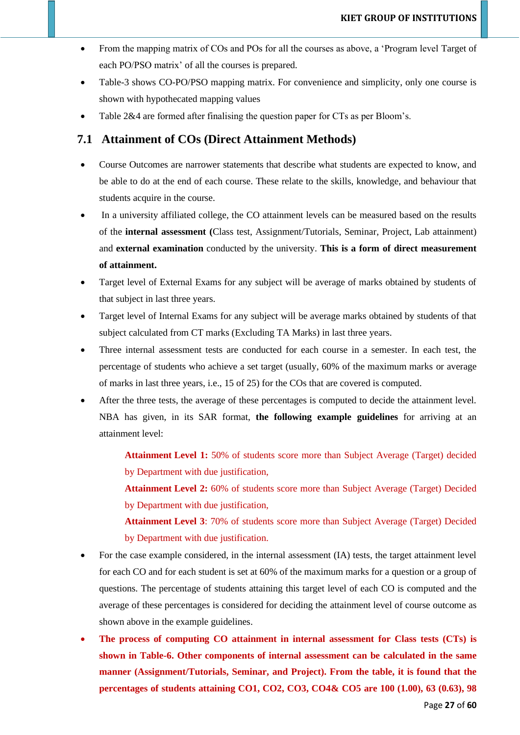- From the mapping matrix of COs and POs for all the courses as above, a 'Program level Target of each PO/PSO matrix' of all the courses is prepared.
- Table-3 shows CO-PO/PSO mapping matrix. For convenience and simplicity, only one course is shown with hypothecated mapping values
- Table 2&4 are formed after finalising the question paper for CTs as per Bloom's.

## 7.1 Attainment of COs (Direct Attainment Methods)

- Course Outcomes are narrower statements that describe what students are expected to know, and be able to do at the end of each course. These relate to the skills, knowledge, and behaviour that students acquire in the course.
- In a university affiliated college, the CO attainment levels can be measured based on the results of the **internal assessment (**Class test, Assignment/Tutorials, Seminar, Project, Lab attainment) and **external examination** conducted by the university. **This is a form of direct measurement of attainment.**
- Target level of External Exams for any subject will be average of marks obtained by students of that subject in last three years.
- Target level of Internal Exams for any subject will be average marks obtained by students of that subject calculated from CT marks (Excluding TA Marks) in last three years.
- Three internal assessment tests are conducted for each course in a semester. In each test, the percentage of students who achieve a set target (usually, 60% of the maximum marks or average of marks in last three years, i.e., 15 of 25) for the COs that are covered is computed.
- After the three tests, the average of these percentages is computed to decide the attainment level. NBA has given, in its SAR format, **the following example guidelines** for arriving at an attainment level:

  **Attainment Level 1:** 50% of students score more than Subject Average (Target) decided by Department with due justification,

  **Attainment Level 2:** 60% of students score more than Subject Average (Target) Decided by Department with due justification,

  **Attainment Level 3**: 70% of students score more than Subject Average (Target) Decided by Department with due justification.

- For the case example considered, in the internal assessment (IA) tests, the target attainment level for each CO and for each student is set at 60% of the maximum marks for a question or a group of questions. The percentage of students attaining this target level of each CO is computed and the average of these percentages is considered for deciding the attainment level of course outcome as shown above in the example guidelines.
- **The process of computing CO attainment in internal assessment for Class tests (CTs) is shown in Table-6. Other components of internal assessment can be calculated in the same manner (Assignment/Tutorials, Seminar, and Project). From the table, it is found that the percentages of students attaining CO1, CO2, CO3, CO4& CO5 are 100 (1.00), 63 (0.63), 98**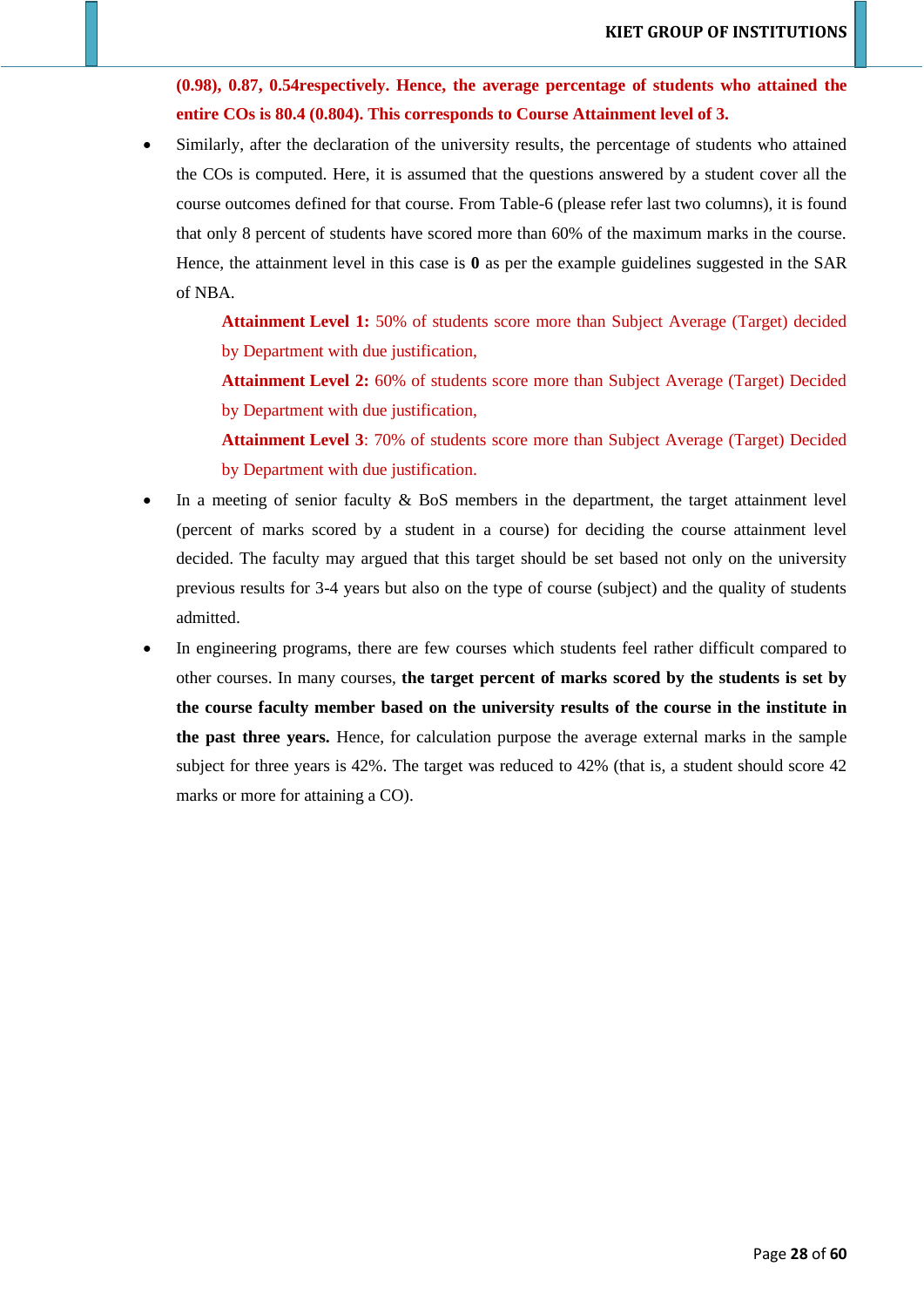**(0.98), 0.87, 0.54respectively. Hence, the average percentage of students who attained the entire COs is 80.4 (0.804). This corresponds to Course Attainment level of 3.**

- Similarly, after the declaration of the university results, the percentage of students who attained the COs is computed. Here, it is assumed that the questions answered by a student cover all the course outcomes defined for that course. From Table-6 (please refer last two columns), it is found that only 8 percent of students have scored more than 60% of the maximum marks in the course. Hence, the attainment level in this case is **0** as per the example guidelines suggested in the SAR of NBA.

  **Attainment Level 1:** 50% of students score more than Subject Average (Target) decided by Department with due justification,

  **Attainment Level 2:** 60% of students score more than Subject Average (Target) Decided by Department with due justification,

  **Attainment Level 3**: 70% of students score more than Subject Average (Target) Decided by Department with due justification.

- In a meeting of senior faculty & BoS members in the department, the target attainment level (percent of marks scored by a student in a course) for deciding the course attainment level decided. The faculty may argued that this target should be set based not only on the university previous results for 3-4 years but also on the type of course (subject) and the quality of students admitted.
- In engineering programs, there are few courses which students feel rather difficult compared to other courses. In many courses, **the target percent of marks scored by the students is set by the course faculty member based on the university results of the course in the institute in the past three years.** Hence, for calculation purpose the average external marks in the sample subject for three years is 42%. The target was reduced to 42% (that is, a student should score 42 marks or more for attaining a CO).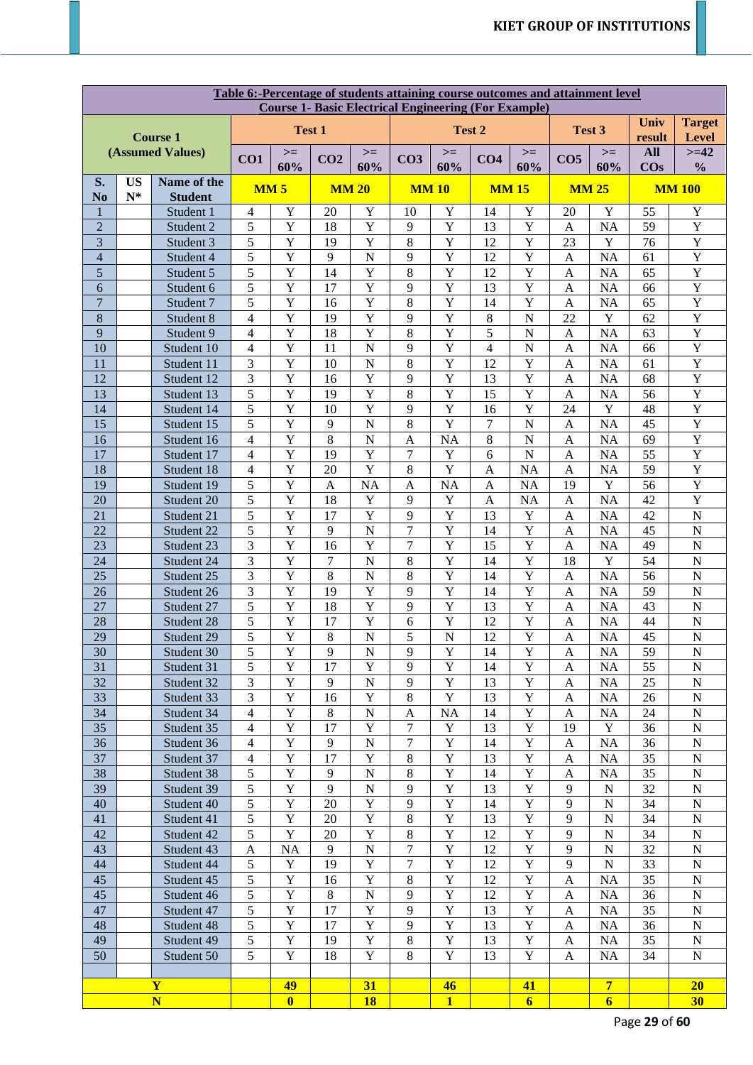**Table 6:-Percentage of students attaining course outcomes and attainment level**
**Course 1- Basic Electrical Engineering (For Example)**

| Course 1 (Assumed Values) | | | Test 1 | | | | Test 2 | | | | Test 3 | | Univ result | Target Level |
|---|---|---|---|---|---|---|---|---|---|---|---|---|---|---|
| | | | CO1 | >= 60% | CO2 | >= 60% | CO3 | >= 60% | CO4 | >= 60% | CO5 | >= 60% | All COs | >=42 % |
| S. No | USN* | Name of the Student | MM 5 | | MM 20 | | MM 10 | | MM 15 | | MM 25 | | MM 100 | |
| 1 | | Student 1 | 4 | Y | 20 | Y | 10 | Y | 14 | Y | 20 | Y | 55 | Y |
| 2 | | Student 2 | 5 | Y | 18 | Y | 9 | Y | 13 | Y | A | NA | 59 | Y |
| 3 | | Student 3 | 5 | Y | 19 | Y | 8 | Y | 12 | Y | 23 | Y | 76 | Y |
| 4 | | Student 4 | 5 | Y | 9 | N | 9 | Y | 12 | Y | A | NA | 61 | Y |
| 5 | | Student 5 | 5 | Y | 14 | Y | 8 | Y | 12 | Y | A | NA | 65 | Y |
| 6 | | Student 6 | 5 | Y | 17 | Y | 9 | Y | 13 | Y | A | NA | 66 | Y |
| 7 | | Student 7 | 5 | Y | 16 | Y | 8 | Y | 14 | Y | A | NA | 65 | Y |
| 8 | | Student 8 | 4 | Y | 19 | Y | 9 | Y | 8 | N | 22 | Y | 62 | Y |
| 9 | | Student 9 | 4 | Y | 18 | Y | 8 | Y | 5 | N | A | NA | 63 | Y |
| 10 | | Student 10 | 4 | Y | 11 | N | 9 | Y | 4 | N | A | NA | 66 | Y |
| 11 | | Student 11 | 3 | Y | 10 | N | 8 | Y | 12 | Y | A | NA | 61 | Y |
| 12 | | Student 12 | 3 | Y | 16 | Y | 9 | Y | 13 | Y | A | NA | 68 | Y |
| 13 | | Student 13 | 5 | Y | 19 | Y | 8 | Y | 15 | Y | A | NA | 56 | Y |
| 14 | | Student 14 | 5 | Y | 10 | Y | 9 | Y | 16 | Y | 24 | Y | 48 | Y |
| 15 | | Student 15 | 5 | Y | 9 | N | 8 | Y | 7 | N | A | NA | 45 | Y |
| 16 | | Student 16 | 4 | Y | 8 | N | A | NA | 8 | N | A | NA | 69 | Y |
| 17 | | Student 17 | 4 | Y | 19 | Y | 7 | Y | 6 | N | A | NA | 55 | Y |
| 18 | | Student 18 | 4 | Y | 20 | Y | 8 | Y | A | NA | A | NA | 59 | Y |
| 19 | | Student 19 | 5 | Y | A | NA | A | NA | A | NA | 19 | Y | 56 | Y |
| 20 | | Student 20 | 5 | Y | 18 | Y | 9 | Y | A | NA | A | NA | 42 | Y |
| 21 | | Student 21 | 5 | Y | 17 | Y | 9 | Y | 13 | Y | A | NA | 42 | N |
| 22 | | Student 22 | 5 | Y | 9 | N | 7 | Y | 14 | Y | A | NA | 45 | N |
| 23 | | Student 23 | 3 | Y | 16 | Y | 7 | Y | 15 | Y | A | NA | 49 | N |
| 24 | | Student 24 | 3 | Y | 7 | N | 8 | Y | 14 | Y | 18 | Y | 54 | N |
| 25 | | Student 25 | 3 | Y | 8 | N | 8 | Y | 14 | Y | A | NA | 56 | N |
| 26 | | Student 26 | 3 | Y | 19 | Y | 9 | Y | 14 | Y | A | NA | 59 | N |
| 27 | | Student 27 | 5 | Y | 18 | Y | 9 | Y | 13 | Y | A | NA | 43 | N |
| 28 | | Student 28 | 5 | Y | 17 | Y | 6 | Y | 12 | Y | A | NA | 44 | N |
| 29 | | Student 29 | 5 | Y | 8 | N | 5 | N | 12 | Y | A | NA | 45 | N |
| 30 | | Student 30 | 5 | Y | 9 | N | 9 | Y | 14 | Y | A | NA | 59 | N |
| 31 | | Student 31 | 5 | Y | 17 | Y | 9 | Y | 14 | Y | A | NA | 55 | N |
| 32 | | Student 32 | 3 | Y | 9 | N | 9 | Y | 13 | Y | A | NA | 25 | N |
| 33 | | Student 33 | 3 | Y | 16 | Y | 8 | Y | 13 | Y | A | NA | 26 | N |
| 34 | | Student 34 | 4 | Y | 8 | N | A | NA | 14 | Y | A | NA | 24 | N |
| 35 | | Student 35 | 4 | Y | 17 | Y | 7 | Y | 13 | Y | 19 | Y | 36 | N |
| 36 | | Student 36 | 4 | Y | 9 | N | 7 | Y | 14 | Y | A | NA | 36 | N |
| 37 | | Student 37 | 4 | Y | 17 | Y | 8 | Y | 13 | Y | A | NA | 35 | N |
| 38 | | Student 38 | 5 | Y | 9 | N | 8 | Y | 14 | Y | A | NA | 35 | N |
| 39 | | Student 39 | 5 | Y | 9 | N | 9 | Y | 13 | Y | 9 | N | 32 | N |
| 40 | | Student 40 | 5 | Y | 20 | Y | 9 | Y | 14 | Y | 9 | N | 34 | N |
| 41 | | Student 41 | 5 | Y | 20 | Y | 8 | Y | 13 | Y | 9 | N | 34 | N |
| 42 | | Student 42 | 5 | Y | 20 | Y | 8 | Y | 12 | Y | 9 | N | 34 | N |
| 43 | | Student 43 | A | NA | 9 | N | 7 | Y | 12 | Y | 9 | N | 32 | N |
| 44 | | Student 44 | 5 | Y | 19 | Y | 7 | Y | 12 | Y | 9 | N | 33 | N |
| 45 | | Student 45 | 5 | Y | 16 | Y | 8 | Y | 12 | Y | A | NA | 35 | N |
| 45 | | Student 46 | 5 | Y | 8 | N | 9 | Y | 12 | Y | A | NA | 36 | N |
| 47 | | Student 47 | 5 | Y | 17 | Y | 9 | Y | 13 | Y | A | NA | 35 | N |
| 48 | | Student 48 | 5 | Y | 17 | Y | 9 | Y | 13 | Y | A | NA | 36 | N |
| 49 | | Student 49 | 5 | Y | 19 | Y | 8 | Y | 13 | Y | A | NA | 35 | N |
| 50 | | Student 50 | 5 | Y | 18 | Y | 8 | Y | 13 | Y | A | NA | 34 | N |
| | | | | | | | | | | | | | | |
| Y | | | | 49 | | 31 | | 46 | | 41 | | 7 | | 20 |
| N | | | | 0 | | 18 | | 1 | | 6 | | 6 | | 30 |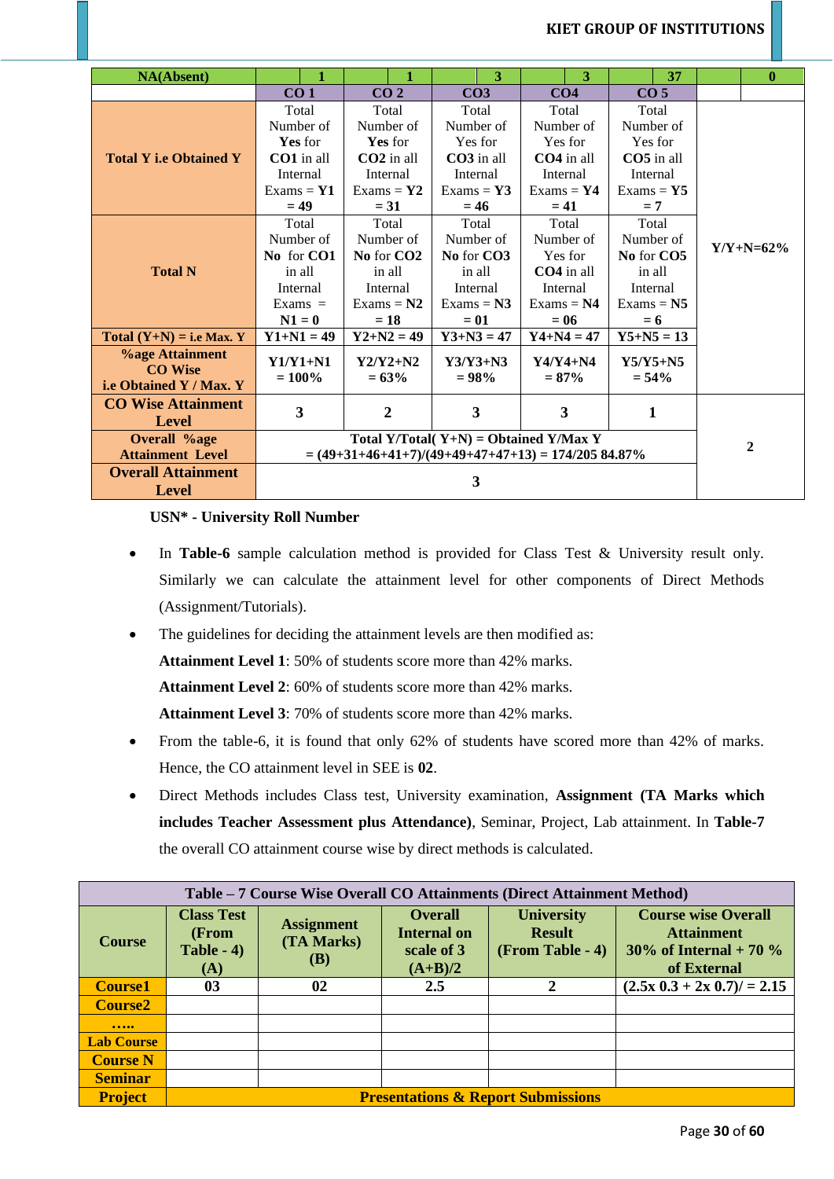| NA(Absent) | 1 | 1 | 3 | 3 | 37 | 0 |
|---|---|---|---|---|---|---|
| | CO 1 | CO 2 | CO3 | CO4 | CO 5 | |
| Total Y i.e Obtained Y | Total Number of **Yes** for **CO1** in all Internal Exams = **Y1** = **49** | Total Number of **Yes** for **CO2** in all Internal Exams = **Y2** = **31** | Total Number of Yes for **CO3** in all Internal Exams = **Y3** = **46** | Total Number of Yes for **CO4** in all Internal Exams = **Y4** = **41** | Total Number of Yes for **CO5** in all Internal Exams = **Y5** = **7** | **Y/Y+N=62%** |
| Total N | Total Number of **No** for **CO1** in all Internal Exams = **N1 = 0** | Total Number of **No** for **CO2** in all Internal Exams = **N2** = **18** | Total Number of **No** for **CO3** in all Internal Exams = **N3** = **01** | Total Number of Yes for **CO4** in all Internal Exams = **N4** = **06** | Total Number of **No** for **CO5** in all Internal Exams = **N5** = **6** | |
| Total (Y+N) = i.e Max. Y | Y1+N1 = 49 | Y2+N2 = 49 | Y3+N3 = 47 | Y4+N4 = 47 | Y5+N5 = 13 | |
| %age Attainment CO Wise i.e Obtained Y / Max. Y | Y1/Y1+N1 = 100% | Y2/Y2+N2 = 63% | Y3/Y3+N3 = 98% | Y4/Y4+N4 = 87% | Y5/Y5+N5 = 54% | |
| CO Wise Attainment Level | 3 | 2 | 3 | 3 | 1 | 2 |
| Overall %age Attainment Level | Total Y/Total( Y+N) = Obtained Y/Max Y = (49+31+46+41+7)/(49+49+47+47+13) = 174/205 84.87% | | | | | |
| Overall Attainment Level | 3 | | | | | |

**USN\* - University Roll Number**

- In **Table-6** sample calculation method is provided for Class Test & University result only. Similarly we can calculate the attainment level for other components of Direct Methods (Assignment/Tutorials).
- The guidelines for deciding the attainment levels are then modified as:

  **Attainment Level 1**: 50% of students score more than 42% marks.

  **Attainment Level 2**: 60% of students score more than 42% marks.

  **Attainment Level 3**: 70% of students score more than 42% marks.
- From the table-6, it is found that only 62% of students have scored more than 42% of marks. Hence, the CO attainment level in SEE is **02**.
- Direct Methods includes Class test, University examination, **Assignment (TA Marks which includes Teacher Assessment plus Attendance)**, Seminar, Project, Lab attainment. In **Table-7** the overall CO attainment course wise by direct methods is calculated.

| Table – 7 Course Wise Overall CO Attainments (Direct Attainment Method) | | | | | |
|---|---|---|---|---|---|
| **Course** | **Class Test (From Table - 4) (A)** | **Assignment (TA Marks) (B)** | **Overall Internal on scale of 3 (A+B)/2** | **University Result (From Table - 4)** | **Course wise Overall Attainment 30% of Internal + 70 % of External** |
| **Course1** | **03** | **02** | **2.5** | **2** | **(2.5x 0.3 + 2x 0.7)/ = 2.15** |
| **Course2** | | | | | |
| **…..** | | | | | |
| **Lab Course** | | | | | |
| **Course N** | | | | | |
| **Seminar** | | | | | |
| **Project** | **Presentations & Report Submissions** | | | | |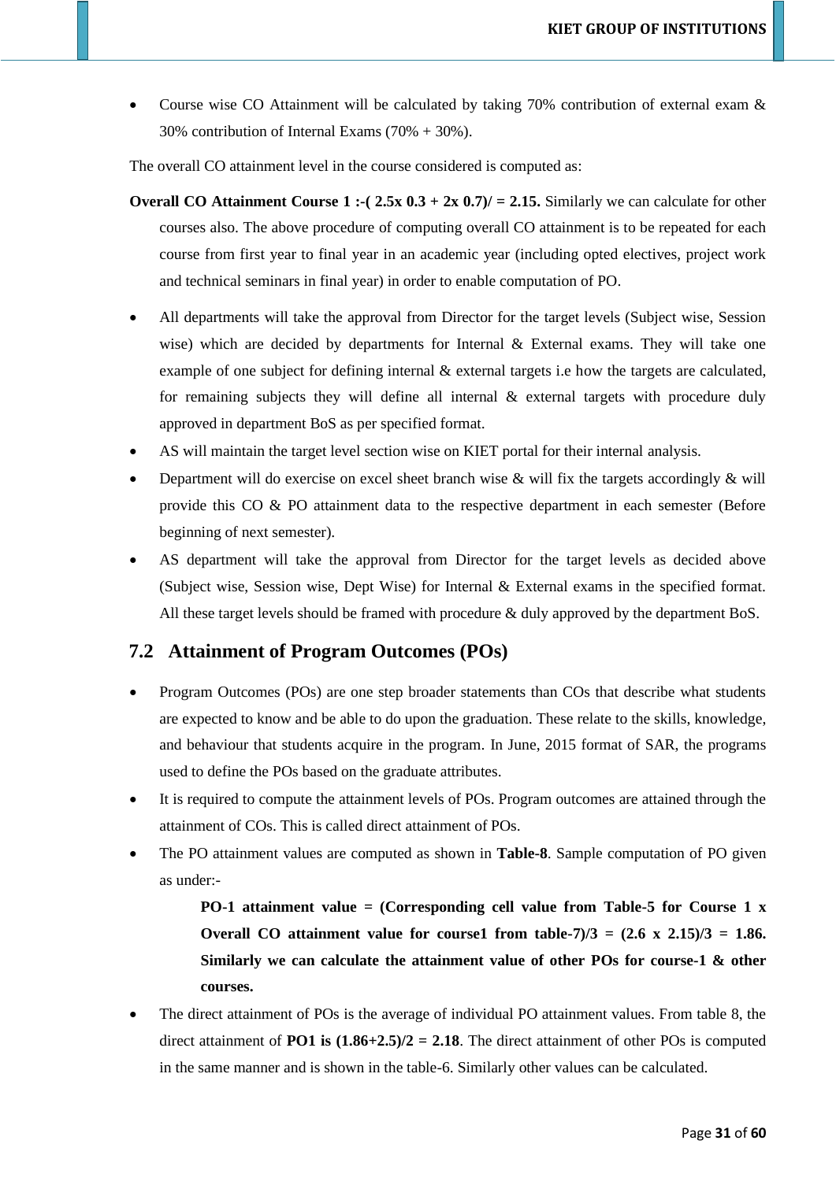- Course wise CO Attainment will be calculated by taking 70% contribution of external exam & 30% contribution of Internal Exams (70% + 30%).

The overall CO attainment level in the course considered is computed as:

**Overall CO Attainment Course 1 :-( 2.5x 0.3 + 2x 0.7)/ = 2.15.** Similarly we can calculate for other courses also. The above procedure of computing overall CO attainment is to be repeated for each course from first year to final year in an academic year (including opted electives, project work and technical seminars in final year) in order to enable computation of PO.

- All departments will take the approval from Director for the target levels (Subject wise, Session wise) which are decided by departments for Internal & External exams. They will take one example of one subject for defining internal & external targets i.e how the targets are calculated, for remaining subjects they will define all internal & external targets with procedure duly approved in department BoS as per specified format.
- AS will maintain the target level section wise on KIET portal for their internal analysis.
- Department will do exercise on excel sheet branch wise & will fix the targets accordingly & will provide this CO & PO attainment data to the respective department in each semester (Before beginning of next semester).
- AS department will take the approval from Director for the target levels as decided above (Subject wise, Session wise, Dept Wise) for Internal & External exams in the specified format. All these target levels should be framed with procedure & duly approved by the department BoS.

## 7.2 Attainment of Program Outcomes (POs)

- Program Outcomes (POs) are one step broader statements than COs that describe what students are expected to know and be able to do upon the graduation. These relate to the skills, knowledge, and behaviour that students acquire in the program. In June, 2015 format of SAR, the programs used to define the POs based on the graduate attributes.
- It is required to compute the attainment levels of POs. Program outcomes are attained through the attainment of COs. This is called direct attainment of POs.
- The PO attainment values are computed as shown in **Table-8**. Sample computation of PO given as under:-

  **PO-1 attainment value = (Corresponding cell value from Table-5 for Course 1 x Overall CO attainment value for course1 from table-7)/3 = (2.6 x 2.15)/3 = 1.86. Similarly we can calculate the attainment value of other POs for course-1 & other courses.**

- The direct attainment of POs is the average of individual PO attainment values. From table 8, the direct attainment of **PO1 is (1.86+2.5)/2 = 2.18**. The direct attainment of other POs is computed in the same manner and is shown in the table-6. Similarly other values can be calculated.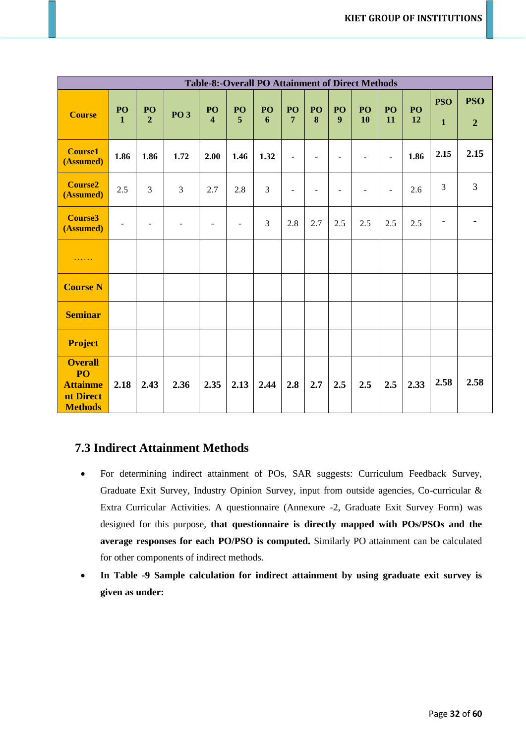| Table-8:-Overall PO Attainment of Direct Methods | | | | | | | | | | | | | | |
|---|---|---|---|---|---|---|---|---|---|---|---|---|---|---|
| **Course** | **PO 1** | **PO 2** | **PO 3** | **PO 4** | **PO 5** | **PO 6** | **PO 7** | **PO 8** | **PO 9** | **PO 10** | **PO 11** | **PO 12** | **PSO 1** | **PSO 2** |
| **Course1 (Assumed)** | **1.86** | **1.86** | **1.72** | **2.00** | **1.46** | **1.32** | **-** | **-** | **-** | **-** | **-** | **1.86** | **2.15** | **2.15** |
| **Course2 (Assumed)** | 2.5 | 3 | 3 | 2.7 | 2.8 | 3 | - | - | - | - | - | 2.6 | 3 | 3 |
| **Course3 (Assumed)** | - | - | - | - | - | 3 | 2.8 | 2.7 | 2.5 | 2.5 | 2.5 | 2.5 | - | - |
| …… | | | | | | | | | | | | | | |
| **Course N** | | | | | | | | | | | | | | |
| **Seminar** | | | | | | | | | | | | | | |
| **Project** | | | | | | | | | | | | | | |
| **Overall PO Attainment Direct Methods** | **2.18** | **2.43** | **2.36** | **2.35** | **2.13** | **2.44** | **2.8** | **2.7** | **2.5** | **2.5** | **2.5** | **2.33** | **2.58** | **2.58** |

### 7.3 Indirect Attainment Methods

- For determining indirect attainment of POs, SAR suggests: Curriculum Feedback Survey, Graduate Exit Survey, Industry Opinion Survey, input from outside agencies, Co-curricular & Extra Curricular Activities. A questionnaire (Annexure -2, Graduate Exit Survey Form) was designed for this purpose, **that questionnaire is directly mapped with POs/PSOs and the average responses for each PO/PSO is computed.** Similarly PO attainment can be calculated for other components of indirect methods.
- **In Table -9 Sample calculation for indirect attainment by using graduate exit survey is given as under:**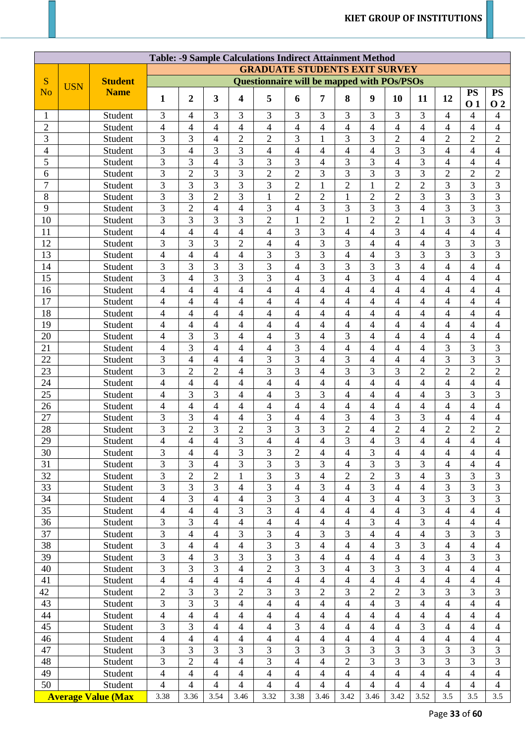| Table: -9 Sample Calculations Indirect Attainment Method | | | | | | | | | | | | | | | | | |
|---|---|---|---|---|---|---|---|---|---|---|---|---|---|---|---|---|---|
| S No | USN | Student Name | GRADUATE STUDENTS EXIT SURVEY | | | | | | | | | | | | | | |
| | | | Questionnaire will be mapped with POs/PSOs | | | | | | | | | | | | | | |
| | | | 1 | 2 | 3 | 4 | 5 | 6 | 7 | 8 | 9 | 10 | 11 | 12 | PS O 1 | PS O 2 |
| 1 | | Student | 3 | 4 | 3 | 3 | 3 | 3 | 3 | 3 | 3 | 3 | 3 | 4 | 4 | 4 |
| 2 | | Student | 4 | 4 | 4 | 4 | 4 | 4 | 4 | 4 | 4 | 4 | 4 | 4 | 4 | 4 |
| 3 | | Student | 3 | 3 | 4 | 2 | 2 | 3 | 1 | 3 | 3 | 2 | 4 | 2 | 2 | 2 |
| 4 | | Student | 3 | 4 | 3 | 3 | 4 | 4 | 4 | 4 | 4 | 3 | 3 | 4 | 4 | 4 |
| 5 | | Student | 3 | 3 | 4 | 3 | 3 | 3 | 4 | 3 | 3 | 4 | 3 | 4 | 4 | 4 |
| 6 | | Student | 3 | 2 | 3 | 3 | 2 | 2 | 3 | 3 | 3 | 3 | 3 | 2 | 2 | 2 |
| 7 | | Student | 3 | 3 | 3 | 3 | 3 | 2 | 1 | 2 | 1 | 2 | 2 | 3 | 3 | 3 |
| 8 | | Student | 3 | 3 | 2 | 3 | 1 | 2 | 2 | 1 | 2 | 2 | 3 | 3 | 3 | 3 |
| 9 | | Student | 3 | 2 | 4 | 4 | 3 | 4 | 3 | 3 | 3 | 3 | 4 | 3 | 3 | 3 |
| 10 | | Student | 3 | 3 | 3 | 3 | 2 | 1 | 2 | 1 | 2 | 2 | 1 | 3 | 3 | 3 |
| 11 | | Student | 4 | 4 | 4 | 4 | 4 | 3 | 3 | 4 | 4 | 3 | 4 | 4 | 4 | 4 |
| 12 | | Student | 3 | 3 | 3 | 2 | 4 | 4 | 3 | 3 | 4 | 4 | 4 | 3 | 3 | 3 |
| 13 | | Student | 4 | 4 | 4 | 4 | 3 | 3 | 3 | 4 | 4 | 3 | 3 | 3 | 3 | 3 |
| 14 | | Student | 3 | 3 | 3 | 3 | 3 | 4 | 3 | 3 | 3 | 3 | 4 | 4 | 4 | 4 |
| 15 | | Student | 3 | 4 | 3 | 3 | 3 | 4 | 3 | 4 | 3 | 4 | 4 | 4 | 4 | 4 |
| 16 | | Student | 4 | 4 | 4 | 4 | 4 | 4 | 4 | 4 | 4 | 4 | 4 | 4 | 4 | 4 |
| 17 | | Student | 4 | 4 | 4 | 4 | 4 | 4 | 4 | 4 | 4 | 4 | 4 | 4 | 4 | 4 |
| 18 | | Student | 4 | 4 | 4 | 4 | 4 | 4 | 4 | 4 | 4 | 4 | 4 | 4 | 4 | 4 |
| 19 | | Student | 4 | 4 | 4 | 4 | 4 | 4 | 4 | 4 | 4 | 4 | 4 | 4 | 4 | 4 |
| 20 | | Student | 4 | 3 | 3 | 4 | 4 | 3 | 4 | 3 | 4 | 4 | 4 | 4 | 4 | 4 |
| 21 | | Student | 4 | 3 | 4 | 4 | 4 | 3 | 4 | 4 | 4 | 4 | 4 | 3 | 3 | 3 |
| 22 | | Student | 3 | 4 | 4 | 4 | 3 | 3 | 4 | 3 | 4 | 4 | 4 | 3 | 3 | 3 |
| 23 | | Student | 3 | 2 | 2 | 4 | 3 | 3 | 4 | 3 | 3 | 3 | 2 | 2 | 2 | 2 |
| 24 | | Student | 4 | 4 | 4 | 4 | 4 | 4 | 4 | 4 | 4 | 4 | 4 | 4 | 4 | 4 |
| 25 | | Student | 4 | 3 | 3 | 4 | 4 | 3 | 3 | 4 | 4 | 4 | 4 | 3 | 3 | 3 |
| 26 | | Student | 4 | 4 | 4 | 4 | 4 | 4 | 4 | 4 | 4 | 4 | 4 | 4 | 4 | 4 |
| 27 | | Student | 3 | 3 | 4 | 4 | 3 | 4 | 4 | 3 | 4 | 3 | 3 | 4 | 4 | 4 |
| 28 | | Student | 3 | 2 | 3 | 2 | 3 | 3 | 3 | 2 | 4 | 2 | 4 | 2 | 2 | 2 |
| 29 | | Student | 4 | 4 | 4 | 3 | 4 | 4 | 4 | 3 | 4 | 3 | 4 | 4 | 4 | 4 |
| 30 | | Student | 3 | 4 | 4 | 3 | 3 | 2 | 4 | 4 | 3 | 4 | 4 | 4 | 4 | 4 |
| 31 | | Student | 3 | 3 | 4 | 3 | 3 | 3 | 3 | 4 | 3 | 3 | 3 | 4 | 4 | 4 |
| 32 | | Student | 3 | 2 | 2 | 1 | 3 | 3 | 4 | 2 | 2 | 3 | 4 | 3 | 3 | 3 |
| 33 | | Student | 3 | 3 | 3 | 4 | 3 | 4 | 3 | 4 | 3 | 4 | 4 | 3 | 3 | 3 |
| 34 | | Student | 4 | 3 | 4 | 4 | 3 | 3 | 4 | 4 | 3 | 4 | 3 | 3 | 3 | 3 |
| 35 | | Student | 4 | 4 | 4 | 3 | 3 | 4 | 4 | 4 | 4 | 4 | 3 | 4 | 4 | 4 |
| 36 | | Student | 3 | 3 | 4 | 4 | 4 | 4 | 4 | 4 | 3 | 4 | 3 | 4 | 4 | 4 |
| 37 | | Student | 3 | 4 | 4 | 3 | 3 | 4 | 3 | 3 | 4 | 4 | 4 | 3 | 3 | 3 |
| 38 | | Student | 3 | 4 | 4 | 4 | 3 | 3 | 4 | 4 | 4 | 3 | 3 | 4 | 4 | 4 |
| 39 | | Student | 3 | 4 | 3 | 3 | 3 | 3 | 4 | 4 | 4 | 4 | 4 | 3 | 3 | 3 |
| 40 | | Student | 3 | 3 | 3 | 4 | 2 | 3 | 3 | 4 | 3 | 3 | 3 | 4 | 4 | 4 |
| 41 | | Student | 4 | 4 | 4 | 4 | 4 | 4 | 4 | 4 | 4 | 4 | 4 | 4 | 4 | 4 |
| 42 | | Student | 2 | 3 | 3 | 2 | 3 | 3 | 2 | 3 | 2 | 2 | 3 | 3 | 3 | 3 |
| 43 | | Student | 3 | 3 | 3 | 4 | 4 | 4 | 4 | 4 | 4 | 3 | 4 | 4 | 4 | 4 |
| 44 | | Student | 4 | 4 | 4 | 4 | 4 | 4 | 4 | 4 | 4 | 4 | 4 | 4 | 4 | 4 |
| 45 | | Student | 3 | 3 | 4 | 4 | 4 | 3 | 4 | 4 | 4 | 4 | 3 | 4 | 4 | 4 |
| 46 | | Student | 4 | 4 | 4 | 4 | 4 | 4 | 4 | 4 | 4 | 4 | 4 | 4 | 4 | 4 |
| 47 | | Student | 3 | 3 | 3 | 3 | 3 | 3 | 3 | 3 | 3 | 3 | 3 | 3 | 3 | 3 |
| 48 | | Student | 3 | 2 | 4 | 4 | 3 | 4 | 4 | 2 | 3 | 3 | 3 | 3 | 3 | 3 |
| 49 | | Student | 4 | 4 | 4 | 4 | 4 | 4 | 4 | 4 | 4 | 4 | 4 | 4 | 4 | 4 |
| 50 | | Student | 4 | 4 | 4 | 4 | 4 | 4 | 4 | 4 | 4 | 4 | 4 | 4 | 4 | 4 |
| Average Value (Max | | | 3.38 | 3.36 | 3.54 | 3.46 | 3.32 | 3.38 | 3.46 | 3.42 | 3.46 | 3.42 | 3.52 | 3.5 | 3.5 | 3.5 |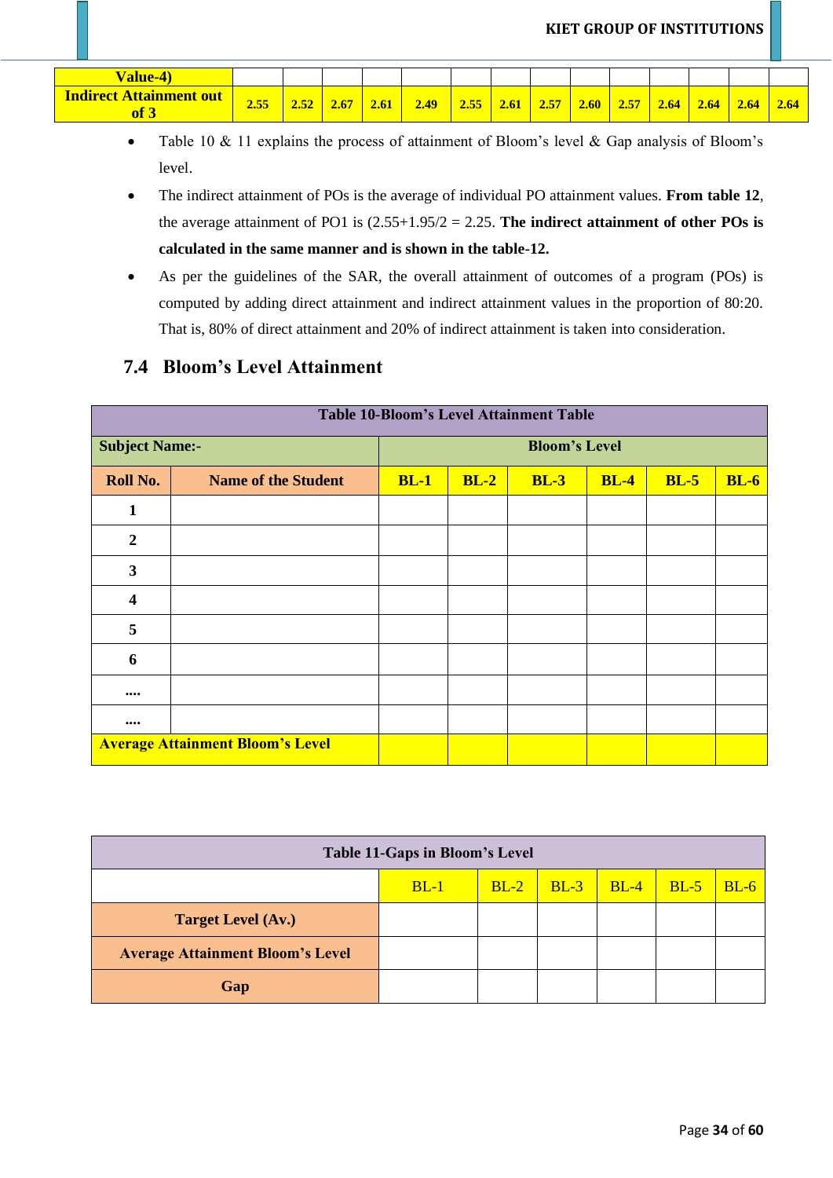| Value-4) | | | | | | | | | | | | | | |
|---|---|---|---|---|---|---|---|---|---|---|---|---|---|---|
| **Indirect Attainment out of 3** | 2.55 | 2.52 | 2.67 | 2.61 | 2.49 | 2.55 | 2.61 | 2.57 | 2.60 | 2.57 | 2.64 | 2.64 | 2.64 | 2.64 |

- Table 10 & 11 explains the process of attainment of Bloom's level & Gap analysis of Bloom's level.
- The indirect attainment of POs is the average of individual PO attainment values. **From table 12**, the average attainment of PO1 is (2.55+1.95/2 = 2.25. **The indirect attainment of other POs is calculated in the same manner and is shown in the table-12.**
- As per the guidelines of the SAR, the overall attainment of outcomes of a program (POs) is computed by adding direct attainment and indirect attainment values in the proportion of 80:20. That is, 80% of direct attainment and 20% of indirect attainment is taken into consideration.

## 7.4 Bloom's Level Attainment

| Table 10-Bloom's Level Attainment Table | | | | | | | |
|---|---|---|---|---|---|---|---|
| **Subject Name:-** | | **Bloom's Level** | | | | | |
| **Roll No.** | **Name of the Student** | **BL-1** | **BL-2** | **BL-3** | **BL-4** | **BL-5** | **BL-6** |
| **1** | | | | | | | |
| **2** | | | | | | | |
| **3** | | | | | | | |
| **4** | | | | | | | |
| **5** | | | | | | | |
| **6** | | | | | | | |
| **....** | | | | | | | |
| **....** | | | | | | | |
| **Average Attainment Bloom's Level** | | | | | | | |

| Table 11-Gaps in Bloom's Level | | | | | | |
|---|---|---|---|---|---|---|
| | BL-1 | BL-2 | BL-3 | BL-4 | BL-5 | BL-6 |
| **Target Level (Av.)** | | | | | | |
| **Average Attainment Bloom's Level** | | | | | | |
| **Gap** | | | | | | |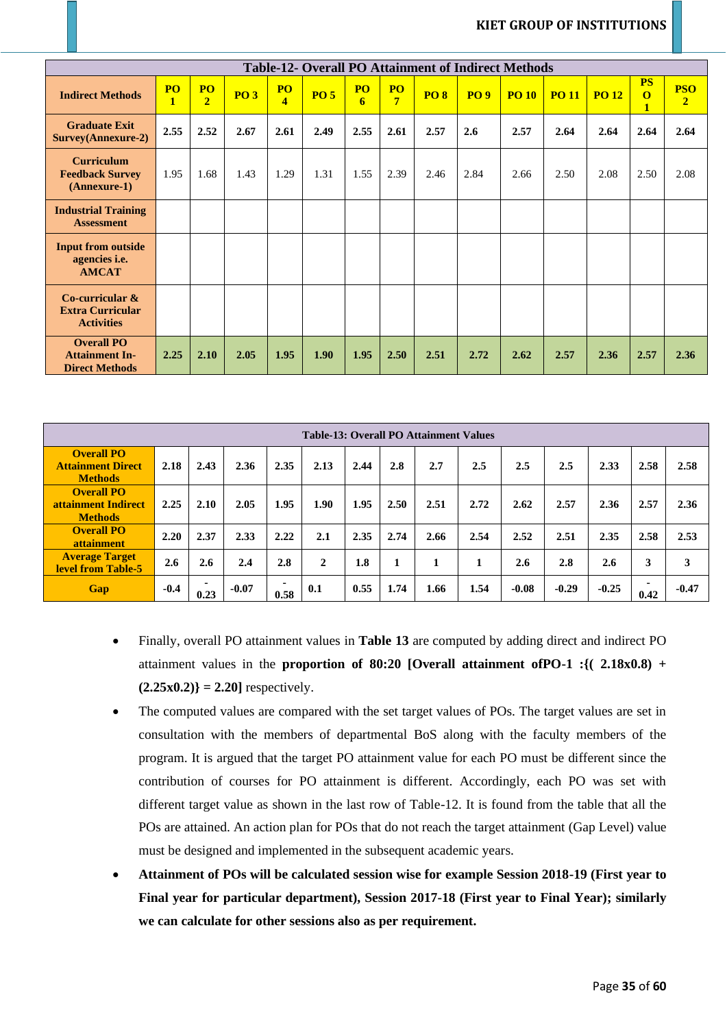| Table-12- Overall PO Attainment of Indirect Methods | | | | | | | | | | | | | | |
|---|---|---|---|---|---|---|---|---|---|---|---|---|---|---|
| **Indirect Methods** | **PO 1** | **PO 2** | **PO 3** | **PO 4** | **PO 5** | **PO 6** | **PO 7** | **PO 8** | **PO 9** | **PO 10** | **PO 11** | **PO 12** | **PSO 1** | **PSO 2** |
| **Graduate Exit Survey(Annexure-2)** | 2.55 | 2.52 | 2.67 | 2.61 | 2.49 | 2.55 | 2.61 | 2.57 | 2.6 | 2.57 | 2.64 | 2.64 | 2.64 | 2.64 |
| **Curriculum Feedback Survey (Annexure-1)** | 1.95 | 1.68 | 1.43 | 1.29 | 1.31 | 1.55 | 2.39 | 2.46 | 2.84 | 2.66 | 2.50 | 2.08 | 2.50 | 2.08 |
| **Industrial Training Assessment** | | | | | | | | | | | | | | |
| **Input from outside agencies i.e. AMCAT** | | | | | | | | | | | | | | |
| **Co-curricular & Extra Curricular Activities** | | | | | | | | | | | | | | |
| **Overall PO Attainment In-Direct Methods** | 2.25 | 2.10 | 2.05 | 1.95 | 1.90 | 1.95 | 2.50 | 2.51 | 2.72 | 2.62 | 2.57 | 2.36 | 2.57 | 2.36 |

| Table-13: Overall PO Attainment Values | | | | | | | | | | | | | | |
|---|---|---|---|---|---|---|---|---|---|---|---|---|---|---|
| **Overall PO Attainment Direct Methods** | 2.18 | 2.43 | 2.36 | 2.35 | 2.13 | 2.44 | 2.8 | 2.7 | 2.5 | 2.5 | 2.5 | 2.33 | 2.58 | 2.58 |
| **Overall PO attainment Indirect Methods** | 2.25 | 2.10 | 2.05 | 1.95 | 1.90 | 1.95 | 2.50 | 2.51 | 2.72 | 2.62 | 2.57 | 2.36 | 2.57 | 2.36 |
| **Overall PO attainment** | 2.20 | 2.37 | 2.33 | 2.22 | 2.1 | 2.35 | 2.74 | 2.66 | 2.54 | 2.52 | 2.51 | 2.35 | 2.58 | 2.53 |
| **Average Target level from Table-5** | 2.6 | 2.6 | 2.4 | 2.8 | 2 | 1.8 | 1 | 1 | 1 | 2.6 | 2.8 | 2.6 | 3 | 3 |
| **Gap** | -0.4 | -0.23 | -0.07 | -0.58 | 0.1 | 0.55 | 1.74 | 1.66 | 1.54 | -0.08 | -0.29 | -0.25 | -0.42 | -0.47 |

- Finally, overall PO attainment values in **Table 13** are computed by adding direct and indirect PO attainment values in the **proportion of 80:20 [Overall attainment ofPO-1 :{( 2.18x0.8) + (2.25x0.2)} = 2.20]** respectively.
- The computed values are compared with the set target values of POs. The target values are set in consultation with the members of departmental BoS along with the faculty members of the program. It is argued that the target PO attainment value for each PO must be different since the contribution of courses for PO attainment is different. Accordingly, each PO was set with different target value as shown in the last row of Table-12. It is found from the table that all the POs are attained. An action plan for POs that do not reach the target attainment (Gap Level) value must be designed and implemented in the subsequent academic years.
- **Attainment of POs will be calculated session wise for example Session 2018-19 (First year to Final year for particular department), Session 2017-18 (First year to Final Year); similarly we can calculate for other sessions also as per requirement.**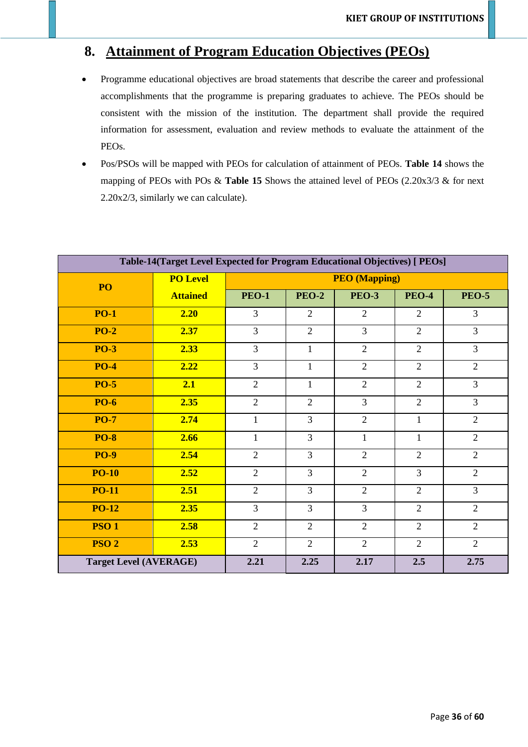## 8. Attainment of Program Education Objectives (PEOs)

- Programme educational objectives are broad statements that describe the career and professional accomplishments that the programme is preparing graduates to achieve. The PEOs should be consistent with the mission of the institution. The department shall provide the required information for assessment, evaluation and review methods to evaluate the attainment of the PEOs.
- Pos/PSOs will be mapped with PEOs for calculation of attainment of PEOs. **Table 14** shows the mapping of PEOs with POs & **Table 15** Shows the attained level of PEOs (2.20x3/3 & for next 2.20x2/3, similarly we can calculate).

**Table-14(Target Level Expected for Program Educational Objectives) [ PEOs]**

| PO | PO Level Attained | PEO (Mapping) | | | | |
|---|---|---|---|---|---|---|
| | | PEO-1 | PEO-2 | PEO-3 | PEO-4 | PEO-5 |
| PO-1 | 2.20 | 3 | 2 | 2 | 2 | 3 |
| PO-2 | 2.37 | 3 | 2 | 3 | 2 | 3 |
| PO-3 | 2.33 | 3 | 1 | 2 | 2 | 3 |
| PO-4 | 2.22 | 3 | 1 | 2 | 2 | 2 |
| PO-5 | 2.1 | 2 | 1 | 2 | 2 | 3 |
| PO-6 | 2.35 | 2 | 2 | 3 | 2 | 3 |
| PO-7 | 2.74 | 1 | 3 | 2 | 1 | 2 |
| PO-8 | 2.66 | 1 | 3 | 1 | 1 | 2 |
| PO-9 | 2.54 | 2 | 3 | 2 | 2 | 2 |
| PO-10 | 2.52 | 2 | 3 | 2 | 3 | 2 |
| PO-11 | 2.51 | 2 | 3 | 2 | 2 | 3 |
| PO-12 | 2.35 | 3 | 3 | 3 | 2 | 2 |
| PSO 1 | 2.58 | 2 | 2 | 2 | 2 | 2 |
| PSO 2 | 2.53 | 2 | 2 | 2 | 2 | 2 |
| Target Level (AVERAGE) | | 2.21 | 2.25 | 2.17 | 2.5 | 2.75 |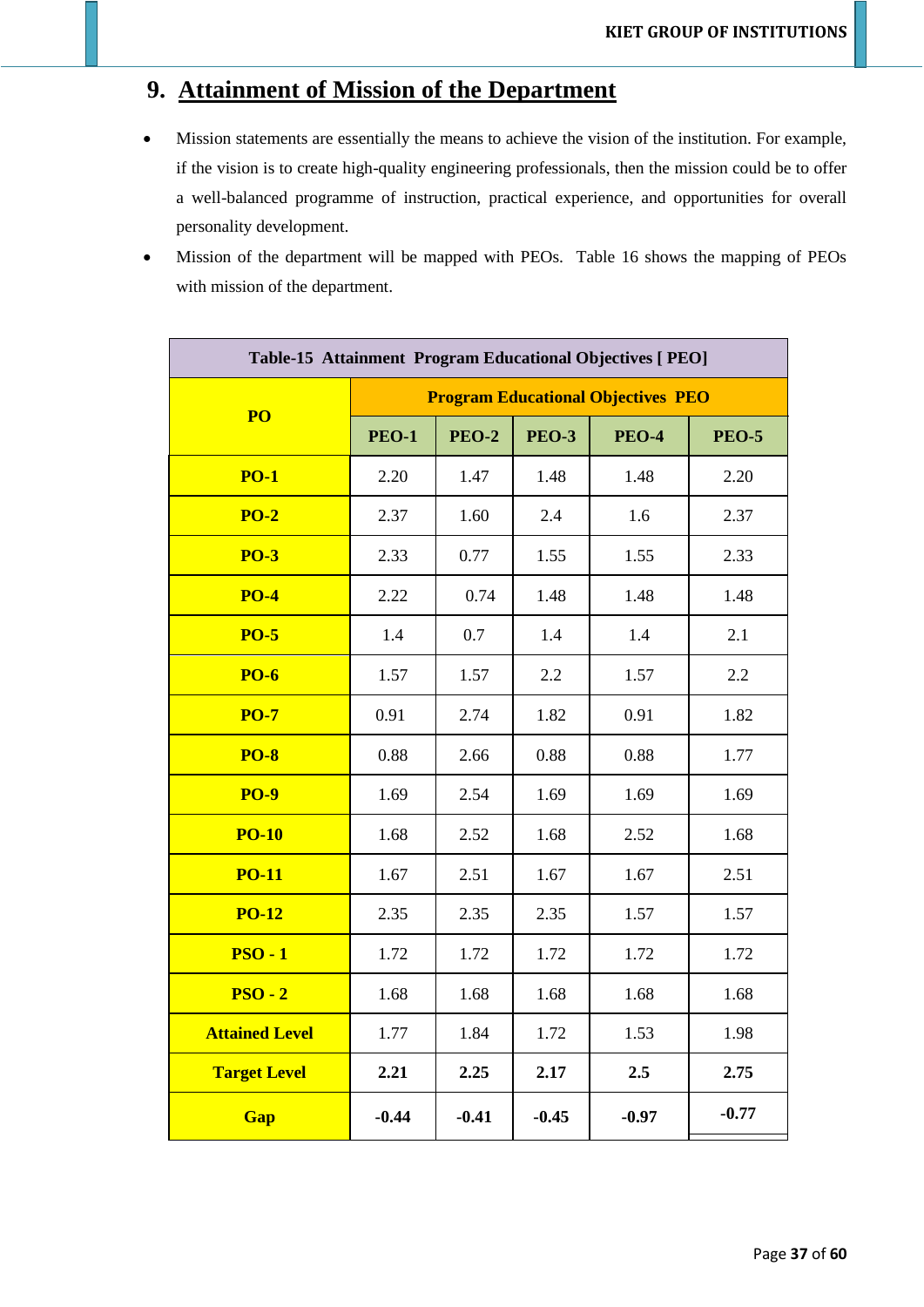## 9. Attainment of Mission of the Department

- Mission statements are essentially the means to achieve the vision of the institution. For example, if the vision is to create high-quality engineering professionals, then the mission could be to offer a well-balanced programme of instruction, practical experience, and opportunities for overall personality development.
- Mission of the department will be mapped with PEOs. Table 16 shows the mapping of PEOs with mission of the department.

| Table-15 Attainment Program Educational Objectives [ PEO] | | | | | |
|---|---|---|---|---|---|
| **PO** | **Program Educational Objectives PEO** | | | | |
| | **PEO-1** | **PEO-2** | **PEO-3** | **PEO-4** | **PEO-5** |
| **PO-1** | 2.20 | 1.47 | 1.48 | 1.48 | 2.20 |
| **PO-2** | 2.37 | 1.60 | 2.4 | 1.6 | 2.37 |
| **PO-3** | 2.33 | 0.77 | 1.55 | 1.55 | 2.33 |
| **PO-4** | 2.22 | 0.74 | 1.48 | 1.48 | 1.48 |
| **PO-5** | 1.4 | 0.7 | 1.4 | 1.4 | 2.1 |
| **PO-6** | 1.57 | 1.57 | 2.2 | 1.57 | 2.2 |
| **PO-7** | 0.91 | 2.74 | 1.82 | 0.91 | 1.82 |
| **PO-8** | 0.88 | 2.66 | 0.88 | 0.88 | 1.77 |
| **PO-9** | 1.69 | 2.54 | 1.69 | 1.69 | 1.69 |
| **PO-10** | 1.68 | 2.52 | 1.68 | 2.52 | 1.68 |
| **PO-11** | 1.67 | 2.51 | 1.67 | 1.67 | 2.51 |
| **PO-12** | 2.35 | 2.35 | 2.35 | 1.57 | 1.57 |
| **PSO - 1** | 1.72 | 1.72 | 1.72 | 1.72 | 1.72 |
| **PSO - 2** | 1.68 | 1.68 | 1.68 | 1.68 | 1.68 |
| **Attained Level** | 1.77 | 1.84 | 1.72 | 1.53 | 1.98 |
| **Target Level** | **2.21** | **2.25** | **2.17** | **2.5** | **2.75** |
| **Gap** | **-0.44** | **-0.41** | **-0.45** | **-0.97** | **-0.77** |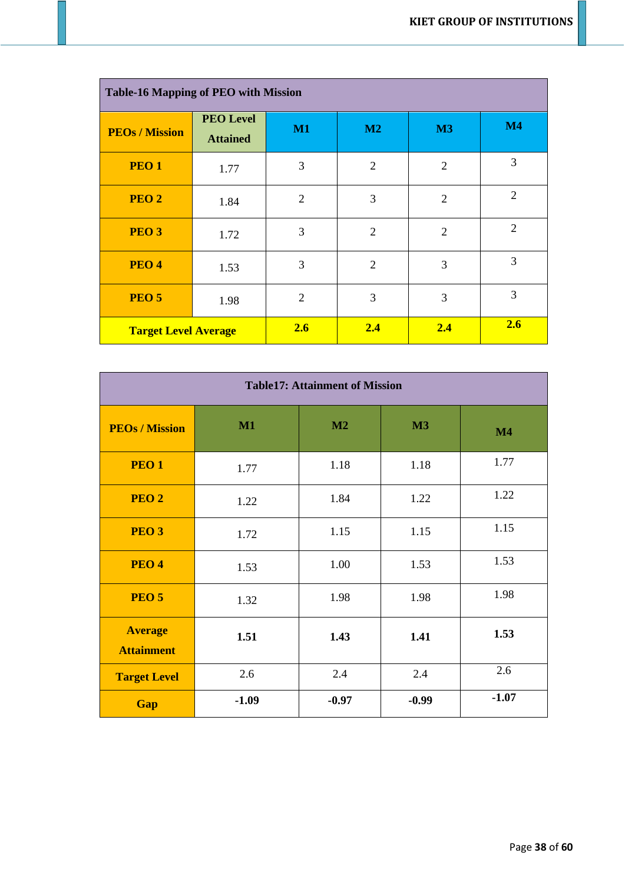| Table-16 Mapping of PEO with Mission | | | | | |
|---|---|---|---|---|---|
| **PEOs / Mission** | **PEO Level Attained** | **M1** | **M2** | **M3** | **M4** |
| **PEO 1** | 1.77 | 3 | 2 | 2 | 3 |
| **PEO 2** | 1.84 | 2 | 3 | 2 | 2 |
| **PEO 3** | 1.72 | 3 | 2 | 2 | 2 |
| **PEO 4** | 1.53 | 3 | 2 | 3 | 3 |
| **PEO 5** | 1.98 | 2 | 3 | 3 | 3 |
| **Target Level Average** | | **2.6** | **2.4** | **2.4** | **2.6** |

| Table17: Attainment of Mission | | | | |
|---|---|---|---|---|
| **PEOs / Mission** | **M1** | **M2** | **M3** | **M4** |
| **PEO 1** | 1.77 | 1.18 | 1.18 | 1.77 |
| **PEO 2** | 1.22 | 1.84 | 1.22 | 1.22 |
| **PEO 3** | 1.72 | 1.15 | 1.15 | 1.15 |
| **PEO 4** | 1.53 | 1.00 | 1.53 | 1.53 |
| **PEO 5** | 1.32 | 1.98 | 1.98 | 1.98 |
| **Average Attainment** | **1.51** | **1.43** | **1.41** | **1.53** |
| **Target Level** | 2.6 | 2.4 | 2.4 | 2.6 |
| **Gap** | **-1.09** | **-0.97** | **-0.99** | **-1.07** |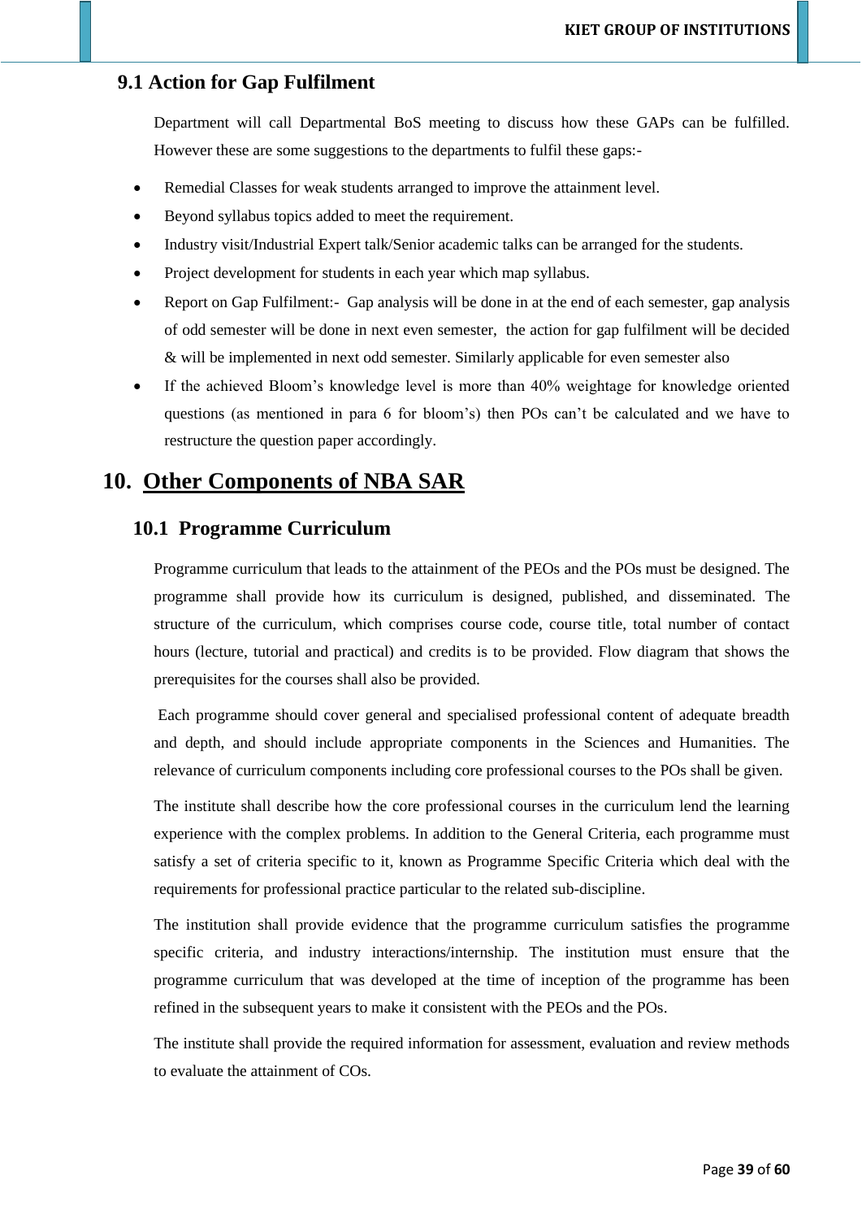## 9.1 Action for Gap Fulfilment

Department will call Departmental BoS meeting to discuss how these GAPs can be fulfilled. However these are some suggestions to the departments to fulfil these gaps:-

- Remedial Classes for weak students arranged to improve the attainment level.
- Beyond syllabus topics added to meet the requirement.
- Industry visit/Industrial Expert talk/Senior academic talks can be arranged for the students.
- Project development for students in each year which map syllabus.
- Report on Gap Fulfilment:- Gap analysis will be done in at the end of each semester, gap analysis of odd semester will be done in next even semester, the action for gap fulfilment will be decided & will be implemented in next odd semester. Similarly applicable for even semester also
- If the achieved Bloom's knowledge level is more than 40% weightage for knowledge oriented questions (as mentioned in para 6 for bloom's) then POs can't be calculated and we have to restructure the question paper accordingly.

# 10. Other Components of NBA SAR

## 10.1 Programme Curriculum

Programme curriculum that leads to the attainment of the PEOs and the POs must be designed. The programme shall provide how its curriculum is designed, published, and disseminated. The structure of the curriculum, which comprises course code, course title, total number of contact hours (lecture, tutorial and practical) and credits is to be provided. Flow diagram that shows the prerequisites for the courses shall also be provided.

Each programme should cover general and specialised professional content of adequate breadth and depth, and should include appropriate components in the Sciences and Humanities. The relevance of curriculum components including core professional courses to the POs shall be given.

The institute shall describe how the core professional courses in the curriculum lend the learning experience with the complex problems. In addition to the General Criteria, each programme must satisfy a set of criteria specific to it, known as Programme Specific Criteria which deal with the requirements for professional practice particular to the related sub-discipline.

The institution shall provide evidence that the programme curriculum satisfies the programme specific criteria, and industry interactions/internship. The institution must ensure that the programme curriculum that was developed at the time of inception of the programme has been refined in the subsequent years to make it consistent with the PEOs and the POs.

The institute shall provide the required information for assessment, evaluation and review methods to evaluate the attainment of COs.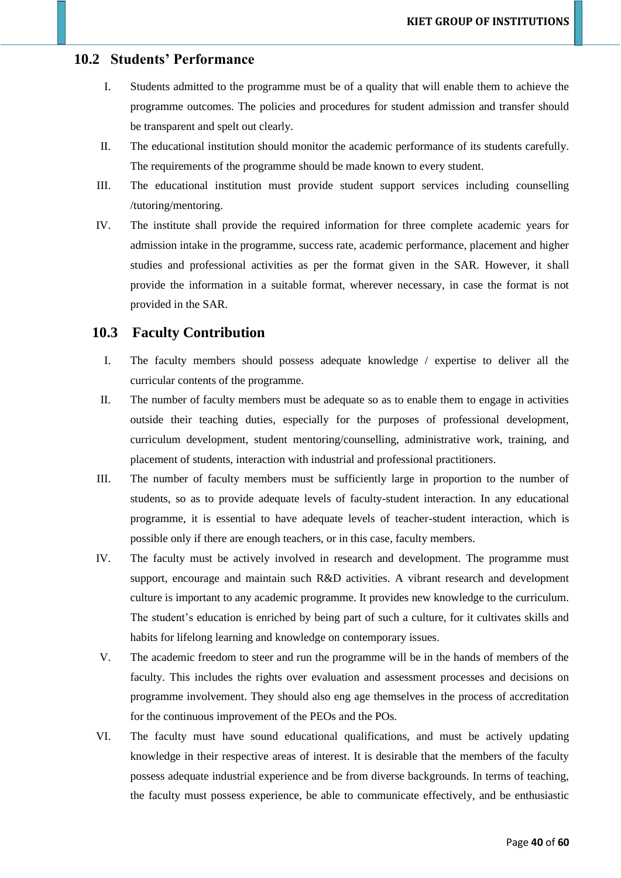## 10.2 Students' Performance

I. Students admitted to the programme must be of a quality that will enable them to achieve the programme outcomes. The policies and procedures for student admission and transfer should be transparent and spelt out clearly.

II. The educational institution should monitor the academic performance of its students carefully. The requirements of the programme should be made known to every student.

III. The educational institution must provide student support services including counselling /tutoring/mentoring.

IV. The institute shall provide the required information for three complete academic years for admission intake in the programme, success rate, academic performance, placement and higher studies and professional activities as per the format given in the SAR. However, it shall provide the information in a suitable format, wherever necessary, in case the format is not provided in the SAR.

## 10.3 Faculty Contribution

I. The faculty members should possess adequate knowledge / expertise to deliver all the curricular contents of the programme.

II. The number of faculty members must be adequate so as to enable them to engage in activities outside their teaching duties, especially for the purposes of professional development, curriculum development, student mentoring/counselling, administrative work, training, and placement of students, interaction with industrial and professional practitioners.

III. The number of faculty members must be sufficiently large in proportion to the number of students, so as to provide adequate levels of faculty-student interaction. In any educational programme, it is essential to have adequate levels of teacher-student interaction, which is possible only if there are enough teachers, or in this case, faculty members.

IV. The faculty must be actively involved in research and development. The programme must support, encourage and maintain such R&D activities. A vibrant research and development culture is important to any academic programme. It provides new knowledge to the curriculum. The student's education is enriched by being part of such a culture, for it cultivates skills and habits for lifelong learning and knowledge on contemporary issues.

V. The academic freedom to steer and run the programme will be in the hands of members of the faculty. This includes the rights over evaluation and assessment processes and decisions on programme involvement. They should also eng age themselves in the process of accreditation for the continuous improvement of the PEOs and the POs.

VI. The faculty must have sound educational qualifications, and must be actively updating knowledge in their respective areas of interest. It is desirable that the members of the faculty possess adequate industrial experience and be from diverse backgrounds. In terms of teaching, the faculty must possess experience, be able to communicate effectively, and be enthusiastic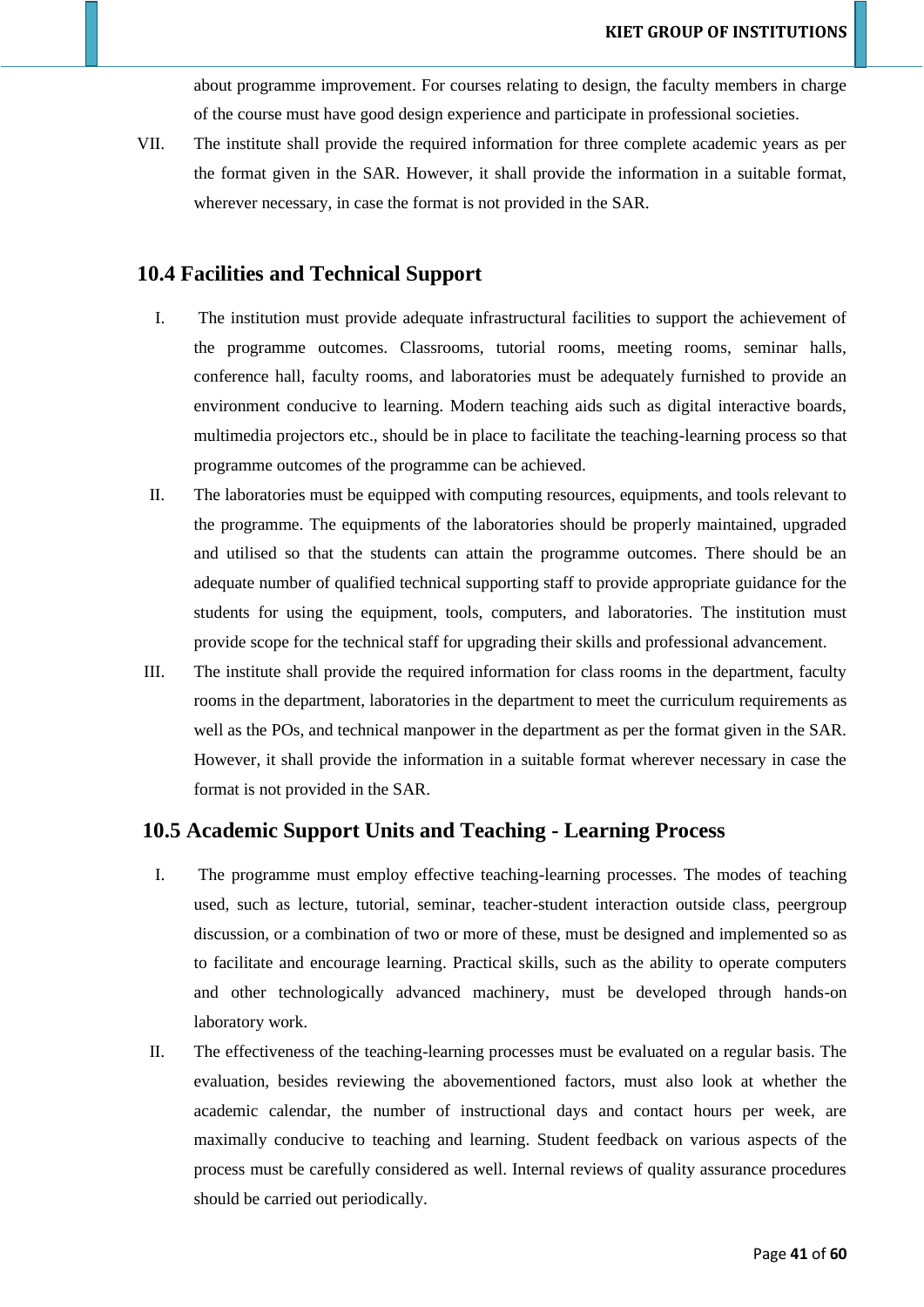about programme improvement. For courses relating to design, the faculty members in charge of the course must have good design experience and participate in professional societies.

VII. The institute shall provide the required information for three complete academic years as per the format given in the SAR. However, it shall provide the information in a suitable format, wherever necessary, in case the format is not provided in the SAR.

## 10.4 Facilities and Technical Support

I. The institution must provide adequate infrastructural facilities to support the achievement of the programme outcomes. Classrooms, tutorial rooms, meeting rooms, seminar halls, conference hall, faculty rooms, and laboratories must be adequately furnished to provide an environment conducive to learning. Modern teaching aids such as digital interactive boards, multimedia projectors etc., should be in place to facilitate the teaching-learning process so that programme outcomes of the programme can be achieved.

II. The laboratories must be equipped with computing resources, equipments, and tools relevant to the programme. The equipments of the laboratories should be properly maintained, upgraded and utilised so that the students can attain the programme outcomes. There should be an adequate number of qualified technical supporting staff to provide appropriate guidance for the students for using the equipment, tools, computers, and laboratories. The institution must provide scope for the technical staff for upgrading their skills and professional advancement.

III. The institute shall provide the required information for class rooms in the department, faculty rooms in the department, laboratories in the department to meet the curriculum requirements as well as the POs, and technical manpower in the department as per the format given in the SAR. However, it shall provide the information in a suitable format wherever necessary in case the format is not provided in the SAR.

## 10.5 Academic Support Units and Teaching - Learning Process

I. The programme must employ effective teaching-learning processes. The modes of teaching used, such as lecture, tutorial, seminar, teacher-student interaction outside class, peergroup discussion, or a combination of two or more of these, must be designed and implemented so as to facilitate and encourage learning. Practical skills, such as the ability to operate computers and other technologically advanced machinery, must be developed through hands-on laboratory work.

II. The effectiveness of the teaching-learning processes must be evaluated on a regular basis. The evaluation, besides reviewing the abovementioned factors, must also look at whether the academic calendar, the number of instructional days and contact hours per week, are maximally conducive to teaching and learning. Student feedback on various aspects of the process must be carefully considered as well. Internal reviews of quality assurance procedures should be carried out periodically.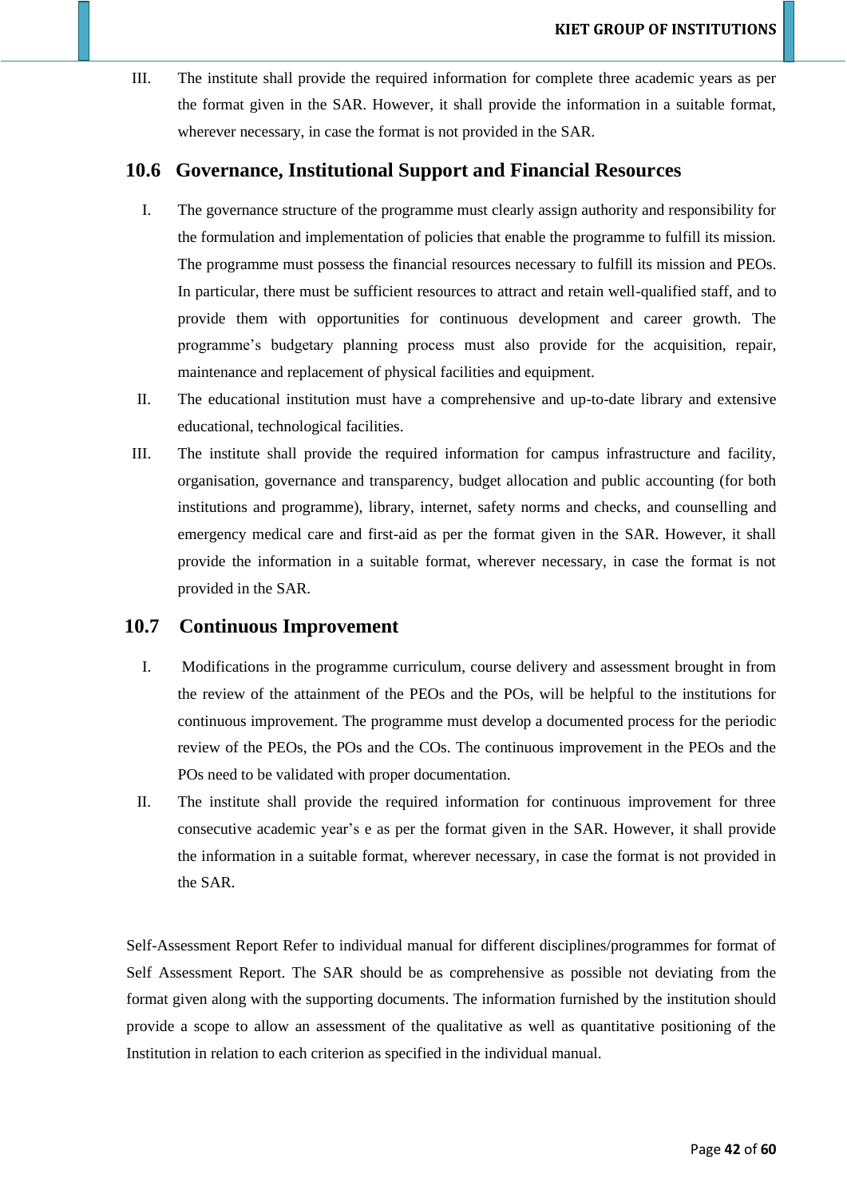III. The institute shall provide the required information for complete three academic years as per the format given in the SAR. However, it shall provide the information in a suitable format, wherever necessary, in case the format is not provided in the SAR.

## 10.6 Governance, Institutional Support and Financial Resources

I. The governance structure of the programme must clearly assign authority and responsibility for the formulation and implementation of policies that enable the programme to fulfill its mission. The programme must possess the financial resources necessary to fulfill its mission and PEOs. In particular, there must be sufficient resources to attract and retain well-qualified staff, and to provide them with opportunities for continuous development and career growth. The programme's budgetary planning process must also provide for the acquisition, repair, maintenance and replacement of physical facilities and equipment.

II. The educational institution must have a comprehensive and up-to-date library and extensive educational, technological facilities.

III. The institute shall provide the required information for campus infrastructure and facility, organisation, governance and transparency, budget allocation and public accounting (for both institutions and programme), library, internet, safety norms and checks, and counselling and emergency medical care and first-aid as per the format given in the SAR. However, it shall provide the information in a suitable format, wherever necessary, in case the format is not provided in the SAR.

## 10.7 Continuous Improvement

I. Modifications in the programme curriculum, course delivery and assessment brought in from the review of the attainment of the PEOs and the POs, will be helpful to the institutions for continuous improvement. The programme must develop a documented process for the periodic review of the PEOs, the POs and the COs. The continuous improvement in the PEOs and the POs need to be validated with proper documentation.

II. The institute shall provide the required information for continuous improvement for three consecutive academic year's e as per the format given in the SAR. However, it shall provide the information in a suitable format, wherever necessary, in case the format is not provided in the SAR.

Self-Assessment Report Refer to individual manual for different disciplines/programmes for format of Self Assessment Report. The SAR should be as comprehensive as possible not deviating from the format given along with the supporting documents. The information furnished by the institution should provide a scope to allow an assessment of the qualitative as well as quantitative positioning of the Institution in relation to each criterion as specified in the individual manual.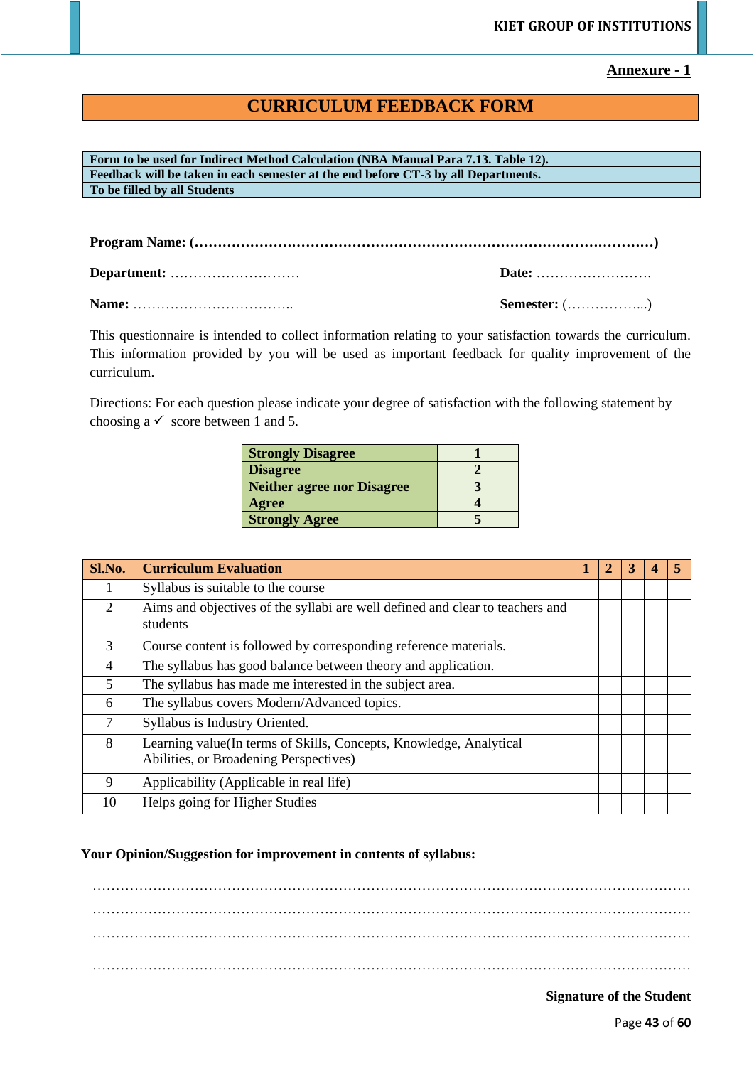**Annexure - 1**

# CURRICULUM FEEDBACK FORM

| Form to be used for Indirect Method Calculation (NBA Manual Para 7.13. Table 12). |
|---|
| Feedback will be taken in each semester at the end before CT-3 by all Departments. |
| To be filled by all Students |

**Program Name: (……………………………………………………………………………………)**

**Department:** ……………………… **Date:** …………………….

**Name:** …………………………….. **Semester:** (……………...)

This questionnaire is intended to collect information relating to your satisfaction towards the curriculum. This information provided by you will be used as important feedback for quality improvement of the curriculum.

Directions: For each question please indicate your degree of satisfaction with the following statement by choosing a ✓ score between 1 and 5.

| Rating | Score |
|---|---|
| **Strongly Disagree** | **1** |
| **Disagree** | **2** |
| **Neither agree nor Disagree** | **3** |
| **Agree** | **4** |
| **Strongly Agree** | **5** |

| Sl.No. | Curriculum Evaluation | 1 | 2 | 3 | 4 | 5 |
|---|---|---|---|---|---|---|
| 1 | Syllabus is suitable to the course | | | | | |
| 2 | Aims and objectives of the syllabi are well defined and clear to teachers and students | | | | | |
| 3 | Course content is followed by corresponding reference materials. | | | | | |
| 4 | The syllabus has good balance between theory and application. | | | | | |
| 5 | The syllabus has made me interested in the subject area. | | | | | |
| 6 | The syllabus covers Modern/Advanced topics. | | | | | |
| 7 | Syllabus is Industry Oriented. | | | | | |
| 8 | Learning value(In terms of Skills, Concepts, Knowledge, Analytical Abilities, or Broadening Perspectives) | | | | | |
| 9 | Applicability (Applicable in real life) | | | | | |
| 10 | Helps going for Higher Studies | | | | | |

**Your Opinion/Suggestion for improvement in contents of syllabus:**

……………………………………………………………………………………………………………

……………………………………………………………………………………………………………

……………………………………………………………………………………………………………

……………………………………………………………………………………………………………

**Signature of the Student**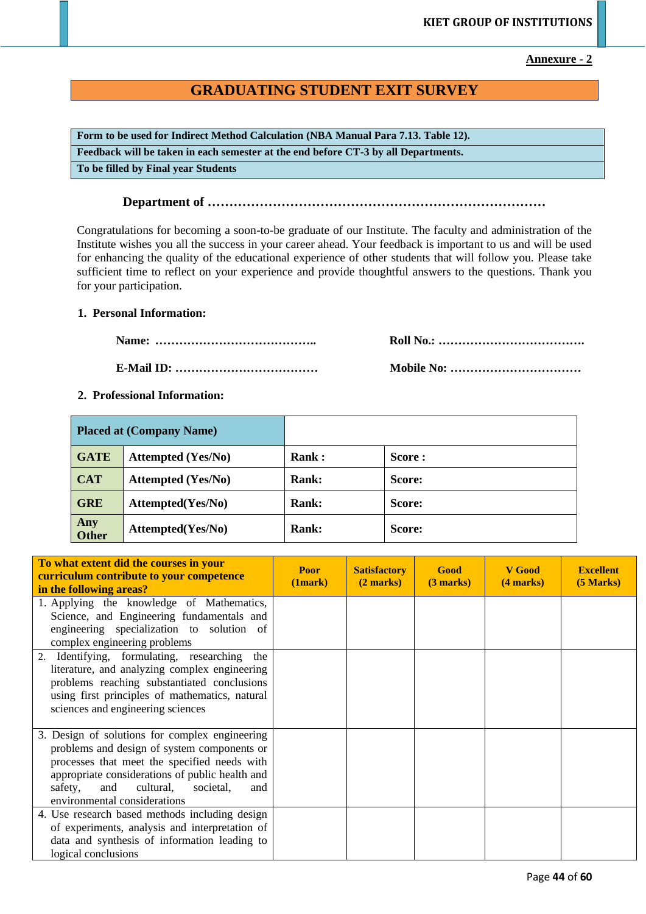**Annexure - 2**

# GRADUATING STUDENT EXIT SURVEY

| Form to be used for Indirect Method Calculation (NBA Manual Para 7.13. Table 12). |
|---|
| Feedback will be taken in each semester at the end before CT-3 by all Departments. |
| To be filled by Final year Students |

**Department of ……………………………………………………………………**

Congratulations for becoming a soon-to-be graduate of our Institute. The faculty and administration of the Institute wishes you all the success in your career ahead. Your feedback is important to us and will be used for enhancing the quality of the educational experience of other students that will follow you. Please take sufficient time to reflect on your experience and provide thoughtful answers to the questions. Thank you for your participation.

**1. Personal Information:**

**Name: …………………………………..** **Roll No.: ……………………………….**

**E-Mail ID: ………………………………** **Mobile No: ……………………………**

**2. Professional Information:**

| Placed at (Company Name) | | | |
|---|---|---|---|
| **GATE** | **Attempted (Yes/No)** | **Rank :** | **Score :** |
| **CAT** | **Attempted (Yes/No)** | **Rank:** | **Score:** |
| **GRE** | **Attempted(Yes/No)** | **Rank:** | **Score:** |
| **Any Other** | **Attempted(Yes/No)** | **Rank:** | **Score:** |

| To what extent did the courses in your curriculum contribute to your competence in the following areas? | Poor (1mark) | Satisfactory (2 marks) | Good (3 marks) | V Good (4 marks) | Excellent (5 Marks) |
|---|---|---|---|---|---|
| 1. Applying the knowledge of Mathematics, Science, and Engineering fundamentals and engineering specialization to solution of complex engineering problems | | | | | |
| 2. Identifying, formulating, researching the literature, and analyzing complex engineering problems reaching substantiated conclusions using first principles of mathematics, natural sciences and engineering sciences | | | | | |
| 3. Design of solutions for complex engineering problems and design of system components or processes that meet the specified needs with appropriate considerations of public health and safety, and cultural, societal, and environmental considerations | | | | | |
| 4. Use research based methods including design of experiments, analysis and interpretation of data and synthesis of information leading to logical conclusions | | | | | |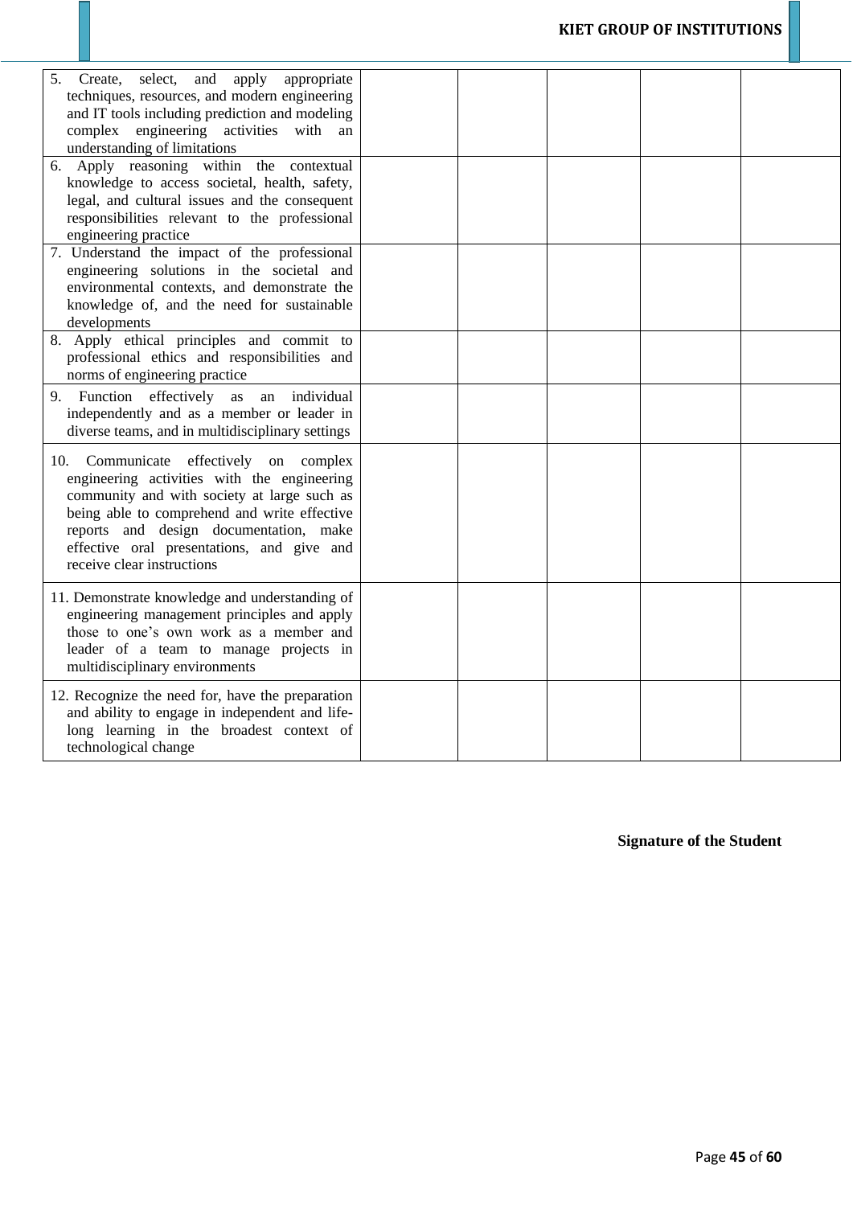| | | | | | |
|---|---|---|---|---|---|
| 5. Create, select, and apply appropriate techniques, resources, and modern engineering and IT tools including prediction and modeling complex engineering activities with an understanding of limitations | | | | | |
| 6. Apply reasoning within the contextual knowledge to access societal, health, safety, legal, and cultural issues and the consequent responsibilities relevant to the professional engineering practice | | | | | |
| 7. Understand the impact of the professional engineering solutions in the societal and environmental contexts, and demonstrate the knowledge of, and the need for sustainable developments | | | | | |
| 8. Apply ethical principles and commit to professional ethics and responsibilities and norms of engineering practice | | | | | |
| 9. Function effectively as an individual independently and as a member or leader in diverse teams, and in multidisciplinary settings | | | | | |
| 10. Communicate effectively on complex engineering activities with the engineering community and with society at large such as being able to comprehend and write effective reports and design documentation, make effective oral presentations, and give and receive clear instructions | | | | | |
| 11. Demonstrate knowledge and understanding of engineering management principles and apply those to one's own work as a member and leader of a team to manage projects in multidisciplinary environments | | | | | |
| 12. Recognize the need for, have the preparation and ability to engage in independent and life-long learning in the broadest context of technological change | | | | | |

**Signature of the Student**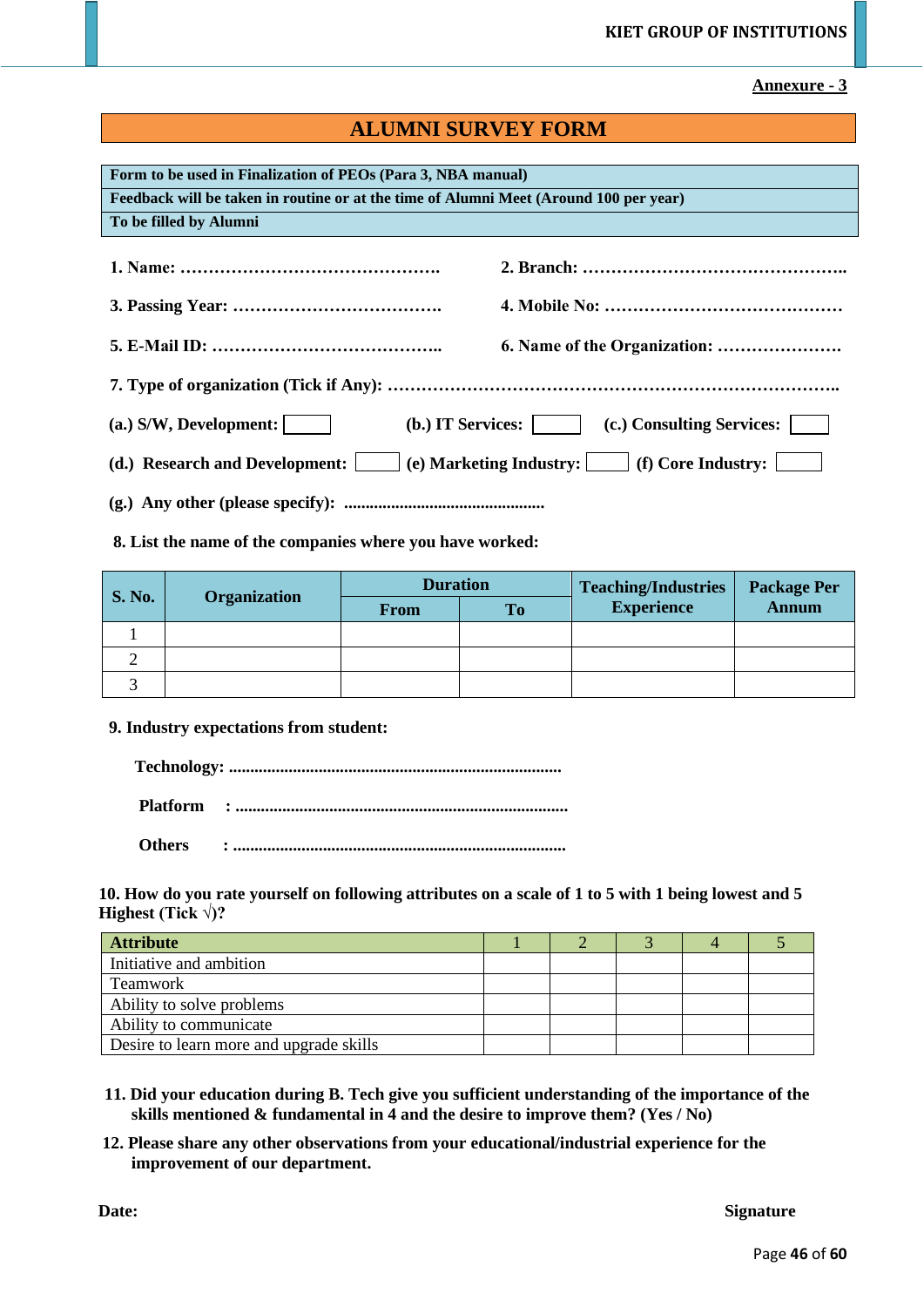**Annexure - 3**

# ALUMNI SURVEY FORM

| Form to be used in Finalization of PEOs (Para 3, NBA manual) |
|---|
| Feedback will be taken in routine or at the time of Alumni Meet (Around 100 per year) |
| To be filled by Alumni |

**1. Name: ……………………………………….** **2. Branch: ………………………………………..**

**3. Passing Year: ……………………………….** **4. Mobile No: ……………………………………**

**5. E-Mail ID: …………………………………..** **6. Name of the Organization: ………………….**

**7. Type of organization (Tick if Any): ……………………………………………………………………..**

**(a.) S/W, Development:** ☐ **(b.) IT Services:** ☐ **(c.) Consulting Services:** ☐

**(d.) Research and Development:** ☐ **(e) Marketing Industry:** ☐ **(f) Core Industry:** ☐

**(g.) Any other (please specify): ..............................................**

**8. List the name of the companies where you have worked:**

| S. No. | Organization | Duration | | Teaching/Industries Experience | Package Per Annum |
|---|---|---|---|---|---|
| | | From | To | | |
| 1 | | | | | |
| 2 | | | | | |
| 3 | | | | | |

**9. Industry expectations from student:**

**Technology: ............................................................................**

**Platform : ............................................................................**

**Others : ............................................................................**

**10. How do you rate yourself on following attributes on a scale of 1 to 5 with 1 being lowest and 5 Highest (Tick √)?**

| Attribute | 1 | 2 | 3 | 4 | 5 |
|---|---|---|---|---|---|
| Initiative and ambition | | | | | |
| Teamwork | | | | | |
| Ability to solve problems | | | | | |
| Ability to communicate | | | | | |
| Desire to learn more and upgrade skills | | | | | |

**11. Did your education during B. Tech give you sufficient understanding of the importance of the skills mentioned & fundamental in 4 and the desire to improve them? (Yes / No)**

**12. Please share any other observations from your educational/industrial experience for the improvement of our department.**

**Date:** **Signature**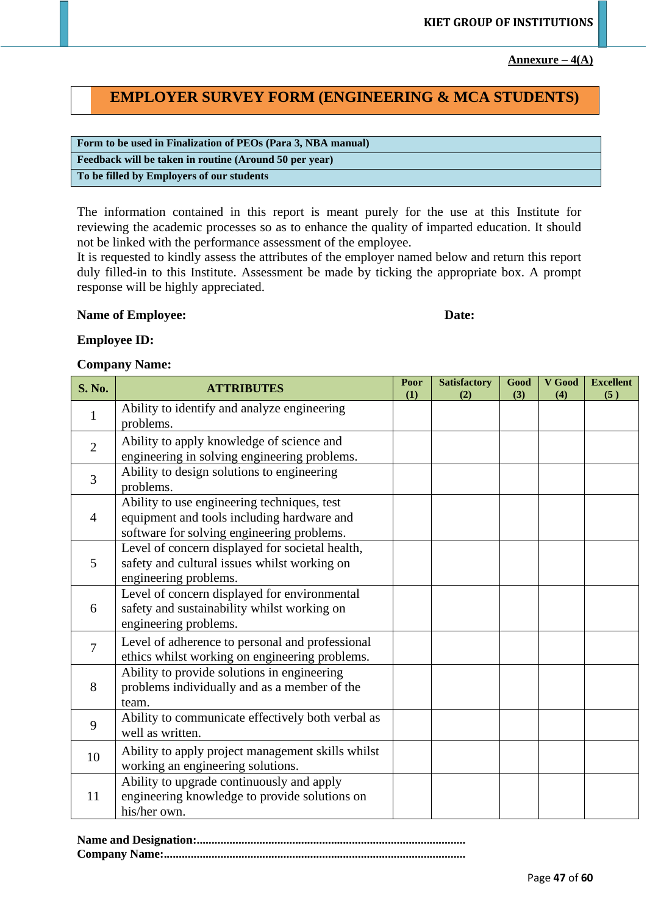**Annexure – 4(A)**

# EMPLOYER SURVEY FORM (ENGINEERING & MCA STUDENTS)

| Form to be used in Finalization of PEOs (Para 3, NBA manual) |
|---|
| Feedback will be taken in routine (Around 50 per year) |
| To be filled by Employers of our students |

The information contained in this report is meant purely for the use at this Institute for reviewing the academic processes so as to enhance the quality of imparted education. It should not be linked with the performance assessment of the employee.
It is requested to kindly assess the attributes of the employer named below and return this report duly filled-in to this Institute. Assessment be made by ticking the appropriate box. A prompt response will be highly appreciated.

**Name of Employee:** **Date:**

**Employee ID:**

**Company Name:**

| S. No. | ATTRIBUTES | Poor (1) | Satisfactory (2) | Good (3) | V Good (4) | Excellent (5 ) |
|---|---|---|---|---|---|---|
| 1 | Ability to identify and analyze engineering problems. | | | | | |
| 2 | Ability to apply knowledge of science and engineering in solving engineering problems. | | | | | |
| 3 | Ability to design solutions to engineering problems. | | | | | |
| 4 | Ability to use engineering techniques, test equipment and tools including hardware and software for solving engineering problems. | | | | | |
| 5 | Level of concern displayed for societal health, safety and cultural issues whilst working on engineering problems. | | | | | |
| 6 | Level of concern displayed for environmental safety and sustainability whilst working on engineering problems. | | | | | |
| 7 | Level of adherence to personal and professional ethics whilst working on engineering problems. | | | | | |
| 8 | Ability to provide solutions in engineering problems individually and as a member of the team. | | | | | |
| 9 | Ability to communicate effectively both verbal as well as written. | | | | | |
| 10 | Ability to apply project management skills whilst working an engineering solutions. | | | | | |
| 11 | Ability to upgrade continuously and apply engineering knowledge to provide solutions on his/her own. | | | | | |

**Name and Designation:.........................................................................................**
**Company Name:...................................................................................................**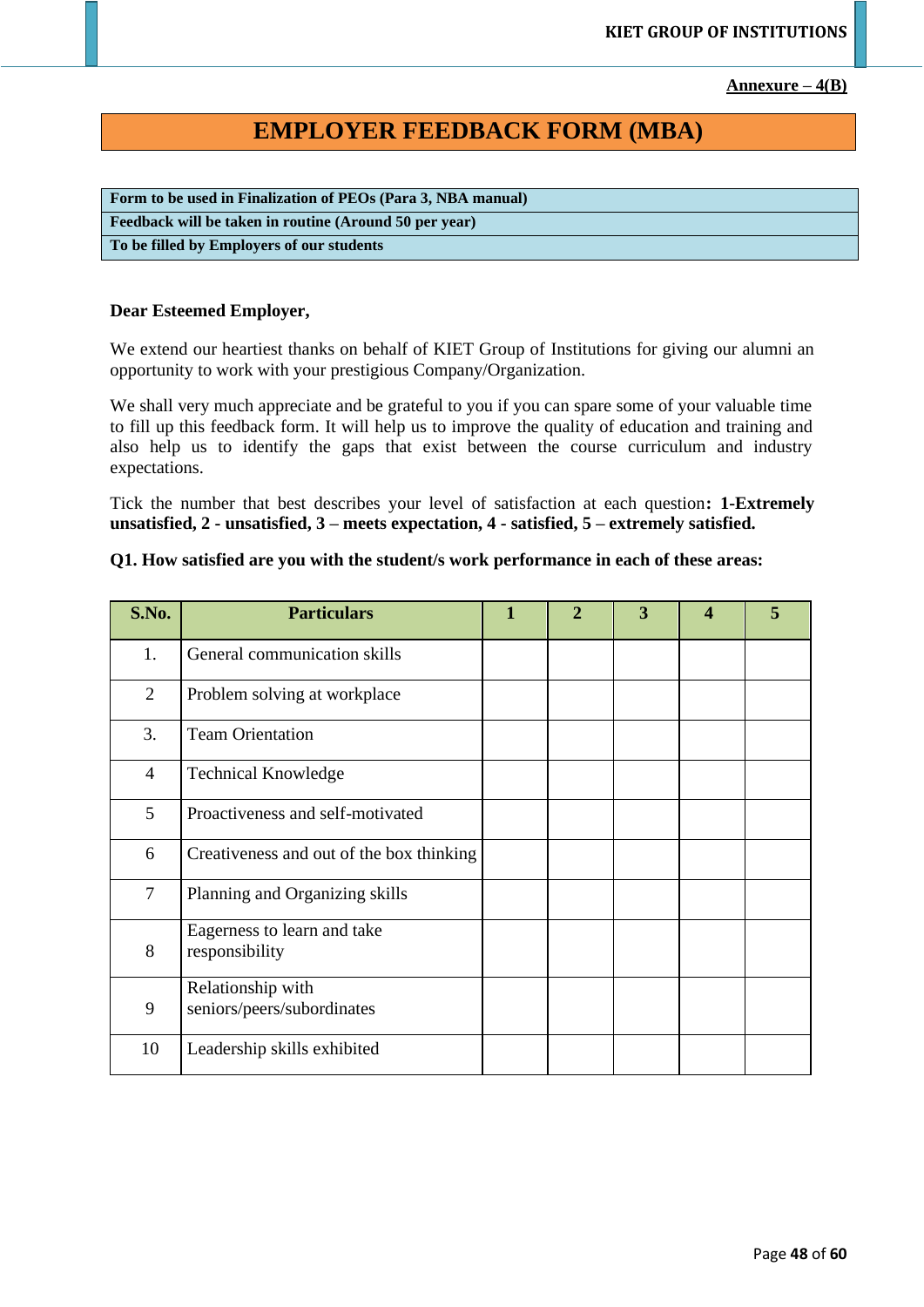**Annexure – 4(B)**

# EMPLOYER FEEDBACK FORM (MBA)

| Form to be used in Finalization of PEOs (Para 3, NBA manual) |
|---|
| Feedback will be taken in routine (Around 50 per year) |
| To be filled by Employers of our students |

**Dear Esteemed Employer,**

We extend our heartiest thanks on behalf of KIET Group of Institutions for giving our alumni an opportunity to work with your prestigious Company/Organization.

We shall very much appreciate and be grateful to you if you can spare some of your valuable time to fill up this feedback form. It will help us to improve the quality of education and training and also help us to identify the gaps that exist between the course curriculum and industry expectations.

Tick the number that best describes your level of satisfaction at each question**: 1-Extremely unsatisfied, 2 - unsatisfied, 3 – meets expectation, 4 - satisfied, 5 – extremely satisfied.**

**Q1. How satisfied are you with the student/s work performance in each of these areas:**

| S.No. | Particulars | 1 | 2 | 3 | 4 | 5 |
|---|---|---|---|---|---|---|
| 1. | General communication skills | | | | | |
| 2 | Problem solving at workplace | | | | | |
| 3. | Team Orientation | | | | | |
| 4 | Technical Knowledge | | | | | |
| 5 | Proactiveness and self-motivated | | | | | |
| 6 | Creativeness and out of the box thinking | | | | | |
| 7 | Planning and Organizing skills | | | | | |
| 8 | Eagerness to learn and take responsibility | | | | | |
| 9 | Relationship with seniors/peers/subordinates | | | | | |
| 10 | Leadership skills exhibited | | | | | |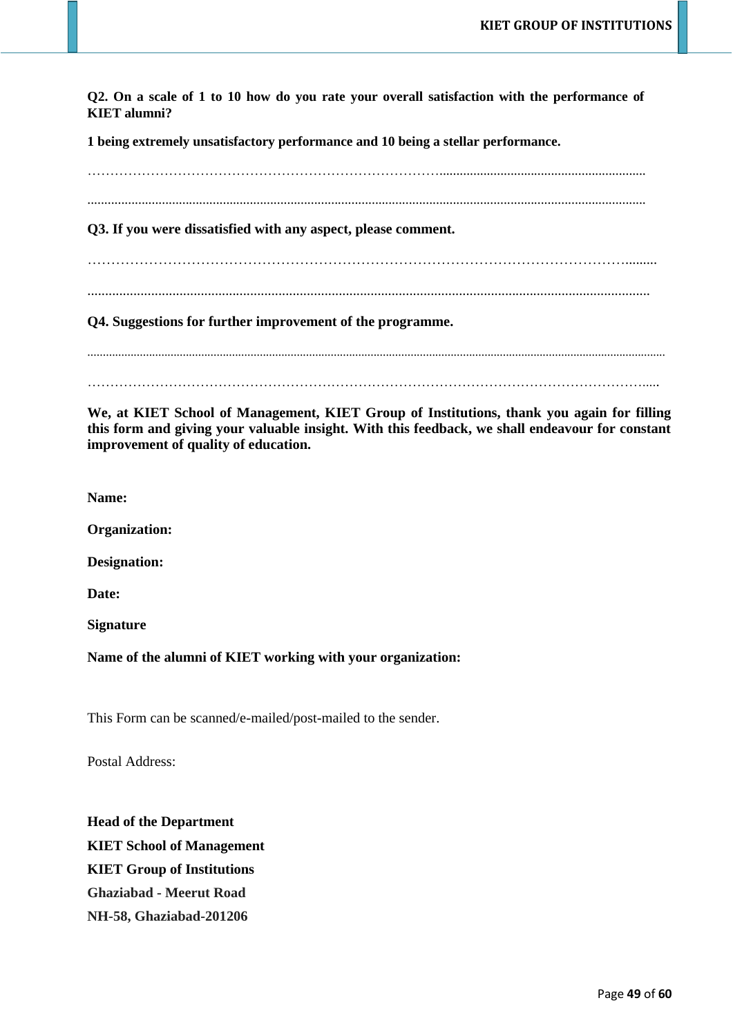**Q2. On a scale of 1 to 10 how do you rate your overall satisfaction with the performance of KIET alumni?**

**1 being extremely unsatisfactory performance and 10 being a stellar performance.**

……………………………………………………………………..............................................................

.......................................................................................................................................................................

**Q3. If you were dissatisfied with any aspect, please comment.**

…………………………………………………………………………………………………….........

..............................................................................................................................................................

**Q4. Suggestions for further improvement of the programme.**

.......................................................................................................................................................................................

……………………………………………………………………………………………………………......

**We, at KIET School of Management, KIET Group of Institutions, thank you again for filling this form and giving your valuable insight. With this feedback, we shall endeavour for constant improvement of quality of education.**

**Name:**

**Organization:**

**Designation:**

**Date:**

**Signature**

**Name of the alumni of KIET working with your organization:**

This Form can be scanned/e-mailed/post-mailed to the sender.

Postal Address:

**Head of the Department**
**KIET School of Management**
**KIET Group of Institutions**
**Ghaziabad - Meerut Road**
**NH-58, Ghaziabad-201206**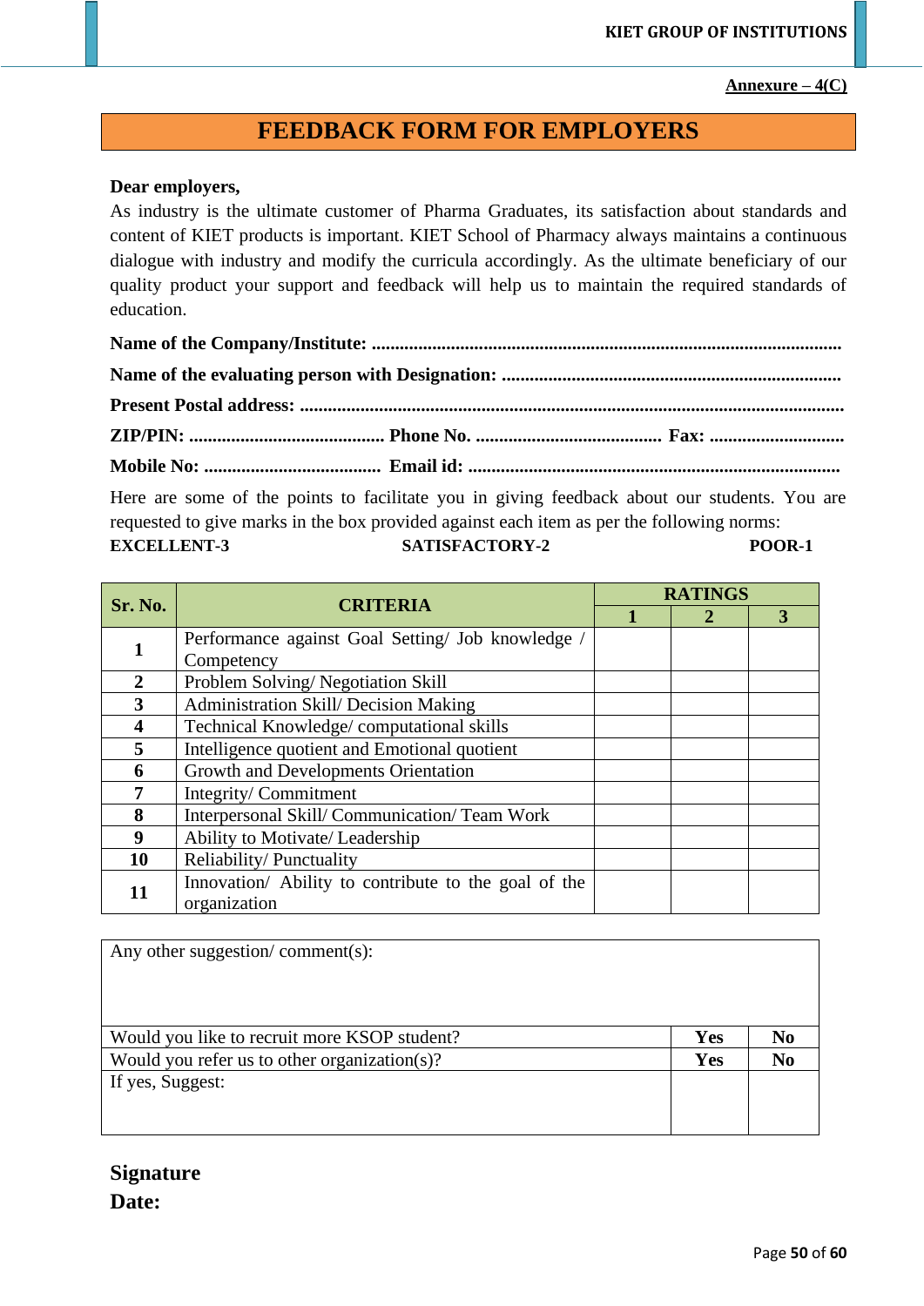**Annexure – 4(C)**

# FEEDBACK FORM FOR EMPLOYERS

**Dear employers,**

As industry is the ultimate customer of Pharma Graduates, its satisfaction about standards and content of KIET products is important. KIET School of Pharmacy always maintains a continuous dialogue with industry and modify the curricula accordingly. As the ultimate beneficiary of our quality product your support and feedback will help us to maintain the required standards of education.

**Name of the Company/Institute:** ....................................................................................................

**Name of the evaluating person with Designation:** ........................................................................

**Present Postal address:** ...................................................................................................................

**ZIP/PIN:** .......................................... **Phone No.** ........................................ **Fax:** .............................

**Mobile No:** ...................................... **Email id:** ...............................................................................

Here are some of the points to facilitate you in giving feedback about our students. You are requested to give marks in the box provided against each item as per the following norms:

**EXCELLENT-3** **SATISFACTORY-2** **POOR-1**

| Sr. No. | CRITERIA | RATINGS | | |
|---|---|---|---|---|
| | | **1** | **2** | **3** |
| **1** | Performance against Goal Setting/ Job knowledge / Competency | | | |
| **2** | Problem Solving/ Negotiation Skill | | | |
| **3** | Administration Skill/ Decision Making | | | |
| **4** | Technical Knowledge/ computational skills | | | |
| **5** | Intelligence quotient and Emotional quotient | | | |
| **6** | Growth and Developments Orientation | | | |
| **7** | Integrity/ Commitment | | | |
| **8** | Interpersonal Skill/ Communication/ Team Work | | | |
| **9** | Ability to Motivate/ Leadership | | | |
| **10** | Reliability/ Punctuality | | | |
| **11** | Innovation/ Ability to contribute to the goal of the organization | | | |

| Any other suggestion/ comment(s): | | |
|---|---|---|
| Would you like to recruit more KSOP student? | **Yes** | **No** |
| Would you refer us to other organization(s)? | **Yes** | **No** |
| If yes, Suggest: | | |

**Signature**

**Date:**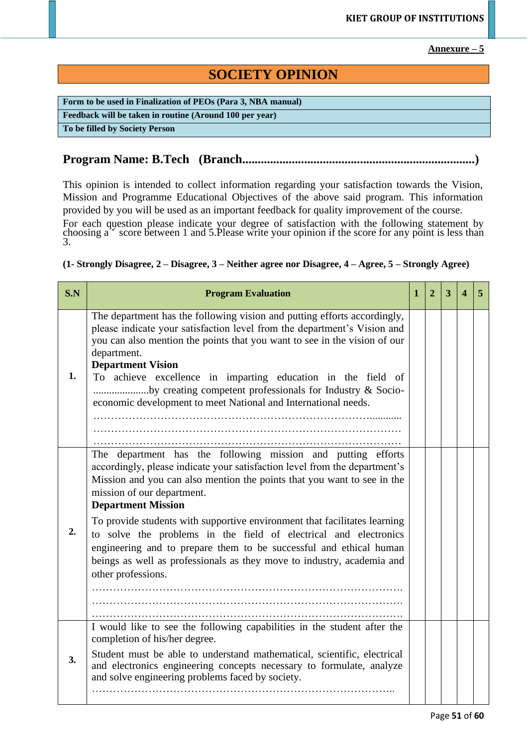**Annexure – 5**

# SOCIETY OPINION

| Form to be used in Finalization of PEOs (Para 3, NBA manual) |
|---|
| Feedback will be taken in routine (Around 100 per year) |
| To be filled by Society Person |

## Program Name: B.Tech (Branch.........................................................................)

This opinion is intended to collect information regarding your satisfaction towards the Vision, Mission and Programme Educational Objectives of the above said program. This information provided by you will be used as an important feedback for quality improvement of the course.

For each question please indicate your degree of satisfaction with the following statement by choosing a ˇ score between 1 and 5.Please write your opinion if the score for any point is less than 3.

**(1- Strongly Disagree, 2 – Disagree, 3 – Neither agree nor Disagree, 4 – Agree, 5 – Strongly Agree)**

| S.N | Program Evaluation | 1 | 2 | 3 | 4 | 5 |
|---|---|---|---|---|---|---|
| 1. | The department has the following vision and putting efforts accordingly, please indicate your satisfaction level from the department's Vision and you can also mention the points that you want to see in the vision of our department.<br>**Department Vision**<br>To achieve excellence in imparting education in the field of .....................by creating competent professionals for Industry & Socio-economic development to meet National and International needs.<br>……………………………………………………………………............<br>……………………………………………………………………………<br>…………………………………………………………………………… | | | | | |
| 2. | The department has the following mission and putting efforts accordingly, please indicate your satisfaction level from the department's Mission and you can also mention the points that you want to see in the mission of our department.<br>**Department Mission**<br>To provide students with supportive environment that facilitates learning to solve the problems in the field of electrical and electronics engineering and to prepare them to be successful and ethical human beings as well as professionals as they move to industry, academia and other professions.<br>…………………………………………………………………………….<br>…………………………………………………………………………….<br>……………………………………………………………………………. | | | | | |
| 3. | I would like to see the following capabilities in the student after the completion of his/her degree.<br>Student must be able to understand mathematical, scientific, electrical and electronics engineering concepts necessary to formulate, analyze and solve engineering problems faced by society.<br>…………………………………………………………………………….. | | | | | |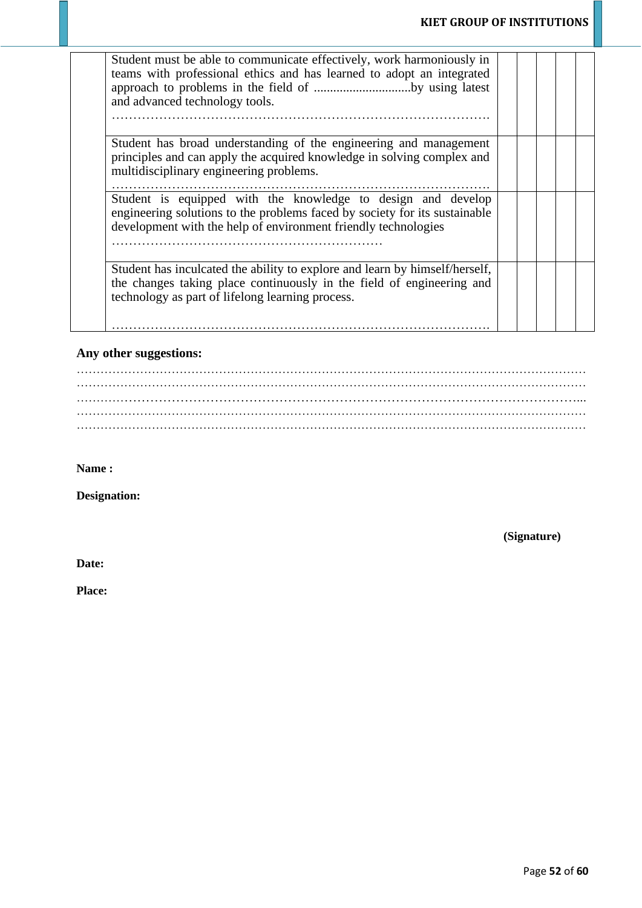| | | | | | | |
|---|---|---|---|---|---|---|
| | Student must be able to communicate effectively, work harmoniously in teams with professional ethics and has learned to adopt an integrated approach to problems in the field of ..............................by using latest and advanced technology tools. ……………………………………………………………………………. | | | | | |
| | Student has broad understanding of the engineering and management principles and can apply the acquired knowledge in solving complex and multidisciplinary engineering problems. ……………………………………………………………………………. | | | | | |
| | Student is equipped with the knowledge to design and develop engineering solutions to the problems faced by society for its sustainable development with the help of environment friendly technologies ……………………………………………………… | | | | | |
| | Student has inculcated the ability to explore and learn by himself/herself, the changes taking place continuously in the field of engineering and technology as part of lifelong learning process. ……………………………………………………………………………. | | | | | |

**Any other suggestions:**

……………………………………………………………………………………………………………
……………………………………………………………………………………………………………
…………………………………………………………………………………………………………...
……………………………………………………………………………………………………………
……………………………………………………………………………………………………………

**Name :**

**Designation:**

**(Signature)**

**Date:**

**Place:**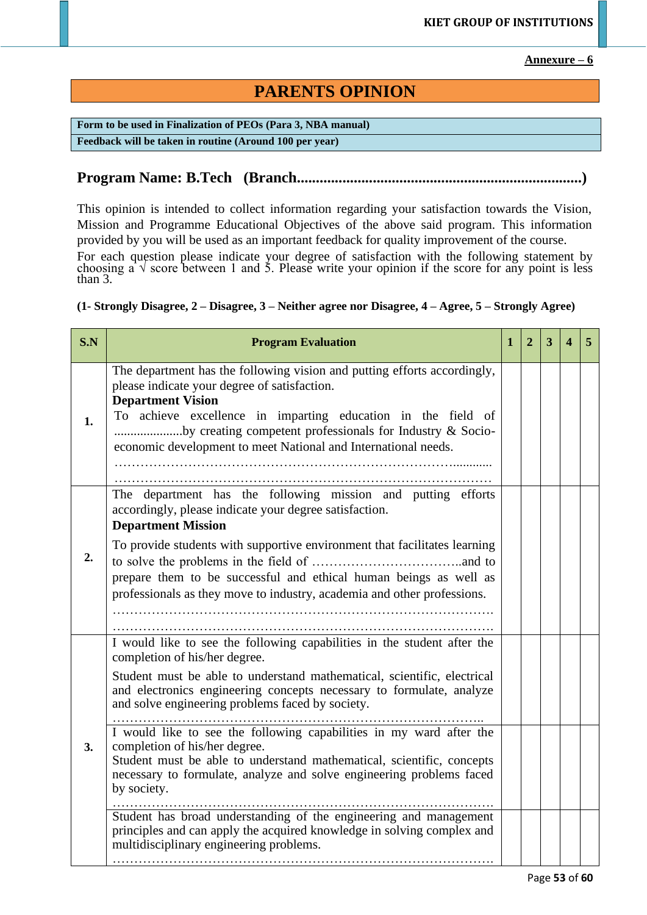**Annexure – 6**

# PARENTS OPINION

| **Form to be used in Finalization of PEOs (Para 3, NBA manual)** |
|---|
| **Feedback will be taken in routine (Around 100 per year)** |

## Program Name: B.Tech (Branch.........................................................................)

This opinion is intended to collect information regarding your satisfaction towards the Vision, Mission and Programme Educational Objectives of the above said program. This information provided by you will be used as an important feedback for quality improvement of the course.

For each question please indicate your degree of satisfaction with the following statement by choosing a √ score between 1 and 5. Please write your opinion if the score for any point is less than 3.

**(1- Strongly Disagree, 2 – Disagree, 3 – Neither agree nor Disagree, 4 – Agree, 5 – Strongly Agree)**

| S.N | Program Evaluation | 1 | 2 | 3 | 4 | 5 |
|---|---|---|---|---|---|---|
| 1. | The department has the following vision and putting efforts accordingly, please indicate your degree of satisfaction.<br>**Department Vision**<br>To achieve excellence in imparting education in the field of .....................by creating competent professionals for Industry & Socio-economic development to meet National and International needs.<br>…………………………………………………………………............<br>……………………………………………………………………………… | | | | | |
| 2. | The department has the following mission and putting efforts accordingly, please indicate your degree satisfaction.<br>**Department Mission**<br>To provide students with supportive environment that facilitates learning to solve the problems in the field of ……………………………..and to prepare them to be successful and ethical human beings as well as professionals as they move to industry, academia and other professions.<br>……………………………………………………………………………<br>…………………………………………………………………………… | | | | | |
| 3. | I would like to see the following capabilities in the student after the completion of his/her degree.<br>Student must be able to understand mathematical, scientific, electrical and electronics engineering concepts necessary to formulate, analyze and solve engineering problems faced by society.<br>…………………………………………………………………….. | | | | | |
| | I would like to see the following capabilities in my ward after the completion of his/her degree.<br>Student must be able to understand mathematical, scientific, concepts necessary to formulate, analyze and solve engineering problems faced by society.<br>…………………………………………………………………………… | | | | | |
| | Student has broad understanding of the engineering and management principles and can apply the acquired knowledge in solving complex and multidisciplinary engineering problems.<br>…………………………………………………………………………… | | | | | |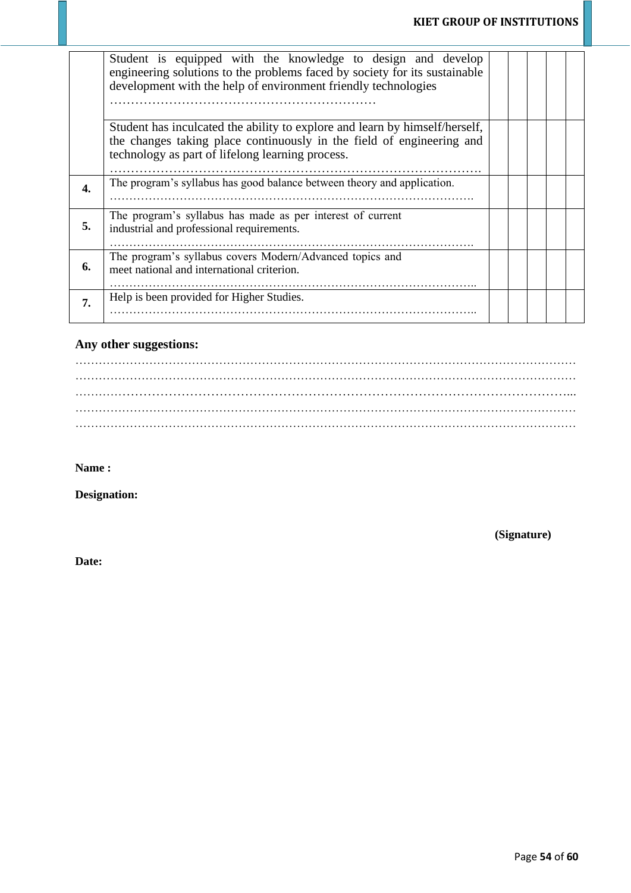| | | | | | | |
|---|---|---|---|---|---|---|
| | Student is equipped with the knowledge to design and develop engineering solutions to the problems faced by society for its sustainable development with the help of environment friendly technologies ……………………………………………………… | | | | | |
| | Student has inculcated the ability to explore and learn by himself/herself, the changes taking place continuously in the field of engineering and technology as part of lifelong learning process. ……………………………………………………………………………… | | | | | |
| **4.** | The program's syllabus has good balance between theory and application. ………………………………………………………………………………. | | | | | |
| **5.** | The program's syllabus has made as per interest of current industrial and professional requirements. ………………………………………………………………………………. | | | | | |
| **6.** | The program's syllabus covers Modern/Advanced topics and meet national and international criterion. ……………………………………………………………………………….. | | | | | |
| **7.** | Help is been provided for Higher Studies. ……………………………………………………………………………….. | | | | | |

**Any other suggestions:**

……………………………………………………………………………………………………………………
……………………………………………………………………………………………………………………
…………………………………………………………………………………………………………………...
……………………………………………………………………………………………………………………
……………………………………………………………………………………………………………………

**Name :**

**Designation:**

**(Signature)**

**Date:**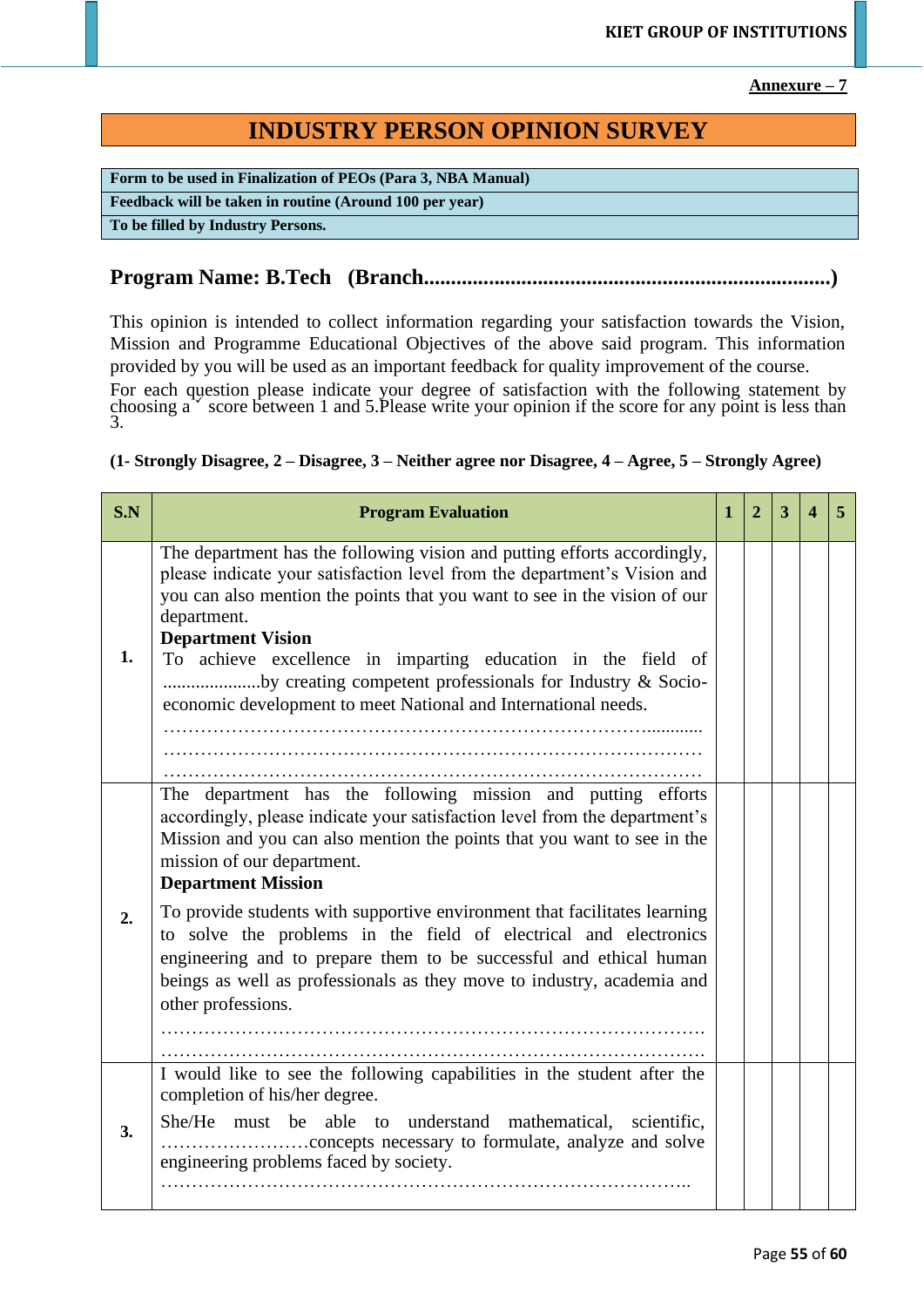**Annexure – 7**

# INDUSTRY PERSON OPINION SURVEY

| Form to be used in Finalization of PEOs (Para 3, NBA Manual) |
|---|
| Feedback will be taken in routine (Around 100 per year) |
| To be filled by Industry Persons. |

## Program Name: B.Tech (Branch.........................................................................)

This opinion is intended to collect information regarding your satisfaction towards the Vision, Mission and Programme Educational Objectives of the above said program. This information provided by you will be used as an important feedback for quality improvement of the course.

For each question please indicate your degree of satisfaction with the following statement by choosing a ˇ score between 1 and 5.Please write your opinion if the score for any point is less than 3.

**(1- Strongly Disagree, 2 – Disagree, 3 – Neither agree nor Disagree, 4 – Agree, 5 – Strongly Agree)**

| S.N | Program Evaluation | 1 | 2 | 3 | 4 | 5 |
|---|---|---|---|---|---|---|
| 1. | The department has the following vision and putting efforts accordingly, please indicate your satisfaction level from the department's Vision and you can also mention the points that you want to see in the vision of our department.<br>**Department Vision**<br>To achieve excellence in imparting education in the field of .....................by creating competent professionals for Industry & Socio-economic development to meet National and International needs.<br>…………………………………………………………………….........<br>……………………………………………………………………………<br>…………………………………………………………………………… | | | | | |
| 2. | The department has the following mission and putting efforts accordingly, please indicate your satisfaction level from the department's Mission and you can also mention the points that you want to see in the mission of our department.<br>**Department Mission**<br>To provide students with supportive environment that facilitates learning to solve the problems in the field of electrical and electronics engineering and to prepare them to be successful and ethical human beings as well as professionals as they move to industry, academia and other professions.<br>…………………………………………………………………………….<br>……………………………………………………………………………. | | | | | |
| 3. | I would like to see the following capabilities in the student after the completion of his/her degree.<br>She/He must be able to understand mathematical, scientific, ……………………concepts necessary to formulate, analyze and solve engineering problems faced by society.<br>………………………………………………………………………….. | | | | | |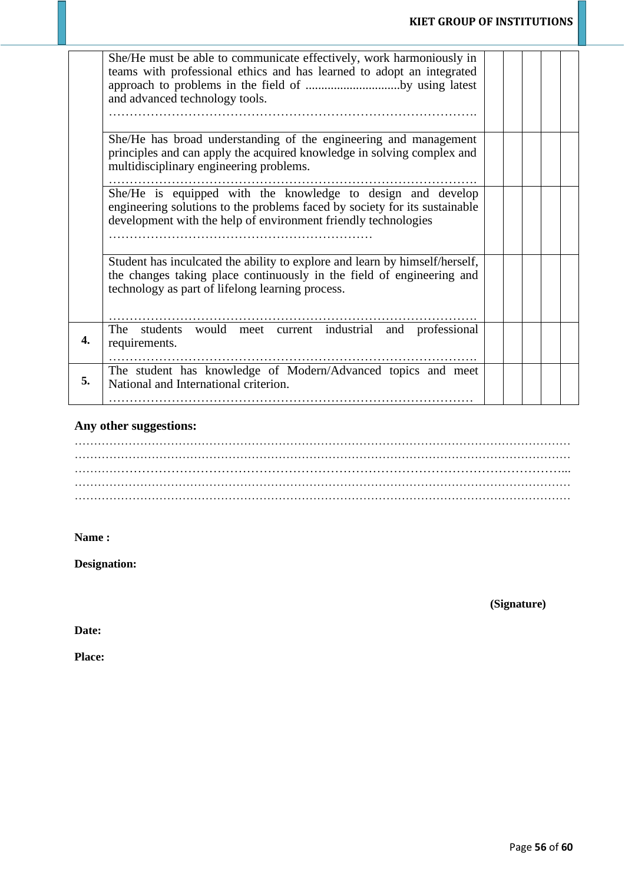| | | | | | | |
|---|---|---|---|---|---|---|
| | She/He must be able to communicate effectively, work harmoniously in teams with professional ethics and has learned to adopt an integrated approach to problems in the field of ..............................by using latest and advanced technology tools. ……………………………………………………………………………… | | | | | |
| | She/He has broad understanding of the engineering and management principles and can apply the acquired knowledge in solving complex and multidisciplinary engineering problems. ……………………………………………………………………………… | | | | | |
| | She/He is equipped with the knowledge to design and develop engineering solutions to the problems faced by society for its sustainable development with the help of environment friendly technologies ……………………………………………………… | | | | | |
| | Student has inculcated the ability to explore and learn by himself/herself, the changes taking place continuously in the field of engineering and technology as part of lifelong learning process. ……………………………………………………………………………… | | | | | |
| **4.** | The students would meet current industrial and professional requirements. ……………………………………………………………………………… | | | | | |
| **5.** | The student has knowledge of Modern/Advanced topics and meet National and International criterion. ……………………………………………………………………………… | | | | | |

**Any other suggestions:**

…………………………………………………………………………………………………………………
…………………………………………………………………………………………………………………
……………………………………………………………………………………………………………………...
…………………………………………………………………………………………………………………
…………………………………………………………………………………………………………………

**Name :**

**Designation:**

**(Signature)**

**Date:**

**Place:**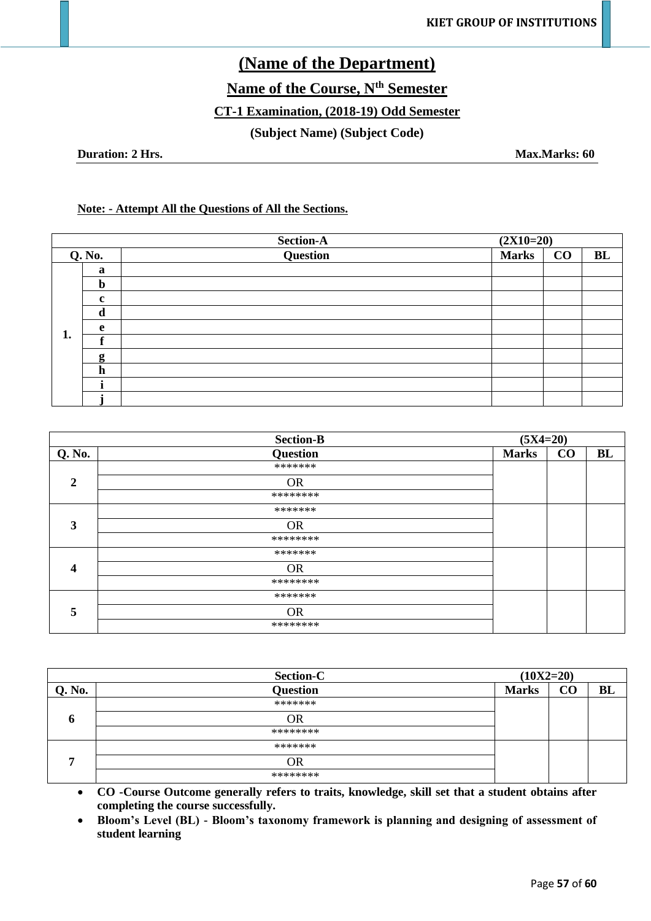# (Name of the Department)

## Name of the Course, N$^{th}$ Semester

### CT-1 Examination, (2018-19) Odd Semester

**(Subject Name) (Subject Code)**

**Duration: 2 Hrs.** **Max.Marks: 60**

**Note: - Attempt All the Questions of All the Sections.**

| Section-A | | | (2X10=20) | | |
|---|---|---|---|---|---|
| **Q. No.** | | **Question** | **Marks** | **CO** | **BL** |
| **1.** | **a** | | | | |
| | **b** | | | | |
| | **c** | | | | |
| | **d** | | | | |
| | **e** | | | | |
| | **f** | | | | |
| | **g** | | | | |
| | **h** | | | | |
| | **i** | | | | |
| | **j** | | | | |

| Section-B | | (5X4=20) | | |
|---|---|---|---|---|
| **Q. No.** | **Question** | **Marks** | **CO** | **BL** |
| **2** | ******* | | | |
| | OR | | | |
| | ******** | | | |
| **3** | ******* | | | |
| | OR | | | |
| | ******** | | | |
| **4** | ******* | | | |
| | OR | | | |
| | ******** | | | |
| **5** | ******* | | | |
| | OR | | | |
| | ******** | | | |

| Section-C | | (10X2=20) | | |
|---|---|---|---|---|
| **Q. No.** | **Question** | **Marks** | **CO** | **BL** |
| **6** | ******* | | | |
| | OR | | | |
| | ******** | | | |
| **7** | ******* | | | |
| | OR | | | |
| | ******** | | | |

- **CO -Course Outcome generally refers to traits, knowledge, skill set that a student obtains after completing the course successfully.**
- **Bloom's Level (BL) - Bloom's taxonomy framework is planning and designing of assessment of student learning**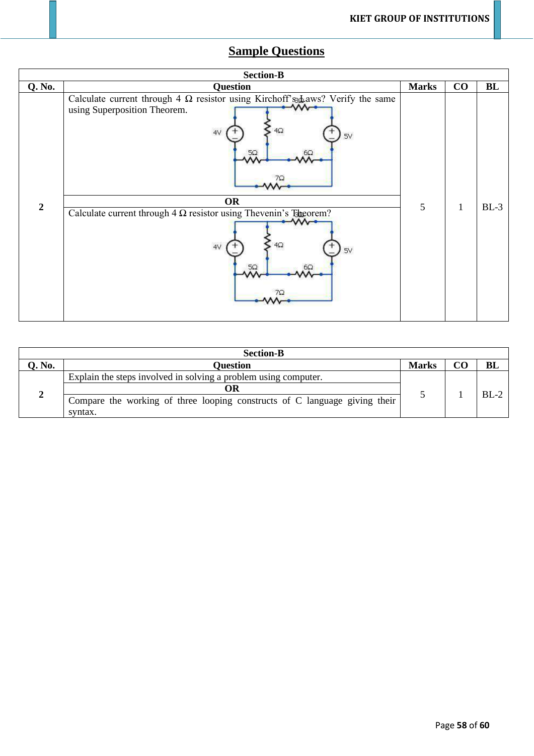## Sample Questions

| Section-B | | | | |
|---|---|---|---|---|
| **Q. No.** | **Question** | **Marks** | **CO** | **BL** |
| 2 | Calculate current through 4 Ω resistor using Kirchoff's Laws? Verify the same using Superposition Theorem. | 5 | 1 | BL-3 |
| | **OR** | | | |
| | Calculate current through 4 Ω resistor using Thevenin's Theorem? | | | |

| Section-B | | | | |
|---|---|---|---|---|
| **Q. No.** | **Question** | **Marks** | **CO** | **BL** |
| 2 | Explain the steps involved in solving a problem using computer. | 5 | 1 | BL-2 |
| | **OR** | | | |
| | Compare the working of three looping constructs of C language giving their syntax. | | | |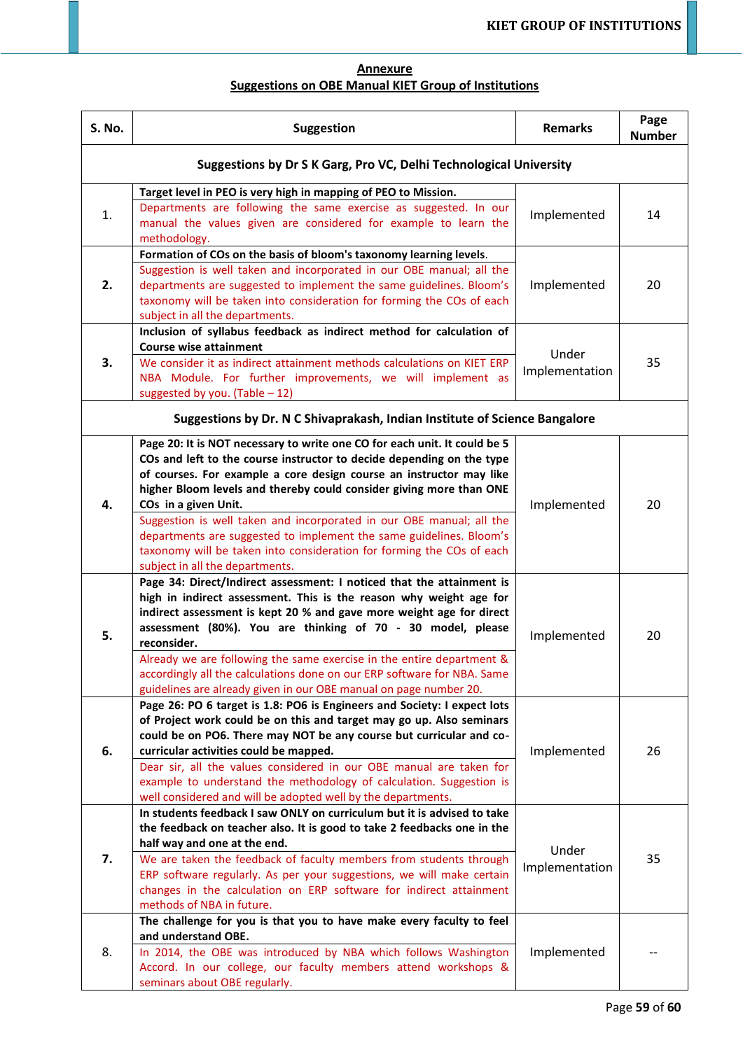## Annexure

## Suggestions on OBE Manual KIET Group of Institutions

| S. No. | Suggestion | Remarks | Page Number |
|---|---|---|---|
| **Suggestions by Dr S K Garg, Pro VC, Delhi Technological University** | | | |
| 1. | **Target level in PEO is very high in mapping of PEO to Mission.** Departments are following the same exercise as suggested. In our manual the values given are considered for example to learn the methodology. | Implemented | 14 |
| **2.** | **Formation of COs on the basis of bloom's taxonomy learning levels.** Suggestion is well taken and incorporated in our OBE manual; all the departments are suggested to implement the same guidelines. Bloom's taxonomy will be taken into consideration for forming the COs of each subject in all the departments. | Implemented | 20 |
| **3.** | **Inclusion of syllabus feedback as indirect method for calculation of Course wise attainment** We consider it as indirect attainment methods calculations on KIET ERP NBA Module. For further improvements, we will implement as suggested by you. (Table – 12) | Under Implementation | 35 |
| **Suggestions by Dr. N C Shivaprakash, Indian Institute of Science Bangalore** | | | |
| **4.** | **Page 20: It is NOT necessary to write one CO for each unit. It could be 5 COs and left to the course instructor to decide depending on the type of courses. For example a core design course an instructor may like higher Bloom levels and thereby could consider giving more than ONE COs in a given Unit.** Suggestion is well taken and incorporated in our OBE manual; all the departments are suggested to implement the same guidelines. Bloom's taxonomy will be taken into consideration for forming the COs of each subject in all the departments. | Implemented | 20 |
| **5.** | **Page 34: Direct/Indirect assessment: I noticed that the attainment is high in indirect assessment. This is the reason why weight age for indirect assessment is kept 20 % and gave more weight age for direct assessment (80%). You are thinking of 70 - 30 model, please reconsider.** Already we are following the same exercise in the entire department & accordingly all the calculations done on our ERP software for NBA. Same guidelines are already given in our OBE manual on page number 20. | Implemented | 20 |
| **6.** | **Page 26: PO 6 target is 1.8: PO6 is Engineers and Society: I expect lots of Project work could be on this and target may go up. Also seminars could be on PO6. There may NOT be any course but curricular and co-curricular activities could be mapped.** Dear sir, all the values considered in our OBE manual are taken for example to understand the methodology of calculation. Suggestion is well considered and will be adopted well by the departments. | Implemented | 26 |
| **7.** | **In students feedback I saw ONLY on curriculum but it is advised to take the feedback on teacher also. It is good to take 2 feedbacks one in the half way and one at the end.** We are taken the feedback of faculty members from students through ERP software regularly. As per your suggestions, we will make certain changes in the calculation on ERP software for indirect attainment methods of NBA in future. | Under Implementation | 35 |
| 8. | **The challenge for you is that you to have make every faculty to feel and understand OBE.** In 2014, the OBE was introduced by NBA which follows Washington Accord. In our college, our faculty members attend workshops & seminars about OBE regularly. | Implemented | -- |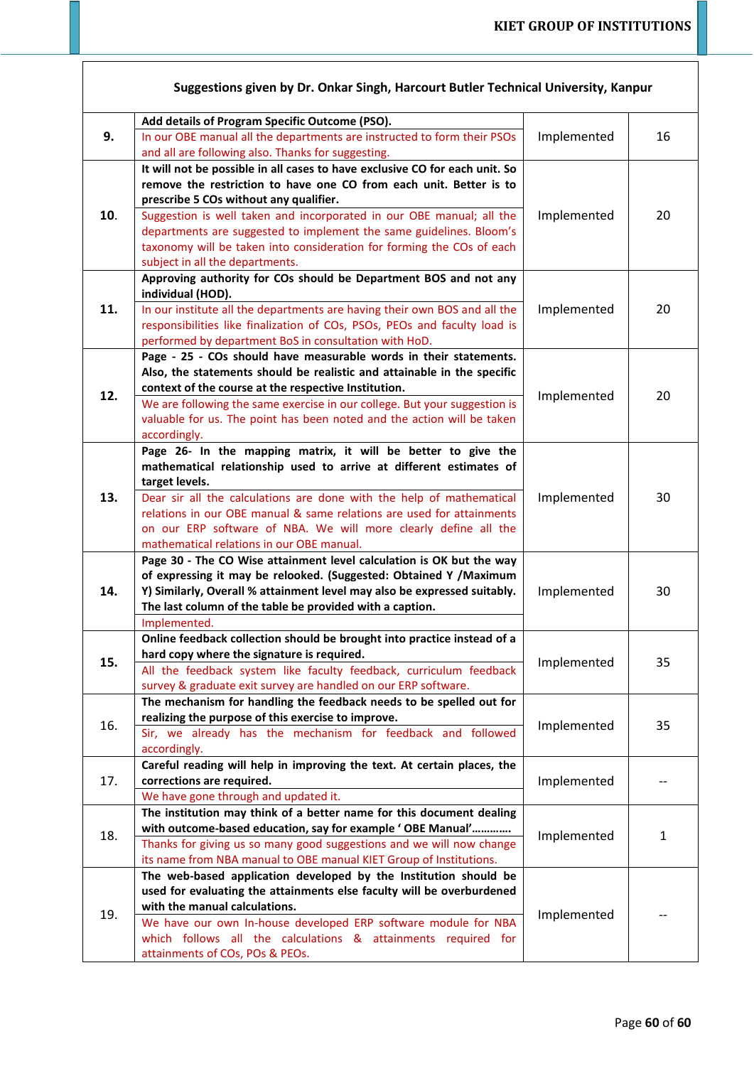| Suggestions given by Dr. Onkar Singh, Harcourt Butler Technical University, Kanpur | | | |
|---|---|---|---|
| **9.** | **Add details of Program Specific Outcome (PSO).**<br>In our OBE manual all the departments are instructed to form their PSOs and all are following also. Thanks for suggesting. | Implemented | 16 |
| **10.** | **It will not be possible in all cases to have exclusive CO for each unit. So remove the restriction to have one CO from each unit. Better is to prescribe 5 COs without any qualifier.**<br>Suggestion is well taken and incorporated in our OBE manual; all the departments are suggested to implement the same guidelines. Bloom's taxonomy will be taken into consideration for forming the COs of each subject in all the departments. | Implemented | 20 |
| **11.** | **Approving authority for COs should be Department BOS and not any individual (HOD).**<br>In our institute all the departments are having their own BOS and all the responsibilities like finalization of COs, PSOs, PEOs and faculty load is performed by department BoS in consultation with HoD. | Implemented | 20 |
| **12.** | **Page - 25 - COs should have measurable words in their statements. Also, the statements should be realistic and attainable in the specific context of the course at the respective Institution.**<br>We are following the same exercise in our college. But your suggestion is valuable for us. The point has been noted and the action will be taken accordingly. | Implemented | 20 |
| **13.** | **Page 26- In the mapping matrix, it will be better to give the mathematical relationship used to arrive at different estimates of target levels.**<br>Dear sir all the calculations are done with the help of mathematical relations in our OBE manual & same relations are used for attainments on our ERP software of NBA. We will more clearly define all the mathematical relations in our OBE manual. | Implemented | 30 |
| **14.** | **Page 30 - The CO Wise attainment level calculation is OK but the way of expressing it may be relooked. (Suggested: Obtained Y /Maximum Y) Similarly, Overall % attainment level may also be expressed suitably. The last column of the table be provided with a caption.**<br>Implemented. | Implemented | 30 |
| **15.** | **Online feedback collection should be brought into practice instead of a hard copy where the signature is required.**<br>All the feedback system like faculty feedback, curriculum feedback survey & graduate exit survey are handled on our ERP software. | Implemented | 35 |
| 16. | **The mechanism for handling the feedback needs to be spelled out for realizing the purpose of this exercise to improve.**<br>Sir, we already has the mechanism for feedback and followed accordingly. | Implemented | 35 |
| 17. | **Careful reading will help in improving the text. At certain places, the corrections are required.**<br>We have gone through and updated it. | Implemented | -- |
| 18. | **The institution may think of a better name for this document dealing with outcome-based education, say for example ' OBE Manual'…………**<br>Thanks for giving us so many good suggestions and we will now change its name from NBA manual to OBE manual KIET Group of Institutions. | Implemented | 1 |
| 19. | **The web-based application developed by the Institution should be used for evaluating the attainments else faculty will be overburdened with the manual calculations.**<br>We have our own In-house developed ERP software module for NBA which follows all the calculations & attainments required for attainments of COs, POs & PEOs. | Implemented | -- |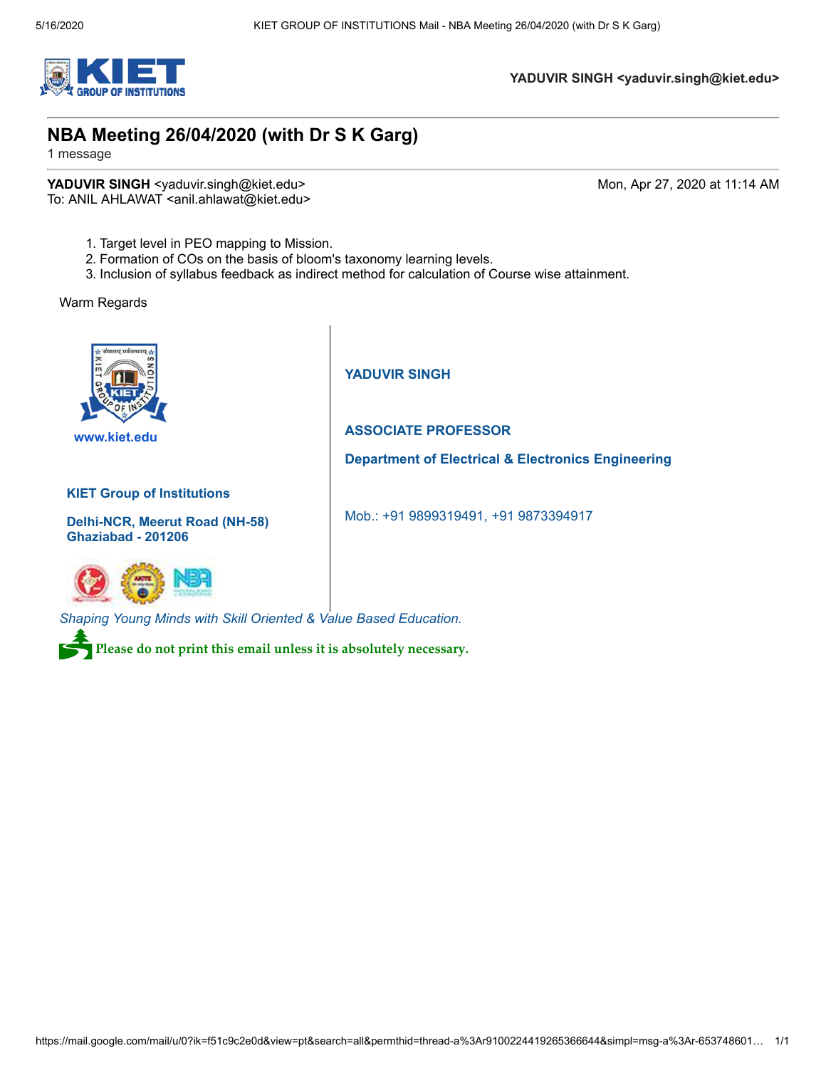**YADUVIR SINGH <yaduvir.singh@kiet.edu>**

# NBA Meeting 26/04/2020 (with Dr S K Garg)

1 message

**YADUVIR SINGH** <yaduvir.singh@kiet.edu> Mon, Apr 27, 2020 at 11:14 AM
To: ANIL AHLAWAT <anil.ahlawat@kiet.edu>

1. Target level in PEO mapping to Mission.
2. Formation of COs on the basis of bloom's taxonomy learning levels.
3. Inclusion of syllabus feedback as indirect method for calculation of Course wise attainment.

Warm Regards

**www.kiet.edu**

**KIET Group of Institutions**

**Delhi-NCR, Meerut Road (NH-58)**
**Ghaziabad - 201206**

**YADUVIR SINGH**

**ASSOCIATE PROFESSOR**

**Department of Electrical & Electronics Engineering**

Mob.: +91 9899319491, +91 9873394917

*Shaping Young Minds with Skill Oriented & Value Based Education.*

**Please do not print this email unless it is absolutely necessary.**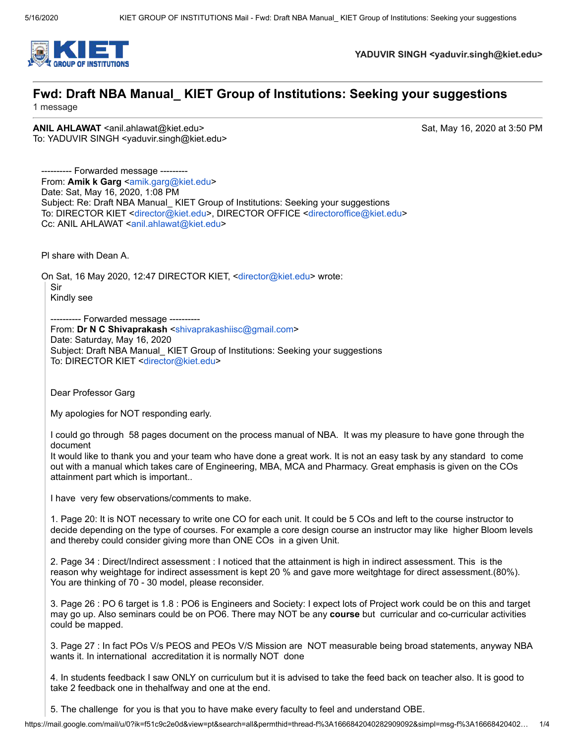YADUVIR SINGH <yaduvir.singh@kiet.edu>

# Fwd: Draft NBA Manual_ KIET Group of Institutions: Seeking your suggestions

1 message

**ANIL AHLAWAT** <anil.ahlawat@kiet.edu> Sat, May 16, 2020 at 3:50 PM
To: YADUVIR SINGH <yaduvir.singh@kiet.edu>

---------- Forwarded message ---------
From: **Amik k Garg** <amik.garg@kiet.edu>
Date: Sat, May 16, 2020, 1:08 PM
Subject: Re: Draft NBA Manual_ KIET Group of Institutions: Seeking your suggestions
To: DIRECTOR KIET <director@kiet.edu>, DIRECTOR OFFICE <directoroffice@kiet.edu>
Cc: ANIL AHLAWAT <anil.ahlawat@kiet.edu>

Pl share with Dean A.

On Sat, 16 May 2020, 12:47 DIRECTOR KIET, <director@kiet.edu> wrote:

> Sir
> Kindly see
>
> ---------- Forwarded message ----------
> From: **Dr N C Shivaprakash** <shivaprakashiisc@gmail.com>
> Date: Saturday, May 16, 2020
> Subject: Draft NBA Manual_ KIET Group of Institutions: Seeking your suggestions
> To: DIRECTOR KIET <director@kiet.edu>
>
> Dear Professor Garg
>
> My apologies for NOT responding early.
>
> I could go through 58 pages document on the process manual of NBA. It was my pleasure to have gone through the document
> It would like to thank you and your team who have done a great work. It is not an easy task by any standard to come out with a manual which takes care of Engineering, MBA, MCA and Pharmacy. Great emphasis is given on the COs attainment part which is important..
>
> I have very few observations/comments to make.
>
> 1. Page 20: It is NOT necessary to write one CO for each unit. It could be 5 COs and left to the course instructor to decide depending on the type of courses. For example a core design course an instructor may like higher Bloom levels and thereby could consider giving more than ONE COs in a given Unit.
>
> 2. Page 34 : Direct/Indirect assessment : I noticed that the attainment is high in indirect assessment. This is the reason why weightage for indirect assessment is kept 20 % and gave more weitghtage for direct assessment.(80%). You are thinking of 70 - 30 model, please reconsider.
>
> 3. Page 26 : PO 6 target is 1.8 : PO6 is Engineers and Society: I expect lots of Project work could be on this and target may go up. Also seminars could be on PO6. There may NOT be any **course** but curricular and co-curricular activities could be mapped.
>
> 3. Page 27 : In fact POs V/s PEOS and PEOs V/S Mission are NOT measurable being broad statements, anyway NBA wants it. In international accreditation it is normally NOT done
>
> 4. In students feedback I saw ONLY on curriculum but it is advised to take the feed back on teacher also. It is good to take 2 feedback one in thehalfway and one at the end.
>
> 5. The challenge for you is that you to have make every faculty to feel and understand OBE.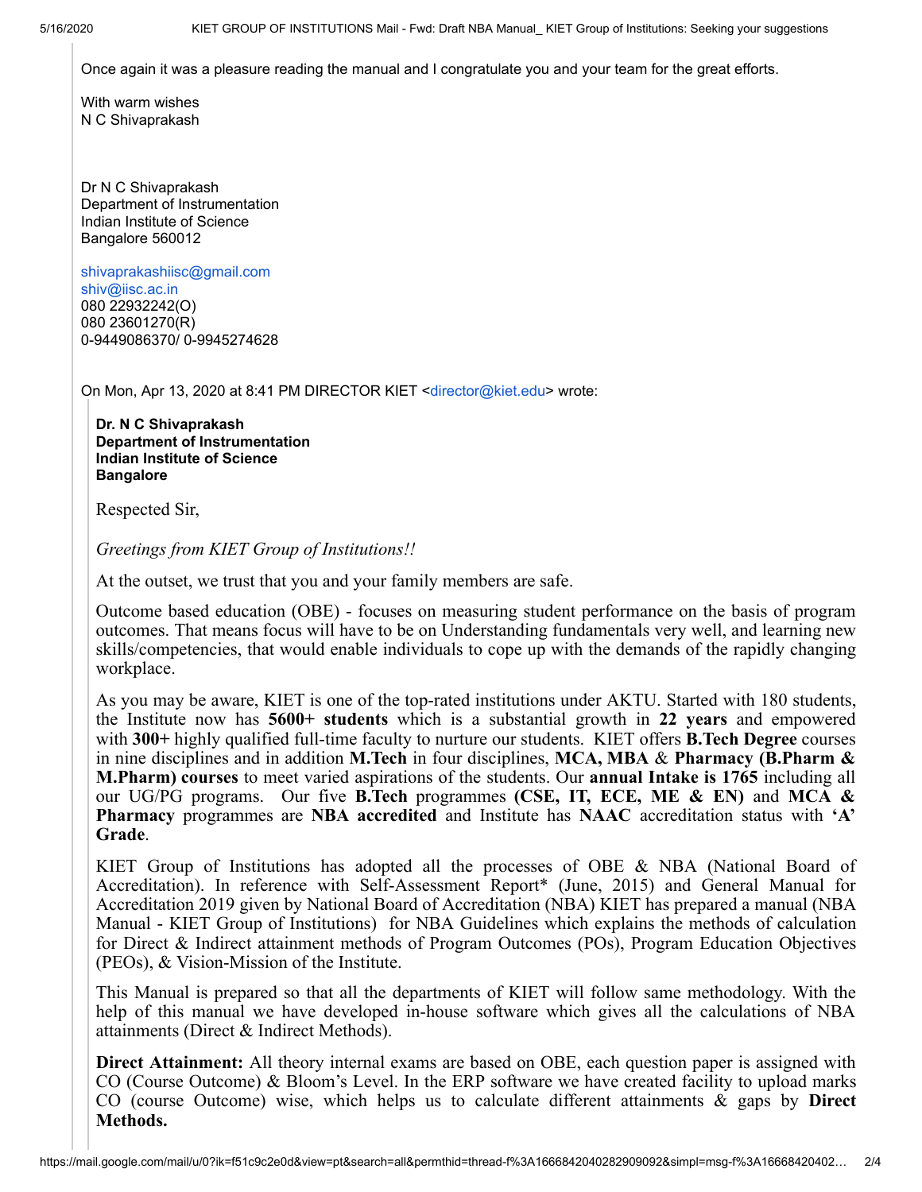Once again it was a pleasure reading the manual and I congratulate you and your team for the great efforts.

With warm wishes
N C Shivaprakash

Dr N C Shivaprakash
Department of Instrumentation
Indian Institute of Science
Bangalore 560012

shivaprakashiisc@gmail.com
shiv@iisc.ac.in
080 22932242(O)
080 23601270(R)
0-9449086370/ 0-9945274628

On Mon, Apr 13, 2020 at 8:41 PM DIRECTOR KIET <director@kiet.edu> wrote:

**Dr. N C Shivaprakash**
**Department of Instrumentation**
**Indian Institute of Science**
**Bangalore**

Respected Sir,

*Greetings from KIET Group of Institutions!!*

At the outset, we trust that you and your family members are safe.

Outcome based education (OBE) - focuses on measuring student performance on the basis of program outcomes. That means focus will have to be on Understanding fundamentals very well, and learning new skills/competencies, that would enable individuals to cope up with the demands of the rapidly changing workplace.

As you may be aware, KIET is one of the top-rated institutions under AKTU. Started with 180 students, the Institute now has **5600+ students** which is a substantial growth in **22 years** and empowered with **300+** highly qualified full-time faculty to nurture our students. KIET offers **B.Tech Degree** courses in nine disciplines and in addition **M.Tech** in four disciplines, **MCA, MBA** & **Pharmacy (B.Pharm & M.Pharm) courses** to meet varied aspirations of the students. Our **annual Intake is 1765** including all our UG/PG programs. Our five **B.Tech** programmes **(CSE, IT, ECE, ME & EN)** and **MCA & Pharmacy** programmes are **NBA accredited** and Institute has **NAAC** accreditation status with **'A' Grade**.

KIET Group of Institutions has adopted all the processes of OBE & NBA (National Board of Accreditation). In reference with Self-Assessment Report* (June, 2015) and General Manual for Accreditation 2019 given by National Board of Accreditation (NBA) KIET has prepared a manual (NBA Manual - KIET Group of Institutions) for NBA Guidelines which explains the methods of calculation for Direct & Indirect attainment methods of Program Outcomes (POs), Program Education Objectives (PEOs), & Vision-Mission of the Institute.

This Manual is prepared so that all the departments of KIET will follow same methodology. With the help of this manual we have developed in-house software which gives all the calculations of NBA attainments (Direct & Indirect Methods).

**Direct Attainment:** All theory internal exams are based on OBE, each question paper is assigned with CO (Course Outcome) & Bloom's Level. In the ERP software we have created facility to upload marks CO (course Outcome) wise, which helps us to calculate different attainments & gaps by **Direct Methods.**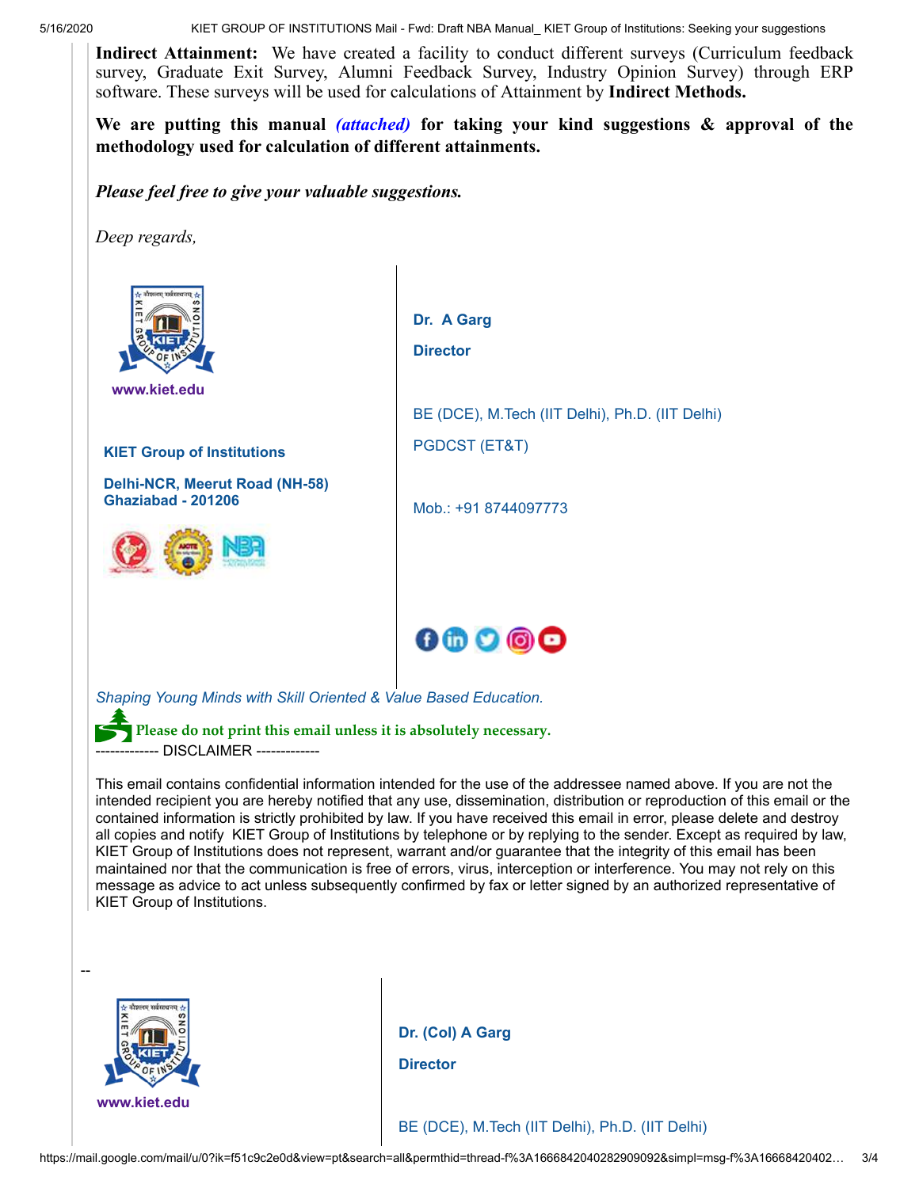**Indirect Attainment:** We have created a facility to conduct different surveys (Curriculum feedback survey, Graduate Exit Survey, Alumni Feedback Survey, Industry Opinion Survey) through ERP software. These surveys will be used for calculations of Attainment by **Indirect Methods.**

**We are putting this manual *(attached)* for taking your kind suggestions & approval of the methodology used for calculation of different attainments.**

***Please feel free to give your valuable suggestions.***

*Deep regards,*

www.kiet.edu

**KIET Group of Institutions**

**Delhi-NCR, Meerut Road (NH-58)**
**Ghaziabad - 201206**

**Dr. A Garg**

**Director**

BE (DCE), M.Tech (IIT Delhi), Ph.D. (IIT Delhi)

PGDCST (ET&T)

Mob.: +91 8744097773

*Shaping Young Minds with Skill Oriented & Value Based Education.*

**Please do not print this email unless it is absolutely necessary.**

------------- DISCLAIMER -------------

This email contains confidential information intended for the use of the addressee named above. If you are not the intended recipient you are hereby notified that any use, dissemination, distribution or reproduction of this email or the contained information is strictly prohibited by law. If you have received this email in error, please delete and destroy all copies and notify KIET Group of Institutions by telephone or by replying to the sender. Except as required by law, KIET Group of Institutions does not represent, warrant and/or guarantee that the integrity of this email has been maintained nor that the communication is free of errors, virus, interception or interference. You may not rely on this message as advice to act unless subsequently confirmed by fax or letter signed by an authorized representative of KIET Group of Institutions.

--

www.kiet.edu

**Dr. (Col) A Garg**

**Director**

BE (DCE), M.Tech (IIT Delhi), Ph.D. (IIT Delhi)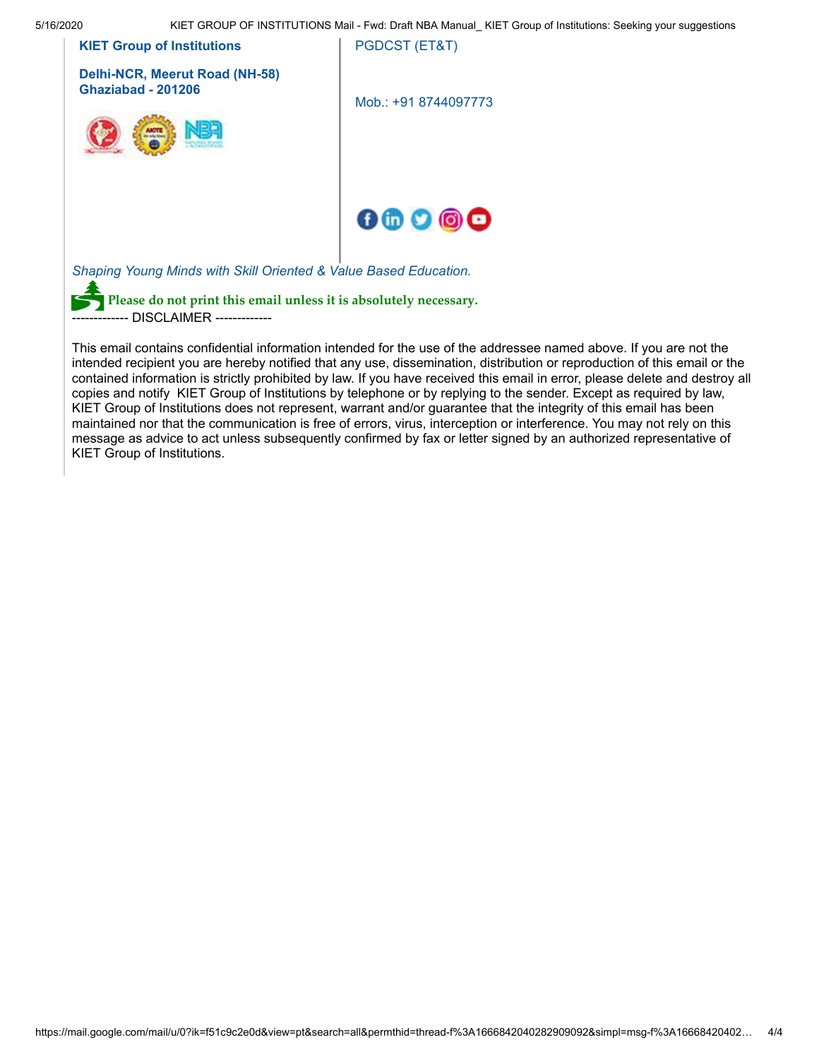**KIET Group of Institutions**

**Delhi-NCR, Meerut Road (NH-58)**
**Ghaziabad - 201206**

PGDCST (ET&T)

Mob.: +91 8744097773

*Shaping Young Minds with Skill Oriented & Value Based Education.*

**Please do not print this email unless it is absolutely necessary.**

------------- DISCLAIMER -------------

This email contains confidential information intended for the use of the addressee named above. If you are not the intended recipient you are hereby notified that any use, dissemination, distribution or reproduction of this email or the contained information is strictly prohibited by law. If you have received this email in error, please delete and destroy all copies and notify KIET Group of Institutions by telephone or by replying to the sender. Except as required by law, KIET Group of Institutions does not represent, warrant and/or guarantee that the integrity of this email has been maintained nor that the communication is free of errors, virus, interception or interference. You may not rely on this message as advice to act unless subsequently confirmed by fax or letter signed by an authorized representative of KIET Group of Institutions.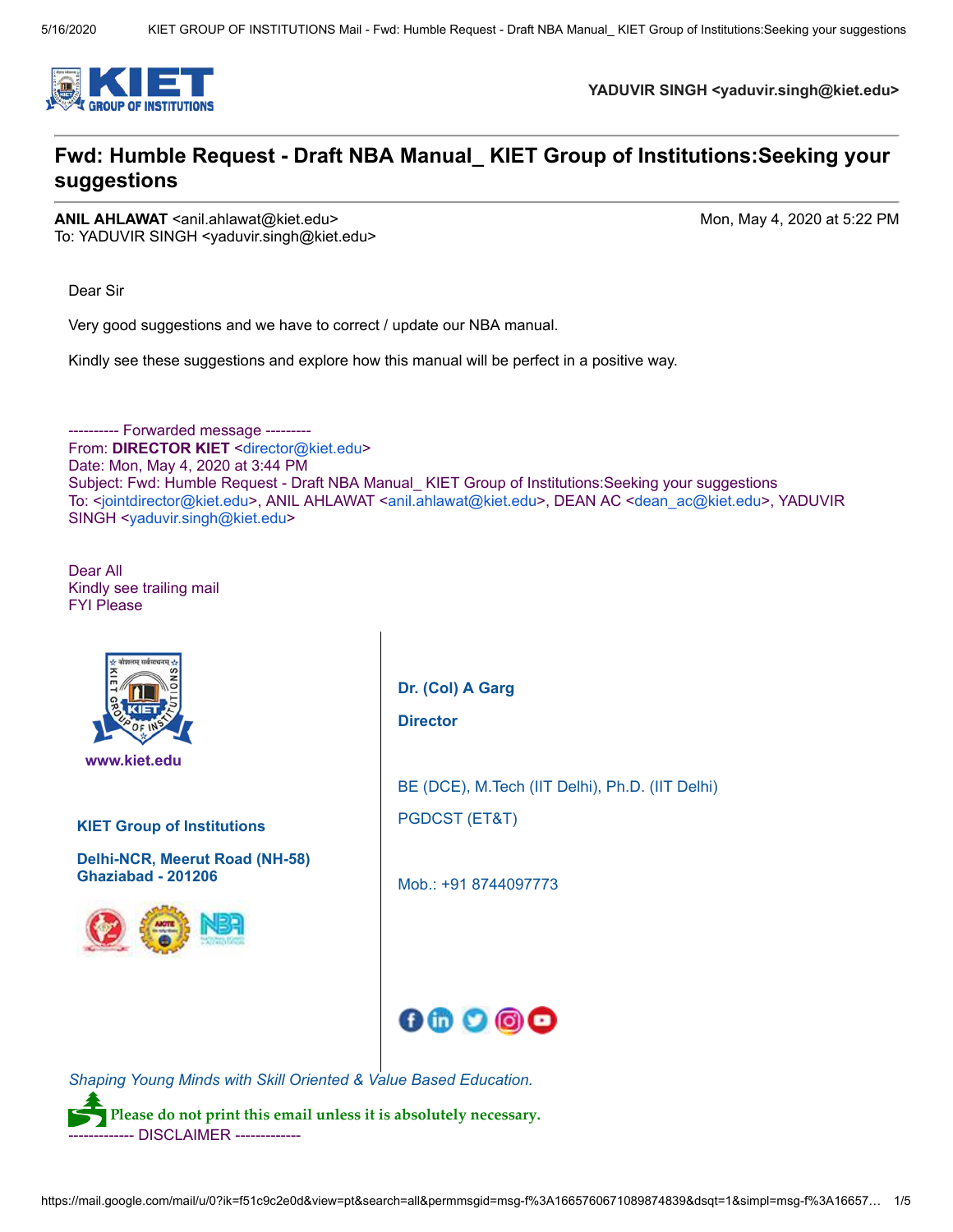YADUVIR SINGH <yaduvir.singh@kiet.edu>

# Fwd: Humble Request - Draft NBA Manual_ KIET Group of Institutions:Seeking your suggestions

**ANIL AHLAWAT** <anil.ahlawat@kiet.edu>
To: YADUVIR SINGH <yaduvir.singh@kiet.edu>

Mon, May 4, 2020 at 5:22 PM

Dear Sir

Very good suggestions and we have to correct / update our NBA manual.

Kindly see these suggestions and explore how this manual will be perfect in a positive way.

---------- Forwarded message ---------
From: **DIRECTOR KIET** <director@kiet.edu>
Date: Mon, May 4, 2020 at 3:44 PM
Subject: Fwd: Humble Request - Draft NBA Manual_ KIET Group of Institutions:Seeking your suggestions
To: <jointdirector@kiet.edu>, ANIL AHLAWAT <anil.ahlawat@kiet.edu>, DEAN AC <dean_ac@kiet.edu>, YADUVIR SINGH <yaduvir.singh@kiet.edu>

Dear All
Kindly see trailing mail
FYI Please

**www.kiet.edu**

**KIET Group of Institutions**

**Delhi-NCR, Meerut Road (NH-58)**
**Ghaziabad - 201206**

**Dr. (Col) A Garg**

**Director**

BE (DCE), M.Tech (IIT Delhi), Ph.D. (IIT Delhi)

PGDCST (ET&T)

Mob.: +91 8744097773

*Shaping Young Minds with Skill Oriented & Value Based Education.*

**Please do not print this email unless it is absolutely necessary.**

------------- DISCLAIMER -------------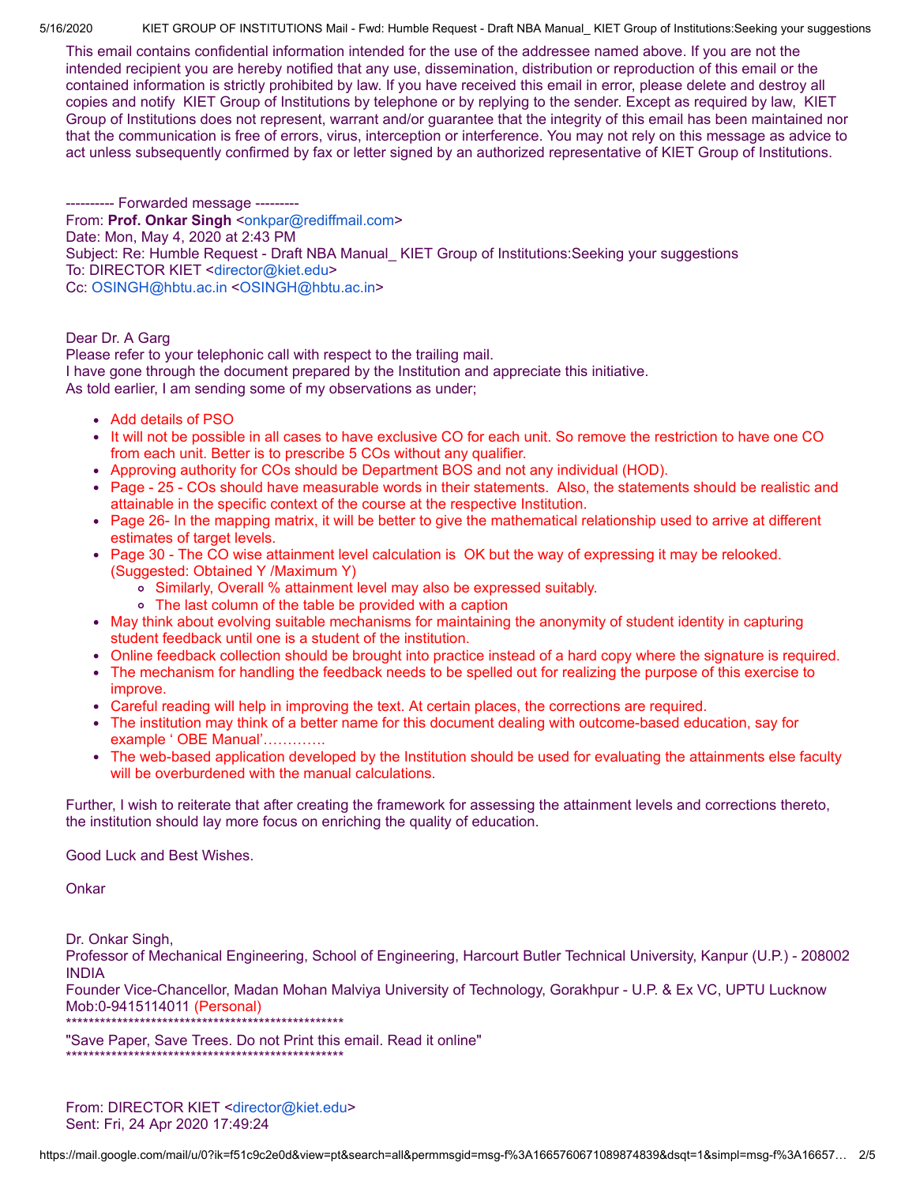This email contains confidential information intended for the use of the addressee named above. If you are not the intended recipient you are hereby notified that any use, dissemination, distribution or reproduction of this email or the contained information is strictly prohibited by law. If you have received this email in error, please delete and destroy all copies and notify KIET Group of Institutions by telephone or by replying to the sender. Except as required by law, KIET Group of Institutions does not represent, warrant and/or guarantee that the integrity of this email has been maintained nor that the communication is free of errors, virus, interception or interference. You may not rely on this message as advice to act unless subsequently confirmed by fax or letter signed by an authorized representative of KIET Group of Institutions.

---------- Forwarded message ---------
From: **Prof. Onkar Singh** <onkpar@rediffmail.com>
Date: Mon, May 4, 2020 at 2:43 PM
Subject: Re: Humble Request - Draft NBA Manual_ KIET Group of Institutions:Seeking your suggestions
To: DIRECTOR KIET <director@kiet.edu>
Cc: OSINGH@hbtu.ac.in <OSINGH@hbtu.ac.in>

Dear Dr. A Garg
Please refer to your telephonic call with respect to the trailing mail.
I have gone through the document prepared by the Institution and appreciate this initiative.
As told earlier, I am sending some of my observations as under;

- Add details of PSO
- It will not be possible in all cases to have exclusive CO for each unit. So remove the restriction to have one CO from each unit. Better is to prescribe 5 COs without any qualifier.
- Approving authority for COs should be Department BOS and not any individual (HOD).
- Page - 25 - COs should have measurable words in their statements. Also, the statements should be realistic and attainable in the specific context of the course at the respective Institution.
- Page 26- In the mapping matrix, it will be better to give the mathematical relationship used to arrive at different estimates of target levels.
- Page 30 - The CO wise attainment level calculation is OK but the way of expressing it may be relooked. (Suggested: Obtained Y /Maximum Y)
  - Similarly, Overall % attainment level may also be expressed suitably.
  - The last column of the table be provided with a caption
- May think about evolving suitable mechanisms for maintaining the anonymity of student identity in capturing student feedback until one is a student of the institution.
- Online feedback collection should be brought into practice instead of a hard copy where the signature is required.
- The mechanism for handling the feedback needs to be spelled out for realizing the purpose of this exercise to improve.
- Careful reading will help in improving the text. At certain places, the corrections are required.
- The institution may think of a better name for this document dealing with outcome-based education, say for example ' OBE Manual'………….
- The web-based application developed by the Institution should be used for evaluating the attainments else faculty will be overburdened with the manual calculations.

Further, I wish to reiterate that after creating the framework for assessing the attainment levels and corrections thereto, the institution should lay more focus on enriching the quality of education.

Good Luck and Best Wishes.

Onkar

Dr. Onkar Singh,
Professor of Mechanical Engineering, School of Engineering, Harcourt Butler Technical University, Kanpur (U.P.) - 208002 INDIA
Founder Vice-Chancellor, Madan Mohan Malviya University of Technology, Gorakhpur - U.P. & Ex VC, UPTU Lucknow
Mob:0-9415114011 (Personal)
**************************************************
"Save Paper, Save Trees. Do not Print this email. Read it online"
**************************************************

From: DIRECTOR KIET <director@kiet.edu>
Sent: Fri, 24 Apr 2020 17:49:24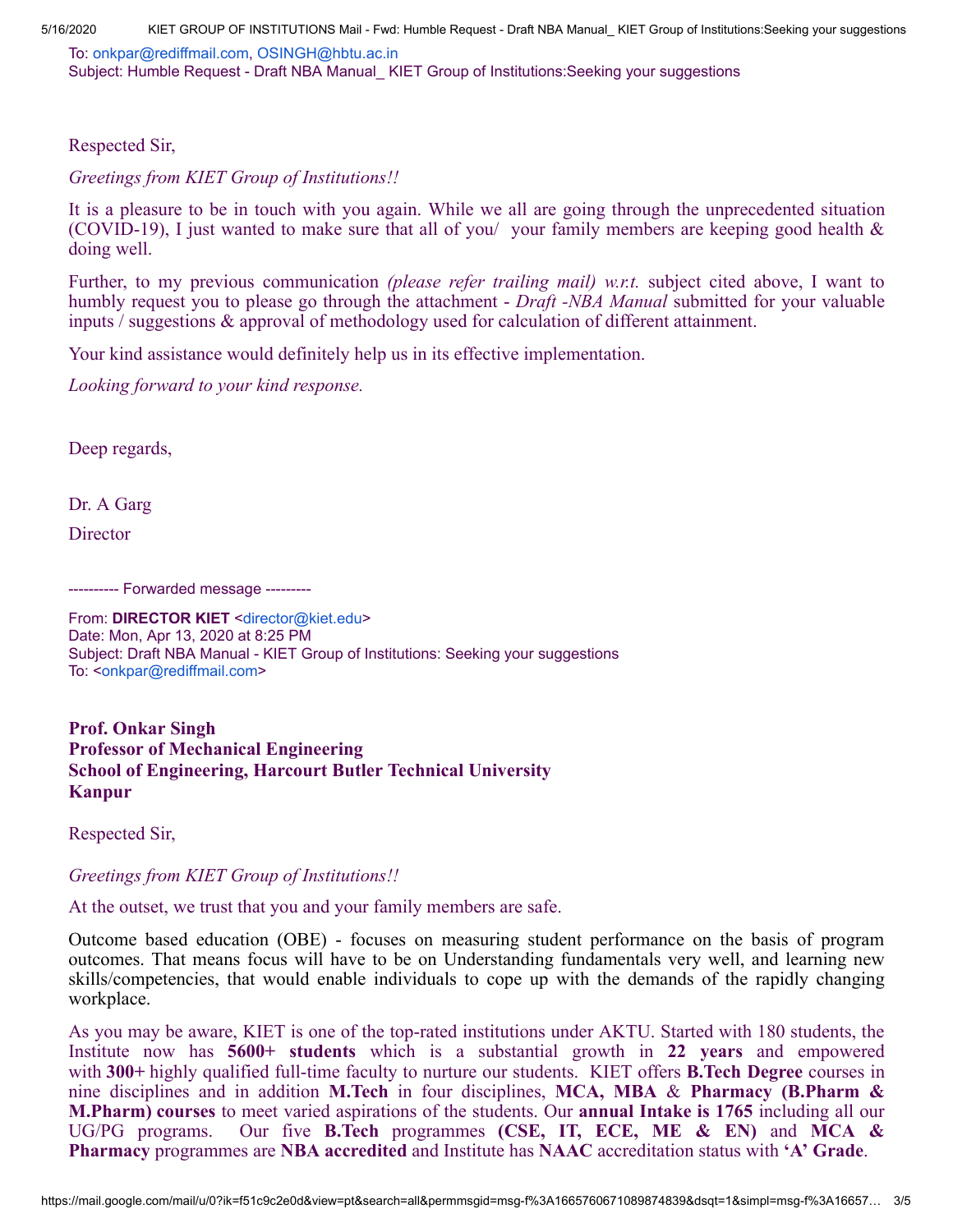To: onkpar@rediffmail.com, OSINGH@hbtu.ac.in
Subject: Humble Request - Draft NBA Manual_ KIET Group of Institutions:Seeking your suggestions

Respected Sir,

*Greetings from KIET Group of Institutions!!*

It is a pleasure to be in touch with you again. While we all are going through the unprecedented situation (COVID-19), I just wanted to make sure that all of you/ your family members are keeping good health & doing well.

Further, to my previous communication *(please refer trailing mail) w.r.t.* subject cited above, I want to humbly request you to please go through the attachment - *Draft -NBA Manual* submitted for your valuable inputs / suggestions & approval of methodology used for calculation of different attainment.

Your kind assistance would definitely help us in its effective implementation.

*Looking forward to your kind response.*

Deep regards,

Dr. A Garg

Director

---------- Forwarded message ---------

From: **DIRECTOR KIET** <director@kiet.edu>
Date: Mon, Apr 13, 2020 at 8:25 PM
Subject: Draft NBA Manual - KIET Group of Institutions: Seeking your suggestions
To: <onkpar@rediffmail.com>

**Prof. Onkar Singh**
**Professor of Mechanical Engineering**
**School of Engineering, Harcourt Butler Technical University**
**Kanpur**

Respected Sir,

*Greetings from KIET Group of Institutions!!*

At the outset, we trust that you and your family members are safe.

Outcome based education (OBE) - focuses on measuring student performance on the basis of program outcomes. That means focus will have to be on Understanding fundamentals very well, and learning new skills/competencies, that would enable individuals to cope up with the demands of the rapidly changing workplace.

As you may be aware, KIET is one of the top-rated institutions under AKTU. Started with 180 students, the Institute now has **5600+ students** which is a substantial growth in **22 years** and empowered with **300+** highly qualified full-time faculty to nurture our students. KIET offers **B.Tech Degree** courses in nine disciplines and in addition **M.Tech** in four disciplines, **MCA, MBA** & **Pharmacy (B.Pharm & M.Pharm) courses** to meet varied aspirations of the students. Our **annual Intake is 1765** including all our UG/PG programs. Our five **B.Tech** programmes **(CSE, IT, ECE, ME & EN)** and **MCA & Pharmacy** programmes are **NBA accredited** and Institute has **NAAC** accreditation status with **'A' Grade**.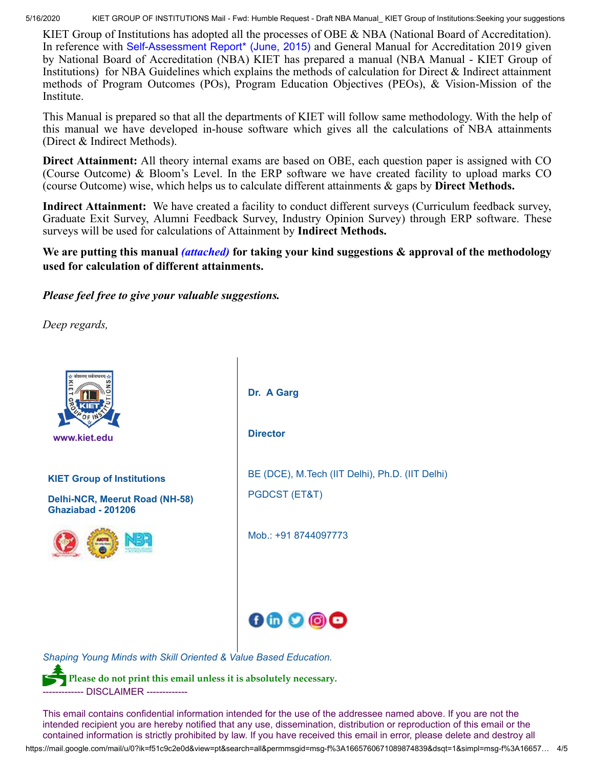KIET Group of Institutions has adopted all the processes of OBE & NBA (National Board of Accreditation). In reference with Self-Assessment Report* (June, 2015) and General Manual for Accreditation 2019 given by National Board of Accreditation (NBA) KIET has prepared a manual (NBA Manual - KIET Group of Institutions) for NBA Guidelines which explains the methods of calculation for Direct & Indirect attainment methods of Program Outcomes (POs), Program Education Objectives (PEOs), & Vision-Mission of the Institute.

This Manual is prepared so that all the departments of KIET will follow same methodology. With the help of this manual we have developed in-house software which gives all the calculations of NBA attainments (Direct & Indirect Methods).

**Direct Attainment:** All theory internal exams are based on OBE, each question paper is assigned with CO (Course Outcome) & Bloom's Level. In the ERP software we have created facility to upload marks CO (course Outcome) wise, which helps us to calculate different attainments & gaps by **Direct Methods.**

**Indirect Attainment:** We have created a facility to conduct different surveys (Curriculum feedback survey, Graduate Exit Survey, Alumni Feedback Survey, Industry Opinion Survey) through ERP software. These surveys will be used for calculations of Attainment by **Indirect Methods.**

**We are putting this manual *(attached)* for taking your kind suggestions & approval of the methodology used for calculation of different attainments.**

***Please feel free to give your valuable suggestions.***

*Deep regards,*

www.kiet.edu

**KIET Group of Institutions**

**Delhi-NCR, Meerut Road (NH-58)**
**Ghaziabad - 201206**

**Dr. A Garg**

**Director**

BE (DCE), M.Tech (IIT Delhi), Ph.D. (IIT Delhi)

PGDCST (ET&T)

Mob.: +91 8744097773

*Shaping Young Minds with Skill Oriented & Value Based Education.*

**Please do not print this email unless it is absolutely necessary.**

------------- DISCLAIMER -------------

This email contains confidential information intended for the use of the addressee named above. If you are not the intended recipient you are hereby notified that any use, dissemination, distribution or reproduction of this email or the contained information is strictly prohibited by law. If you have received this email in error, please delete and destroy all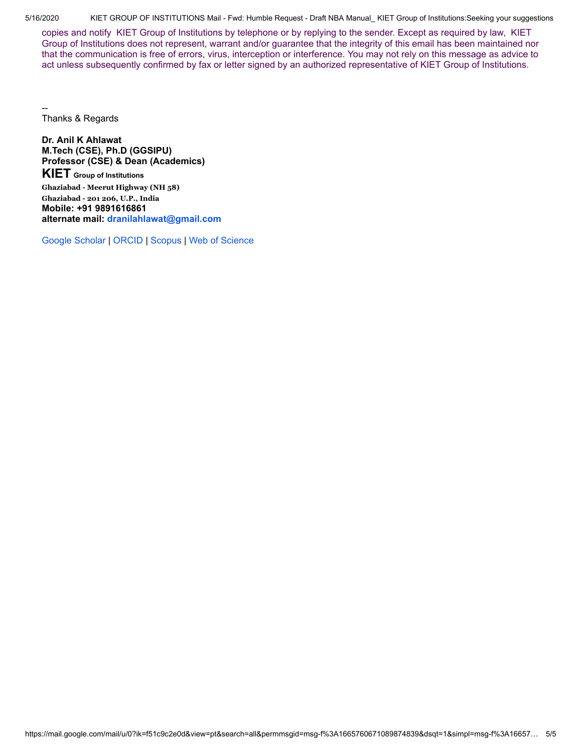copies and notify KIET Group of Institutions by telephone or by replying to the sender. Except as required by law, KIET Group of Institutions does not represent, warrant and/or guarantee that the integrity of this email has been maintained nor that the communication is free of errors, virus, interception or interference. You may not rely on this message as advice to act unless subsequently confirmed by fax or letter signed by an authorized representative of KIET Group of Institutions.

--
Thanks & Regards

**Dr. Anil K Ahlawat**
**M.Tech (CSE), Ph.D (GGSIPU)**
**Professor (CSE) & Dean (Academics)**
**KIET Group of Institutions**
**Ghaziabad - Meerut Highway (NH 58)**
**Ghaziabad - 201 206, U.P., India**
**Mobile: +91 9891616861**
**alternate mail: dranilahlawat@gmail.com**

Google Scholar | ORCID | Scopus | Web of Science